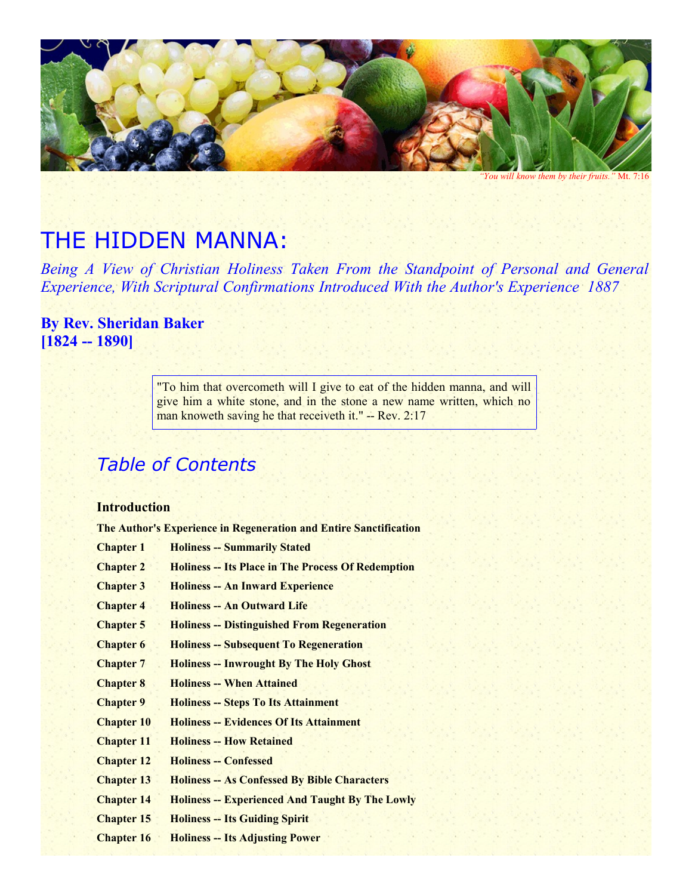*"You will know them by their fruits."* Mt. 7:16

# THE HIDDEN MANNA:

*Being A View of Christian Holiness Taken From the Standpoint of Personal and General Experience, With Scriptural Confirmations Introduced With the Author's Experience 1887*

**By Rev. Sheridan Baker**
**[1824 -- 1890]**

> "To him that overcometh will I give to eat of the hidden manna, and will give him a white stone, and in the stone a new name written, which no man knoweth saving he that receiveth it." -- Rev. 2:17

## *Table of Contents*

**Introduction**

**The Author's Experience in Regeneration and Entire Sanctification**

| | |
|---|---|
| **Chapter 1** | **Holiness -- Summarily Stated** |
| **Chapter 2** | **Holiness -- Its Place in The Process Of Redemption** |
| **Chapter 3** | **Holiness -- An Inward Experience** |
| **Chapter 4** | **Holiness -- An Outward Life** |
| **Chapter 5** | **Holiness -- Distinguished From Regeneration** |
| **Chapter 6** | **Holiness -- Subsequent To Regeneration** |
| **Chapter 7** | **Holiness -- Inwrought By The Holy Ghost** |
| **Chapter 8** | **Holiness -- When Attained** |
| **Chapter 9** | **Holiness -- Steps To Its Attainment** |
| **Chapter 10** | **Holiness -- Evidences Of Its Attainment** |
| **Chapter 11** | **Holiness -- How Retained** |
| **Chapter 12** | **Holiness -- Confessed** |
| **Chapter 13** | **Holiness -- As Confessed By Bible Characters** |
| **Chapter 14** | **Holiness -- Experienced And Taught By The Lowly** |
| **Chapter 15** | **Holiness -- Its Guiding Spirit** |
| **Chapter 16** | **Holiness -- Its Adjusting Power** |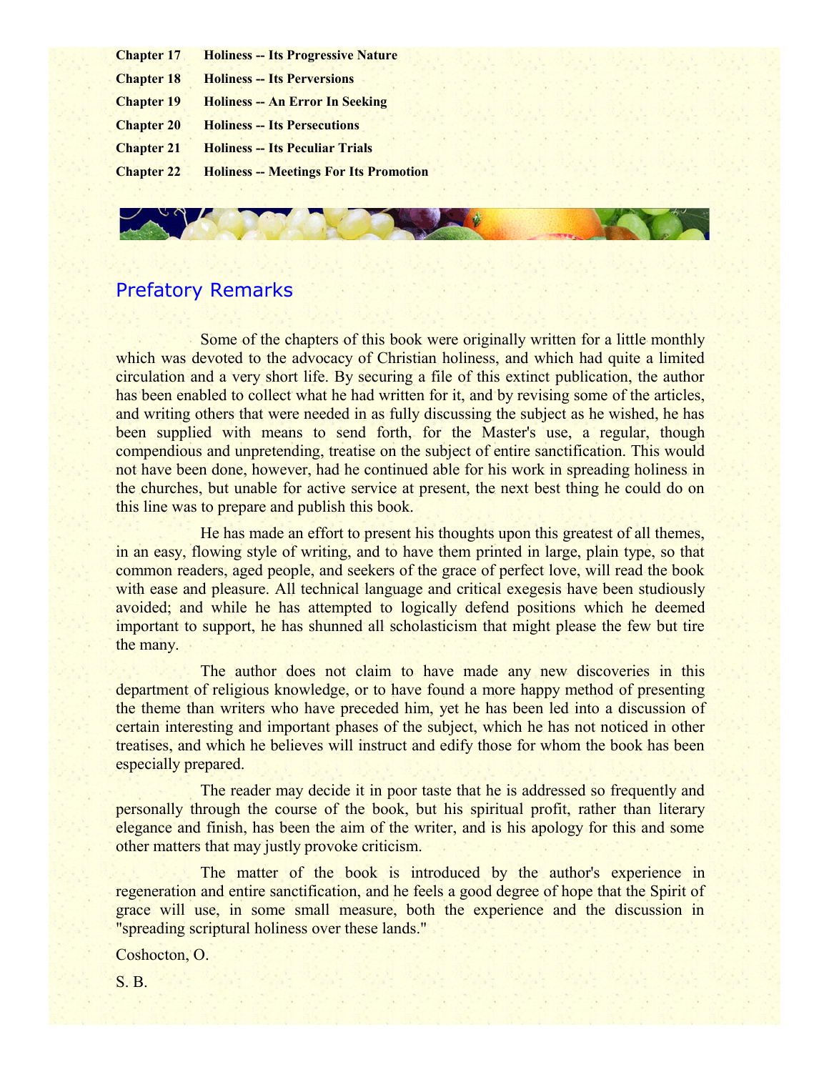| | |
|---|---|
| **Chapter 17** | **Holiness -- Its Progressive Nature** |
| **Chapter 18** | **Holiness -- Its Perversions** |
| **Chapter 19** | **Holiness -- An Error In Seeking** |
| **Chapter 20** | **Holiness -- Its Persecutions** |
| **Chapter 21** | **Holiness -- Its Peculiar Trials** |
| **Chapter 22** | **Holiness -- Meetings For Its Promotion** |

## Prefatory Remarks

Some of the chapters of this book were originally written for a little monthly which was devoted to the advocacy of Christian holiness, and which had quite a limited circulation and a very short life. By securing a file of this extinct publication, the author has been enabled to collect what he had written for it, and by revising some of the articles, and writing others that were needed in as fully discussing the subject as he wished, he has been supplied with means to send forth, for the Master's use, a regular, though compendious and unpretending, treatise on the subject of entire sanctification. This would not have been done, however, had he continued able for his work in spreading holiness in the churches, but unable for active service at present, the next best thing he could do on this line was to prepare and publish this book.

He has made an effort to present his thoughts upon this greatest of all themes, in an easy, flowing style of writing, and to have them printed in large, plain type, so that common readers, aged people, and seekers of the grace of perfect love, will read the book with ease and pleasure. All technical language and critical exegesis have been studiously avoided; and while he has attempted to logically defend positions which he deemed important to support, he has shunned all scholasticism that might please the few but tire the many.

The author does not claim to have made any new discoveries in this department of religious knowledge, or to have found a more happy method of presenting the theme than writers who have preceded him, yet he has been led into a discussion of certain interesting and important phases of the subject, which he has not noticed in other treatises, and which he believes will instruct and edify those for whom the book has been especially prepared.

The reader may decide it in poor taste that he is addressed so frequently and personally through the course of the book, but his spiritual profit, rather than literary elegance and finish, has been the aim of the writer, and is his apology for this and some other matters that may justly provoke criticism.

The matter of the book is introduced by the author's experience in regeneration and entire sanctification, and he feels a good degree of hope that the Spirit of grace will use, in some small measure, both the experience and the discussion in "spreading scriptural holiness over these lands."

Coshocton, O.

S. B.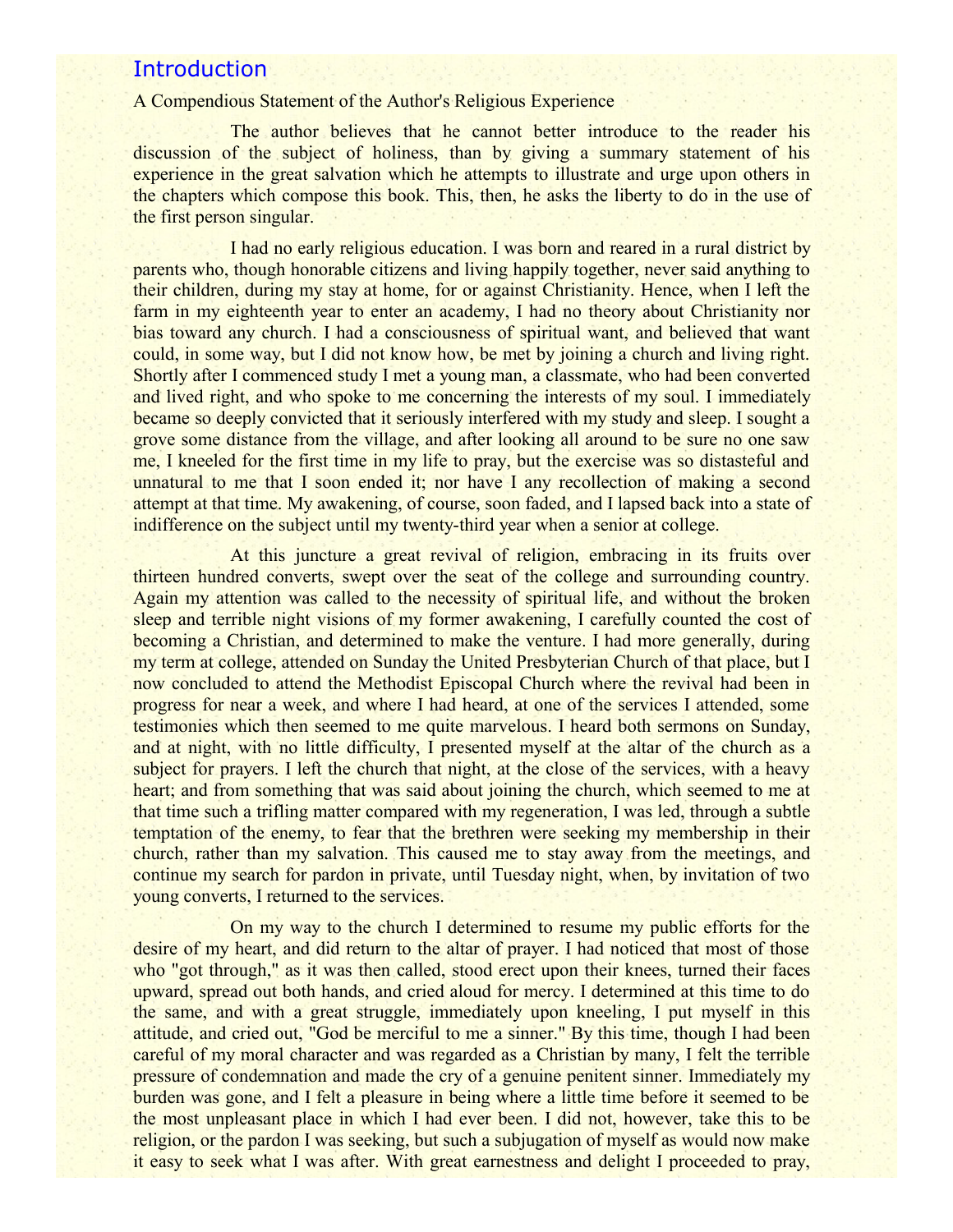## Introduction

A Compendious Statement of the Author's Religious Experience

The author believes that he cannot better introduce to the reader his discussion of the subject of holiness, than by giving a summary statement of his experience in the great salvation which he attempts to illustrate and urge upon others in the chapters which compose this book. This, then, he asks the liberty to do in the use of the first person singular.

I had no early religious education. I was born and reared in a rural district by parents who, though honorable citizens and living happily together, never said anything to their children, during my stay at home, for or against Christianity. Hence, when I left the farm in my eighteenth year to enter an academy, I had no theory about Christianity nor bias toward any church. I had a consciousness of spiritual want, and believed that want could, in some way, but I did not know how, be met by joining a church and living right. Shortly after I commenced study I met a young man, a classmate, who had been converted and lived right, and who spoke to me concerning the interests of my soul. I immediately became so deeply convicted that it seriously interfered with my study and sleep. I sought a grove some distance from the village, and after looking all around to be sure no one saw me, I kneeled for the first time in my life to pray, but the exercise was so distasteful and unnatural to me that I soon ended it; nor have I any recollection of making a second attempt at that time. My awakening, of course, soon faded, and I lapsed back into a state of indifference on the subject until my twenty-third year when a senior at college.

At this juncture a great revival of religion, embracing in its fruits over thirteen hundred converts, swept over the seat of the college and surrounding country. Again my attention was called to the necessity of spiritual life, and without the broken sleep and terrible night visions of my former awakening, I carefully counted the cost of becoming a Christian, and determined to make the venture. I had more generally, during my term at college, attended on Sunday the United Presbyterian Church of that place, but I now concluded to attend the Methodist Episcopal Church where the revival had been in progress for near a week, and where I had heard, at one of the services I attended, some testimonies which then seemed to me quite marvelous. I heard both sermons on Sunday, and at night, with no little difficulty, I presented myself at the altar of the church as a subject for prayers. I left the church that night, at the close of the services, with a heavy heart; and from something that was said about joining the church, which seemed to me at that time such a trifling matter compared with my regeneration, I was led, through a subtle temptation of the enemy, to fear that the brethren were seeking my membership in their church, rather than my salvation. This caused me to stay away from the meetings, and continue my search for pardon in private, until Tuesday night, when, by invitation of two young converts, I returned to the services.

On my way to the church I determined to resume my public efforts for the desire of my heart, and did return to the altar of prayer. I had noticed that most of those who "got through," as it was then called, stood erect upon their knees, turned their faces upward, spread out both hands, and cried aloud for mercy. I determined at this time to do the same, and with a great struggle, immediately upon kneeling, I put myself in this attitude, and cried out, "God be merciful to me a sinner." By this time, though I had been careful of my moral character and was regarded as a Christian by many, I felt the terrible pressure of condemnation and made the cry of a genuine penitent sinner. Immediately my burden was gone, and I felt a pleasure in being where a little time before it seemed to be the most unpleasant place in which I had ever been. I did not, however, take this to be religion, or the pardon I was seeking, but such a subjugation of myself as would now make it easy to seek what I was after. With great earnestness and delight I proceeded to pray,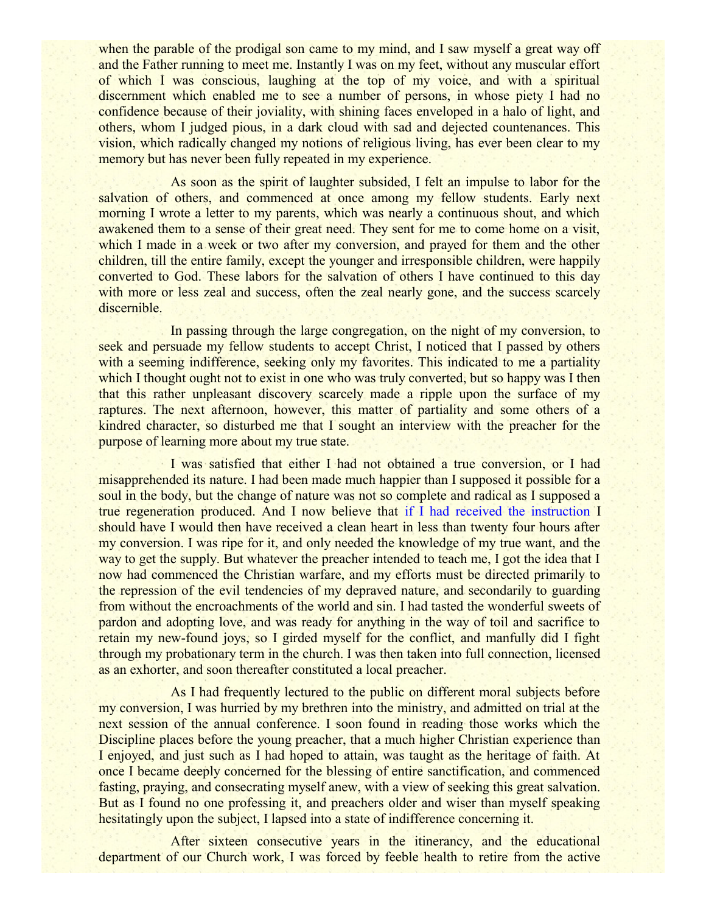when the parable of the prodigal son came to my mind, and I saw myself a great way off and the Father running to meet me. Instantly I was on my feet, without any muscular effort of which I was conscious, laughing at the top of my voice, and with a spiritual discernment which enabled me to see a number of persons, in whose piety I had no confidence because of their joviality, with shining faces enveloped in a halo of light, and others, whom I judged pious, in a dark cloud with sad and dejected countenances. This vision, which radically changed my notions of religious living, has ever been clear to my memory but has never been fully repeated in my experience.

As soon as the spirit of laughter subsided, I felt an impulse to labor for the salvation of others, and commenced at once among my fellow students. Early next morning I wrote a letter to my parents, which was nearly a continuous shout, and which awakened them to a sense of their great need. They sent for me to come home on a visit, which I made in a week or two after my conversion, and prayed for them and the other children, till the entire family, except the younger and irresponsible children, were happily converted to God. These labors for the salvation of others I have continued to this day with more or less zeal and success, often the zeal nearly gone, and the success scarcely discernible.

In passing through the large congregation, on the night of my conversion, to seek and persuade my fellow students to accept Christ, I noticed that I passed by others with a seeming indifference, seeking only my favorites. This indicated to me a partiality which I thought ought not to exist in one who was truly converted, but so happy was I then that this rather unpleasant discovery scarcely made a ripple upon the surface of my raptures. The next afternoon, however, this matter of partiality and some others of a kindred character, so disturbed me that I sought an interview with the preacher for the purpose of learning more about my true state.

I was satisfied that either I had not obtained a true conversion, or I had misapprehended its nature. I had been made much happier than I supposed it possible for a soul in the body, but the change of nature was not so complete and radical as I supposed a true regeneration produced. And I now believe that if I had received the instruction I should have I would then have received a clean heart in less than twenty four hours after my conversion. I was ripe for it, and only needed the knowledge of my true want, and the way to get the supply. But whatever the preacher intended to teach me, I got the idea that I now had commenced the Christian warfare, and my efforts must be directed primarily to the repression of the evil tendencies of my depraved nature, and secondarily to guarding from without the encroachments of the world and sin. I had tasted the wonderful sweets of pardon and adopting love, and was ready for anything in the way of toil and sacrifice to retain my new-found joys, so I girded myself for the conflict, and manfully did I fight through my probationary term in the church. I was then taken into full connection, licensed as an exhorter, and soon thereafter constituted a local preacher.

As I had frequently lectured to the public on different moral subjects before my conversion, I was hurried by my brethren into the ministry, and admitted on trial at the next session of the annual conference. I soon found in reading those works which the Discipline places before the young preacher, that a much higher Christian experience than I enjoyed, and just such as I had hoped to attain, was taught as the heritage of faith. At once I became deeply concerned for the blessing of entire sanctification, and commenced fasting, praying, and consecrating myself anew, with a view of seeking this great salvation. But as I found no one professing it, and preachers older and wiser than myself speaking hesitatingly upon the subject, I lapsed into a state of indifference concerning it.

After sixteen consecutive years in the itinerancy, and the educational department of our Church work, I was forced by feeble health to retire from the active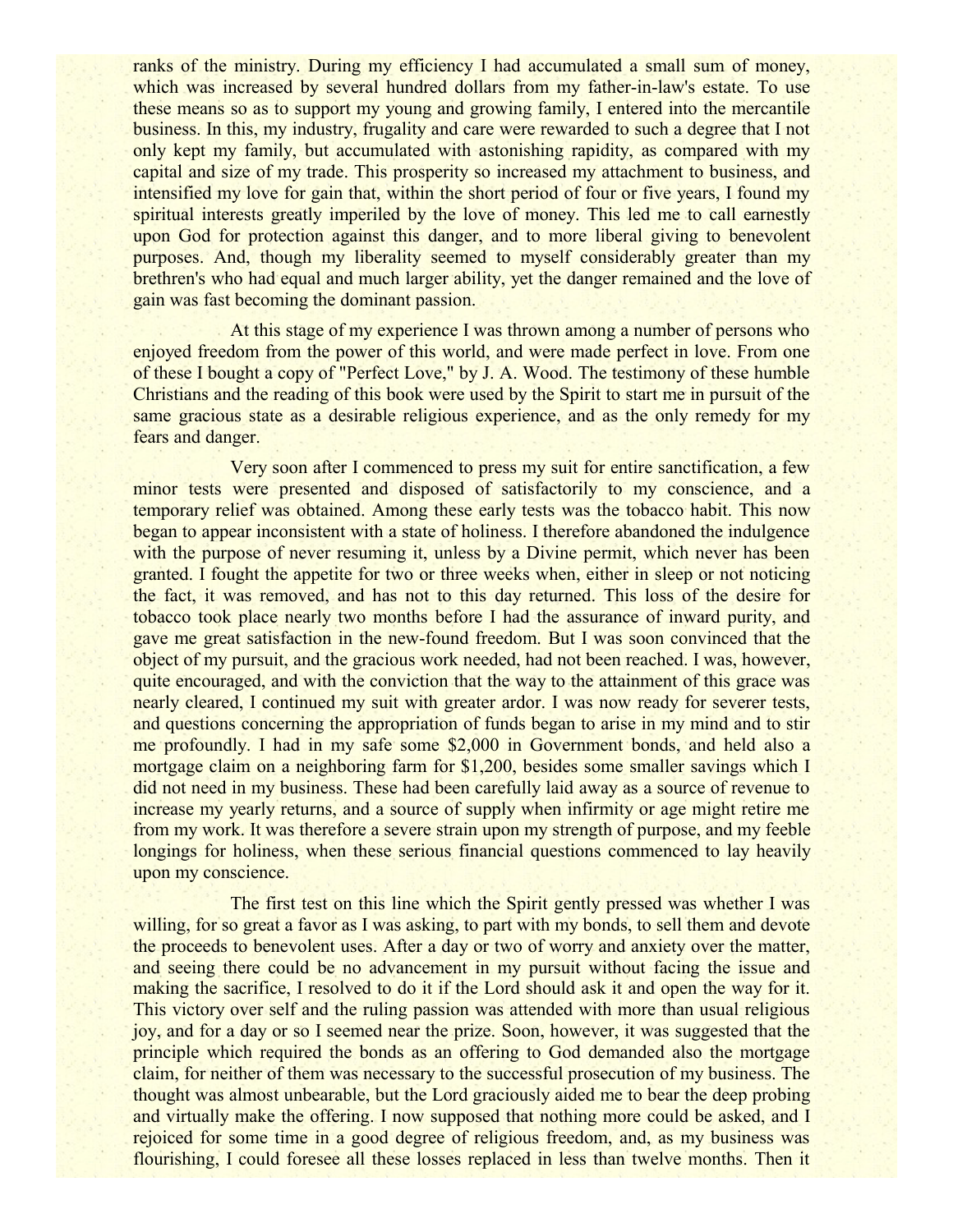ranks of the ministry. During my efficiency I had accumulated a small sum of money, which was increased by several hundred dollars from my father-in-law's estate. To use these means so as to support my young and growing family, I entered into the mercantile business. In this, my industry, frugality and care were rewarded to such a degree that I not only kept my family, but accumulated with astonishing rapidity, as compared with my capital and size of my trade. This prosperity so increased my attachment to business, and intensified my love for gain that, within the short period of four or five years, I found my spiritual interests greatly imperiled by the love of money. This led me to call earnestly upon God for protection against this danger, and to more liberal giving to benevolent purposes. And, though my liberality seemed to myself considerably greater than my brethren's who had equal and much larger ability, yet the danger remained and the love of gain was fast becoming the dominant passion.

At this stage of my experience I was thrown among a number of persons who enjoyed freedom from the power of this world, and were made perfect in love. From one of these I bought a copy of "Perfect Love," by J. A. Wood. The testimony of these humble Christians and the reading of this book were used by the Spirit to start me in pursuit of the same gracious state as a desirable religious experience, and as the only remedy for my fears and danger.

Very soon after I commenced to press my suit for entire sanctification, a few minor tests were presented and disposed of satisfactorily to my conscience, and a temporary relief was obtained. Among these early tests was the tobacco habit. This now began to appear inconsistent with a state of holiness. I therefore abandoned the indulgence with the purpose of never resuming it, unless by a Divine permit, which never has been granted. I fought the appetite for two or three weeks when, either in sleep or not noticing the fact, it was removed, and has not to this day returned. This loss of the desire for tobacco took place nearly two months before I had the assurance of inward purity, and gave me great satisfaction in the new-found freedom. But I was soon convinced that the object of my pursuit, and the gracious work needed, had not been reached. I was, however, quite encouraged, and with the conviction that the way to the attainment of this grace was nearly cleared, I continued my suit with greater ardor. I was now ready for severer tests, and questions concerning the appropriation of funds began to arise in my mind and to stir me profoundly. I had in my safe some $2,000 in Government bonds, and held also a mortgage claim on a neighboring farm for $1,200, besides some smaller savings which I did not need in my business. These had been carefully laid away as a source of revenue to increase my yearly returns, and a source of supply when infirmity or age might retire me from my work. It was therefore a severe strain upon my strength of purpose, and my feeble longings for holiness, when these serious financial questions commenced to lay heavily upon my conscience.

The first test on this line which the Spirit gently pressed was whether I was willing, for so great a favor as I was asking, to part with my bonds, to sell them and devote the proceeds to benevolent uses. After a day or two of worry and anxiety over the matter, and seeing there could be no advancement in my pursuit without facing the issue and making the sacrifice, I resolved to do it if the Lord should ask it and open the way for it. This victory over self and the ruling passion was attended with more than usual religious joy, and for a day or so I seemed near the prize. Soon, however, it was suggested that the principle which required the bonds as an offering to God demanded also the mortgage claim, for neither of them was necessary to the successful prosecution of my business. The thought was almost unbearable, but the Lord graciously aided me to bear the deep probing and virtually make the offering. I now supposed that nothing more could be asked, and I rejoiced for some time in a good degree of religious freedom, and, as my business was flourishing, I could foresee all these losses replaced in less than twelve months. Then it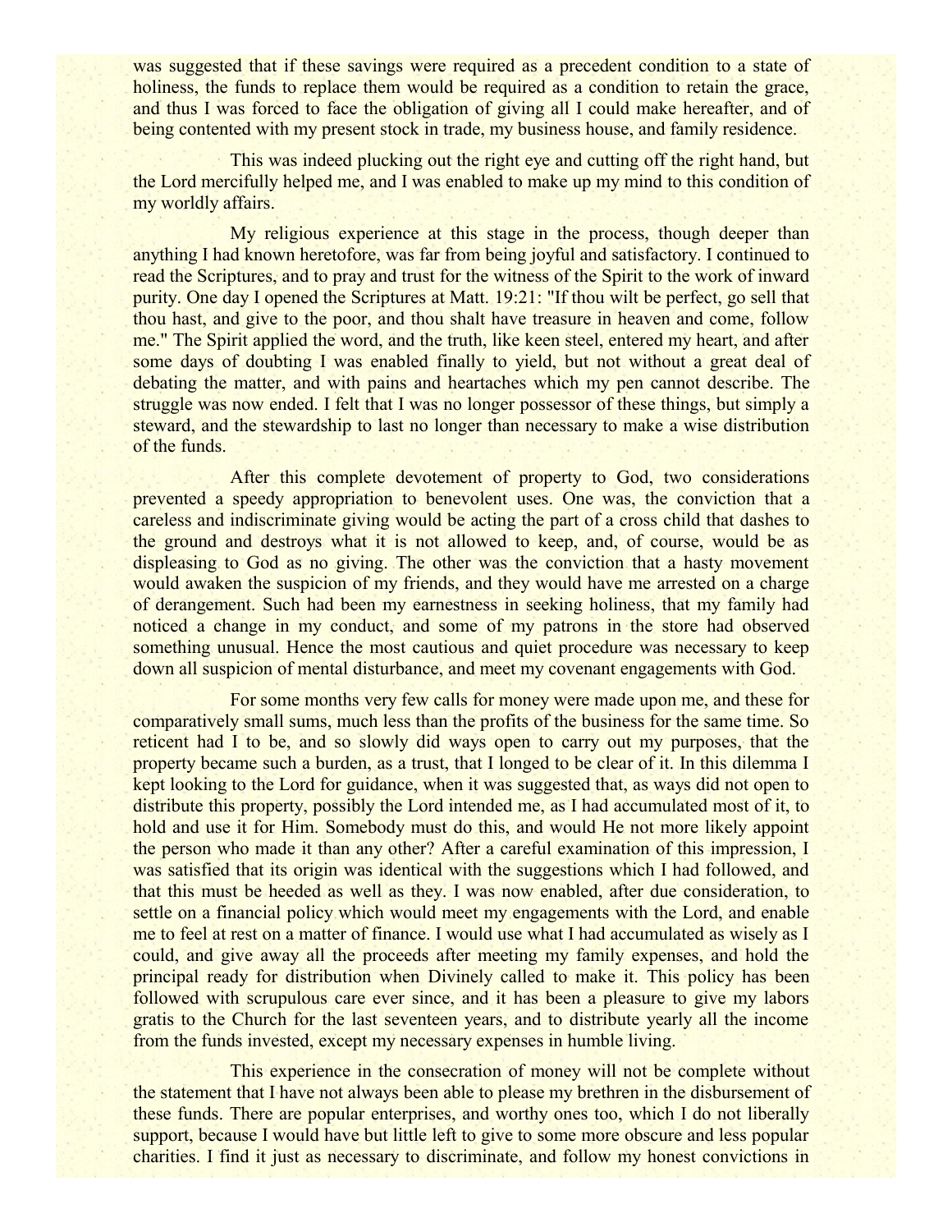was suggested that if these savings were required as a precedent condition to a state of holiness, the funds to replace them would be required as a condition to retain the grace, and thus I was forced to face the obligation of giving all I could make hereafter, and of being contented with my present stock in trade, my business house, and family residence.

This was indeed plucking out the right eye and cutting off the right hand, but the Lord mercifully helped me, and I was enabled to make up my mind to this condition of my worldly affairs.

My religious experience at this stage in the process, though deeper than anything I had known heretofore, was far from being joyful and satisfactory. I continued to read the Scriptures, and to pray and trust for the witness of the Spirit to the work of inward purity. One day I opened the Scriptures at Matt. 19:21: "If thou wilt be perfect, go sell that thou hast, and give to the poor, and thou shalt have treasure in heaven and come, follow me." The Spirit applied the word, and the truth, like keen steel, entered my heart, and after some days of doubting I was enabled finally to yield, but not without a great deal of debating the matter, and with pains and heartaches which my pen cannot describe. The struggle was now ended. I felt that I was no longer possessor of these things, but simply a steward, and the stewardship to last no longer than necessary to make a wise distribution of the funds.

After this complete devotement of property to God, two considerations prevented a speedy appropriation to benevolent uses. One was, the conviction that a careless and indiscriminate giving would be acting the part of a cross child that dashes to the ground and destroys what it is not allowed to keep, and, of course, would be as displeasing to God as no giving. The other was the conviction that a hasty movement would awaken the suspicion of my friends, and they would have me arrested on a charge of derangement. Such had been my earnestness in seeking holiness, that my family had noticed a change in my conduct, and some of my patrons in the store had observed something unusual. Hence the most cautious and quiet procedure was necessary to keep down all suspicion of mental disturbance, and meet my covenant engagements with God.

For some months very few calls for money were made upon me, and these for comparatively small sums, much less than the profits of the business for the same time. So reticent had I to be, and so slowly did ways open to carry out my purposes, that the property became such a burden, as a trust, that I longed to be clear of it. In this dilemma I kept looking to the Lord for guidance, when it was suggested that, as ways did not open to distribute this property, possibly the Lord intended me, as I had accumulated most of it, to hold and use it for Him. Somebody must do this, and would He not more likely appoint the person who made it than any other? After a careful examination of this impression, I was satisfied that its origin was identical with the suggestions which I had followed, and that this must be heeded as well as they. I was now enabled, after due consideration, to settle on a financial policy which would meet my engagements with the Lord, and enable me to feel at rest on a matter of finance. I would use what I had accumulated as wisely as I could, and give away all the proceeds after meeting my family expenses, and hold the principal ready for distribution when Divinely called to make it. This policy has been followed with scrupulous care ever since, and it has been a pleasure to give my labors gratis to the Church for the last seventeen years, and to distribute yearly all the income from the funds invested, except my necessary expenses in humble living.

This experience in the consecration of money will not be complete without the statement that I have not always been able to please my brethren in the disbursement of these funds. There are popular enterprises, and worthy ones too, which I do not liberally support, because I would have but little left to give to some more obscure and less popular charities. I find it just as necessary to discriminate, and follow my honest convictions in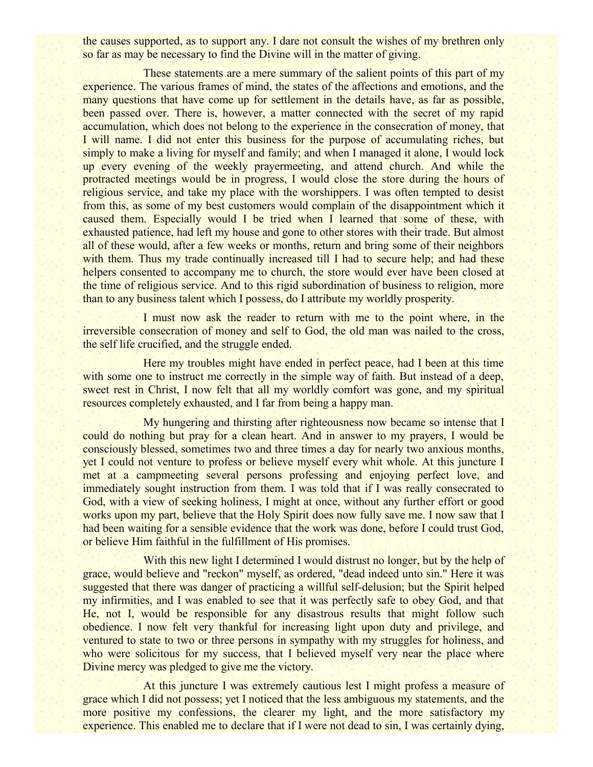the causes supported, as to support any. I dare not consult the wishes of my brethren only so far as may be necessary to find the Divine will in the matter of giving.

These statements are a mere summary of the salient points of this part of my experience. The various frames of mind, the states of the affections and emotions, and the many questions that have come up for settlement in the details have, as far as possible, been passed over. There is, however, a matter connected with the secret of my rapid accumulation, which does not belong to the experience in the consecration of money, that I will name. I did not enter this business for the purpose of accumulating riches, but simply to make a living for myself and family; and when I managed it alone, I would lock up every evening of the weekly prayermeeting, and attend church. And while the protracted meetings would be in progress, I would close the store during the hours of religious service, and take my place with the worshippers. I was often tempted to desist from this, as some of my best customers would complain of the disappointment which it caused them. Especially would I be tried when I learned that some of these, with exhausted patience, had left my house and gone to other stores with their trade. But almost all of these would, after a few weeks or months, return and bring some of their neighbors with them. Thus my trade continually increased till I had to secure help; and had these helpers consented to accompany me to church, the store would ever have been closed at the time of religious service. And to this rigid subordination of business to religion, more than to any business talent which I possess, do I attribute my worldly prosperity.

I must now ask the reader to return with me to the point where, in the irreversible consecration of money and self to God, the old man was nailed to the cross, the self life crucified, and the struggle ended.

Here my troubles might have ended in perfect peace, had I been at this time with some one to instruct me correctly in the simple way of faith. But instead of a deep, sweet rest in Christ, I now felt that all my worldly comfort was gone, and my spiritual resources completely exhausted, and I far from being a happy man.

My hungering and thirsting after righteousness now became so intense that I could do nothing but pray for a clean heart. And in answer to my prayers, I would be consciously blessed, sometimes two and three times a day for nearly two anxious months, yet I could not venture to profess or believe myself every whit whole. At this juncture I met at a campmeeting several persons professing and enjoying perfect love, and immediately sought instruction from them. I was told that if I was really consecrated to God, with a view of seeking holiness, I might at once, without any further effort or good works upon my part, believe that the Holy Spirit does now fully save me. I now saw that I had been waiting for a sensible evidence that the work was done, before I could trust God, or believe Him faithful in the fulfillment of His promises.

With this new light I determined I would distrust no longer, but by the help of grace, would believe and "reckon" myself, as ordered, "dead indeed unto sin." Here it was suggested that there was danger of practicing a willful self-delusion; but the Spirit helped my infirmities, and I was enabled to see that it was perfectly safe to obey God, and that He, not I, would be responsible for any disastrous results that might follow such obedience. I now felt very thankful for increasing light upon duty and privilege, and ventured to state to two or three persons in sympathy with my struggles for holiness, and who were solicitous for my success, that I believed myself very near the place where Divine mercy was pledged to give me the victory.

At this juncture I was extremely cautious lest I might profess a measure of grace which I did not possess; yet I noticed that the less ambiguous my statements, and the more positive my confessions, the clearer my light, and the more satisfactory my experience. This enabled me to declare that if I were not dead to sin, I was certainly dying,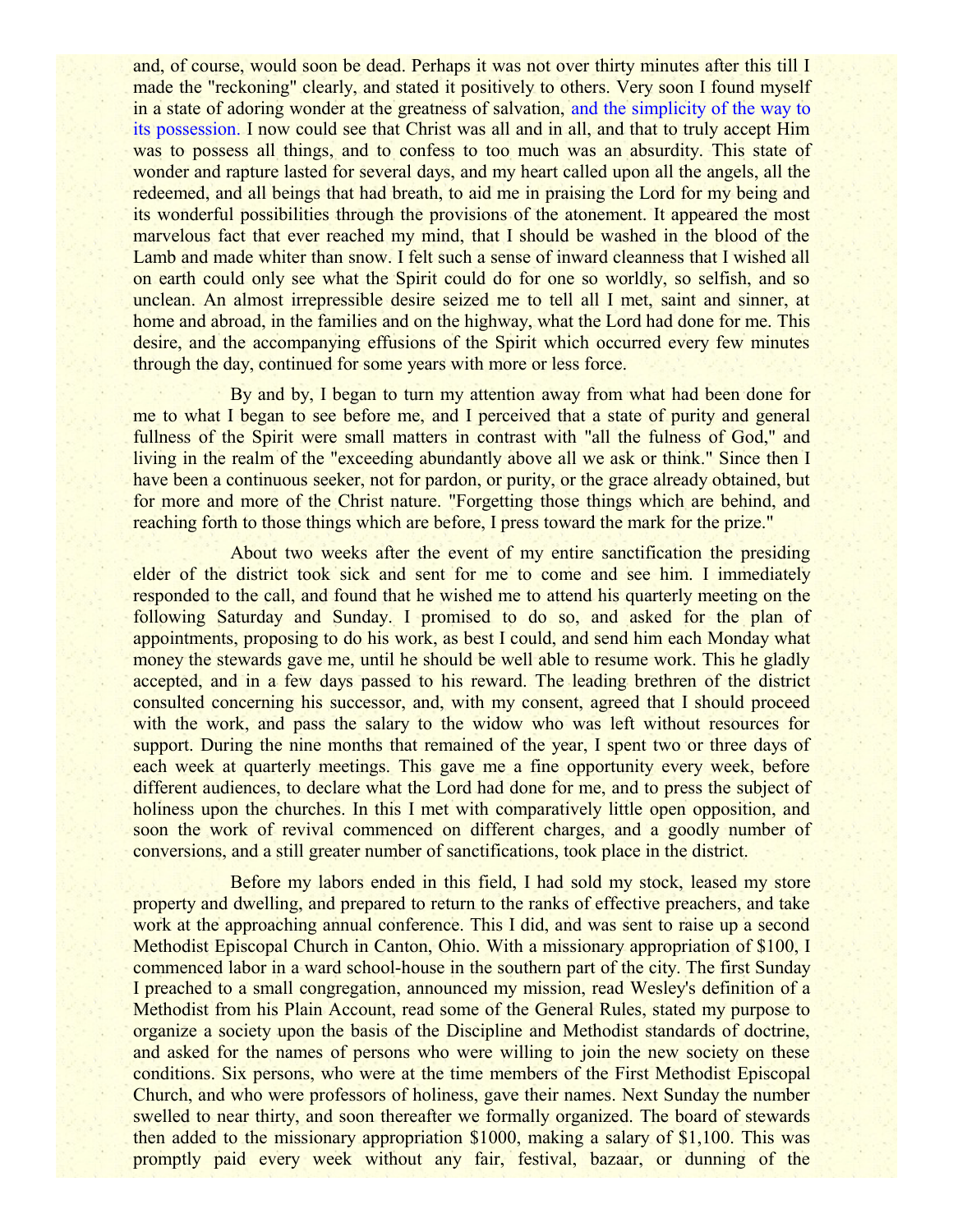and, of course, would soon be dead. Perhaps it was not over thirty minutes after this till I made the "reckoning" clearly, and stated it positively to others. Very soon I found myself in a state of adoring wonder at the greatness of salvation, and the simplicity of the way to its possession. I now could see that Christ was all and in all, and that to truly accept Him was to possess all things, and to confess to too much was an absurdity. This state of wonder and rapture lasted for several days, and my heart called upon all the angels, all the redeemed, and all beings that had breath, to aid me in praising the Lord for my being and its wonderful possibilities through the provisions of the atonement. It appeared the most marvelous fact that ever reached my mind, that I should be washed in the blood of the Lamb and made whiter than snow. I felt such a sense of inward cleanness that I wished all on earth could only see what the Spirit could do for one so worldly, so selfish, and so unclean. An almost irrepressible desire seized me to tell all I met, saint and sinner, at home and abroad, in the families and on the highway, what the Lord had done for me. This desire, and the accompanying effusions of the Spirit which occurred every few minutes through the day, continued for some years with more or less force.

By and by, I began to turn my attention away from what had been done for me to what I began to see before me, and I perceived that a state of purity and general fullness of the Spirit were small matters in contrast with "all the fulness of God," and living in the realm of the "exceeding abundantly above all we ask or think." Since then I have been a continuous seeker, not for pardon, or purity, or the grace already obtained, but for more and more of the Christ nature. "Forgetting those things which are behind, and reaching forth to those things which are before, I press toward the mark for the prize."

About two weeks after the event of my entire sanctification the presiding elder of the district took sick and sent for me to come and see him. I immediately responded to the call, and found that he wished me to attend his quarterly meeting on the following Saturday and Sunday. I promised to do so, and asked for the plan of appointments, proposing to do his work, as best I could, and send him each Monday what money the stewards gave me, until he should be well able to resume work. This he gladly accepted, and in a few days passed to his reward. The leading brethren of the district consulted concerning his successor, and, with my consent, agreed that I should proceed with the work, and pass the salary to the widow who was left without resources for support. During the nine months that remained of the year, I spent two or three days of each week at quarterly meetings. This gave me a fine opportunity every week, before different audiences, to declare what the Lord had done for me, and to press the subject of holiness upon the churches. In this I met with comparatively little open opposition, and soon the work of revival commenced on different charges, and a goodly number of conversions, and a still greater number of sanctifications, took place in the district.

Before my labors ended in this field, I had sold my stock, leased my store property and dwelling, and prepared to return to the ranks of effective preachers, and take work at the approaching annual conference. This I did, and was sent to raise up a second Methodist Episcopal Church in Canton, Ohio. With a missionary appropriation of $100, I commenced labor in a ward school-house in the southern part of the city. The first Sunday I preached to a small congregation, announced my mission, read Wesley's definition of a Methodist from his Plain Account, read some of the General Rules, stated my purpose to organize a society upon the basis of the Discipline and Methodist standards of doctrine, and asked for the names of persons who were willing to join the new society on these conditions. Six persons, who were at the time members of the First Methodist Episcopal Church, and who were professors of holiness, gave their names. Next Sunday the number swelled to near thirty, and soon thereafter we formally organized. The board of stewards then added to the missionary appropriation $1000, making a salary of $1,100. This was promptly paid every week without any fair, festival, bazaar, or dunning of the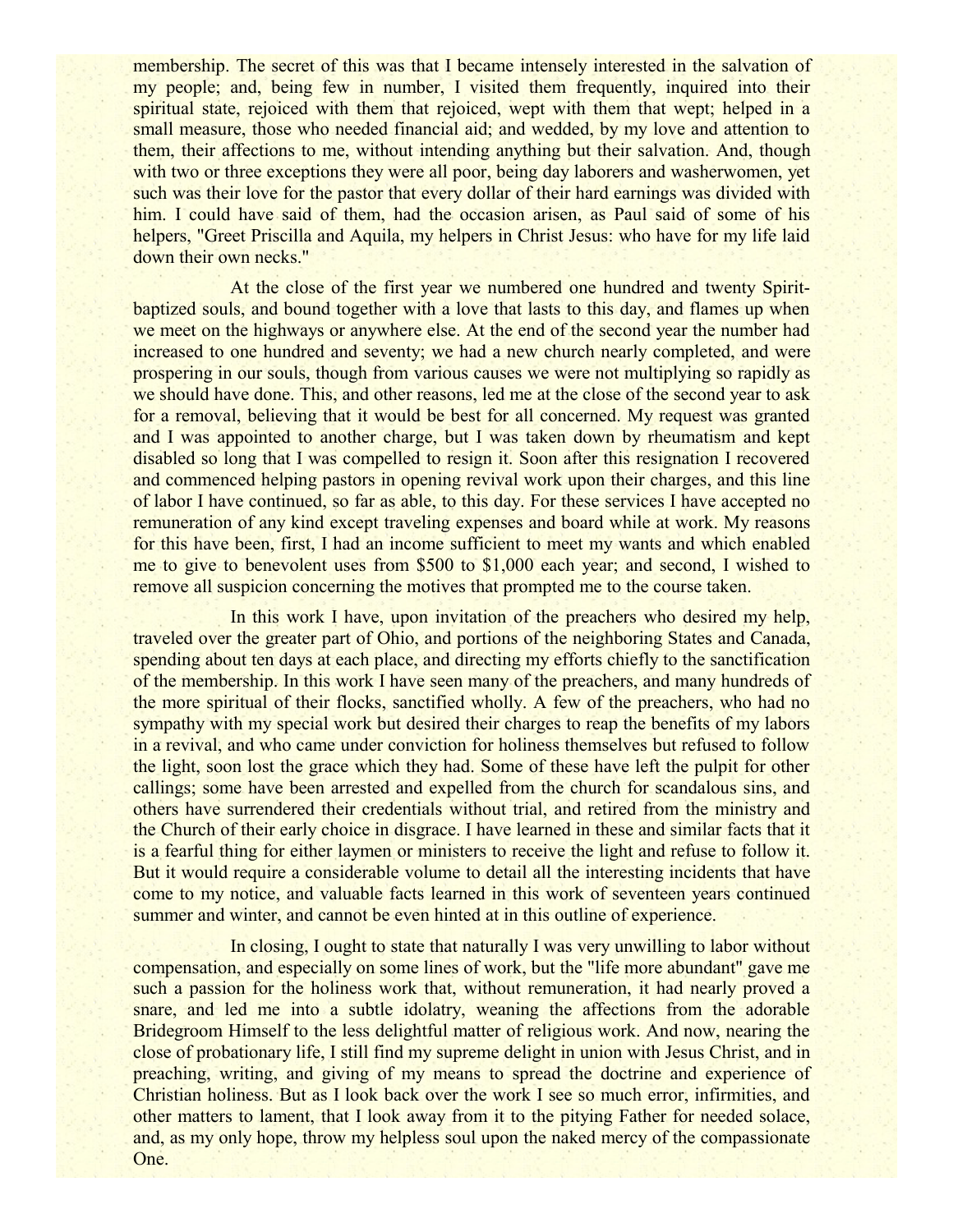membership. The secret of this was that I became intensely interested in the salvation of my people; and, being few in number, I visited them frequently, inquired into their spiritual state, rejoiced with them that rejoiced, wept with them that wept; helped in a small measure, those who needed financial aid; and wedded, by my love and attention to them, their affections to me, without intending anything but their salvation. And, though with two or three exceptions they were all poor, being day laborers and washerwomen, yet such was their love for the pastor that every dollar of their hard earnings was divided with him. I could have said of them, had the occasion arisen, as Paul said of some of his helpers, "Greet Priscilla and Aquila, my helpers in Christ Jesus: who have for my life laid down their own necks."

At the close of the first year we numbered one hundred and twenty Spirit-baptized souls, and bound together with a love that lasts to this day, and flames up when we meet on the highways or anywhere else. At the end of the second year the number had increased to one hundred and seventy; we had a new church nearly completed, and were prospering in our souls, though from various causes we were not multiplying so rapidly as we should have done. This, and other reasons, led me at the close of the second year to ask for a removal, believing that it would be best for all concerned. My request was granted and I was appointed to another charge, but I was taken down by rheumatism and kept disabled so long that I was compelled to resign it. Soon after this resignation I recovered and commenced helping pastors in opening revival work upon their charges, and this line of labor I have continued, so far as able, to this day. For these services I have accepted no remuneration of any kind except traveling expenses and board while at work. My reasons for this have been, first, I had an income sufficient to meet my wants and which enabled me to give to benevolent uses from $500 to $1,000 each year; and second, I wished to remove all suspicion concerning the motives that prompted me to the course taken.

In this work I have, upon invitation of the preachers who desired my help, traveled over the greater part of Ohio, and portions of the neighboring States and Canada, spending about ten days at each place, and directing my efforts chiefly to the sanctification of the membership. In this work I have seen many of the preachers, and many hundreds of the more spiritual of their flocks, sanctified wholly. A few of the preachers, who had no sympathy with my special work but desired their charges to reap the benefits of my labors in a revival, and who came under conviction for holiness themselves but refused to follow the light, soon lost the grace which they had. Some of these have left the pulpit for other callings; some have been arrested and expelled from the church for scandalous sins, and others have surrendered their credentials without trial, and retired from the ministry and the Church of their early choice in disgrace. I have learned in these and similar facts that it is a fearful thing for either laymen or ministers to receive the light and refuse to follow it. But it would require a considerable volume to detail all the interesting incidents that have come to my notice, and valuable facts learned in this work of seventeen years continued summer and winter, and cannot be even hinted at in this outline of experience.

In closing, I ought to state that naturally I was very unwilling to labor without compensation, and especially on some lines of work, but the "life more abundant" gave me such a passion for the holiness work that, without remuneration, it had nearly proved a snare, and led me into a subtle idolatry, weaning the affections from the adorable Bridegroom Himself to the less delightful matter of religious work. And now, nearing the close of probationary life, I still find my supreme delight in union with Jesus Christ, and in preaching, writing, and giving of my means to spread the doctrine and experience of Christian holiness. But as I look back over the work I see so much error, infirmities, and other matters to lament, that I look away from it to the pitying Father for needed solace, and, as my only hope, throw my helpless soul upon the naked mercy of the compassionate One.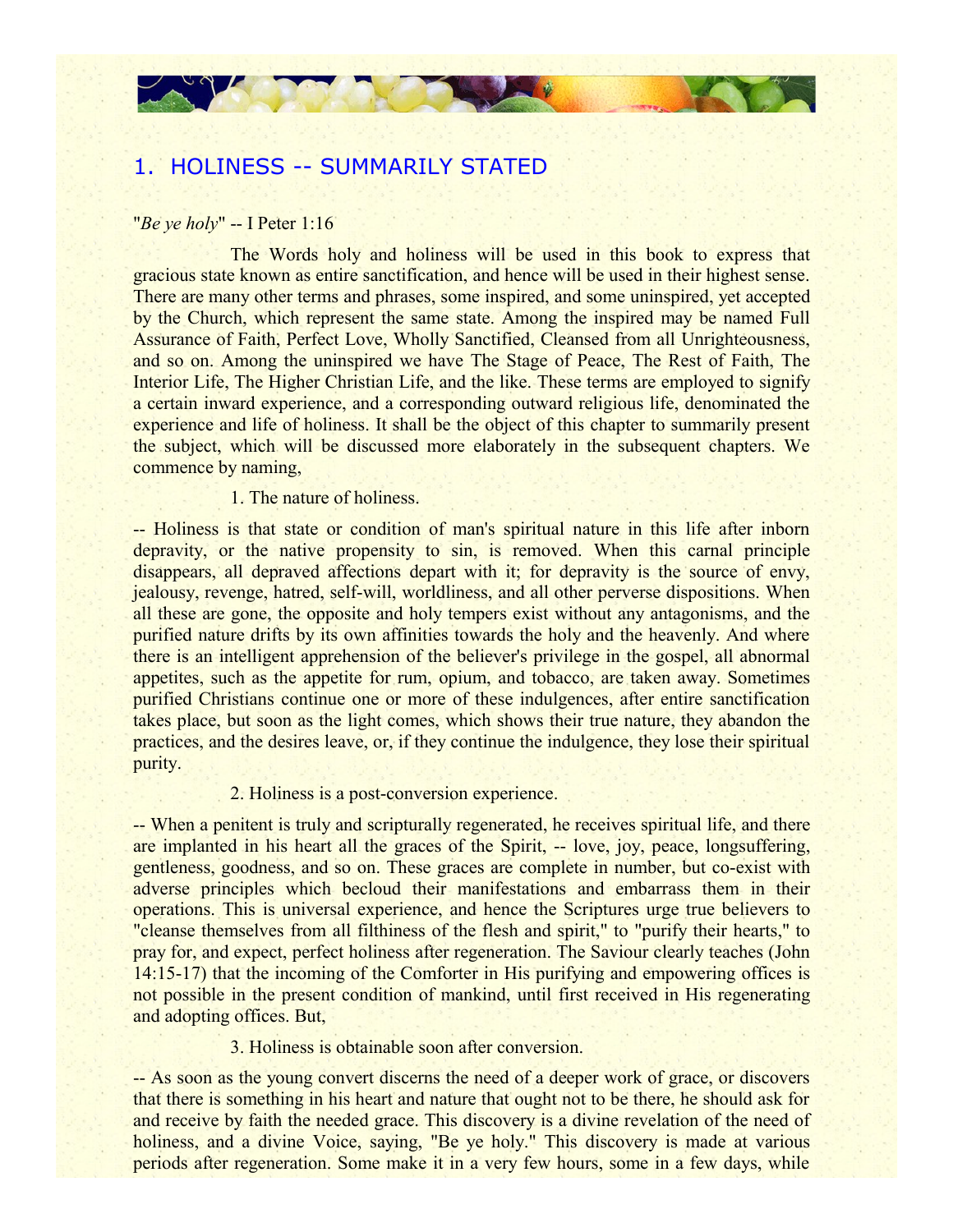## 1. HOLINESS -- SUMMARILY STATED

"*Be ye holy*" -- I Peter 1:16

The Words holy and holiness will be used in this book to express that gracious state known as entire sanctification, and hence will be used in their highest sense. There are many other terms and phrases, some inspired, and some uninspired, yet accepted by the Church, which represent the same state. Among the inspired may be named Full Assurance of Faith, Perfect Love, Wholly Sanctified, Cleansed from all Unrighteousness, and so on. Among the uninspired we have The Stage of Peace, The Rest of Faith, The Interior Life, The Higher Christian Life, and the like. These terms are employed to signify a certain inward experience, and a corresponding outward religious life, denominated the experience and life of holiness. It shall be the object of this chapter to summarily present the subject, which will be discussed more elaborately in the subsequent chapters. We commence by naming,

1. The nature of holiness.

-- Holiness is that state or condition of man's spiritual nature in this life after inborn depravity, or the native propensity to sin, is removed. When this carnal principle disappears, all depraved affections depart with it; for depravity is the source of envy, jealousy, revenge, hatred, self-will, worldliness, and all other perverse dispositions. When all these are gone, the opposite and holy tempers exist without any antagonisms, and the purified nature drifts by its own affinities towards the holy and the heavenly. And where there is an intelligent apprehension of the believer's privilege in the gospel, all abnormal appetites, such as the appetite for rum, opium, and tobacco, are taken away. Sometimes purified Christians continue one or more of these indulgences, after entire sanctification takes place, but soon as the light comes, which shows their true nature, they abandon the practices, and the desires leave, or, if they continue the indulgence, they lose their spiritual purity.

2. Holiness is a post-conversion experience.

-- When a penitent is truly and scripturally regenerated, he receives spiritual life, and there are implanted in his heart all the graces of the Spirit, -- love, joy, peace, longsuffering, gentleness, goodness, and so on. These graces are complete in number, but co-exist with adverse principles which becloud their manifestations and embarrass them in their operations. This is universal experience, and hence the Scriptures urge true believers to "cleanse themselves from all filthiness of the flesh and spirit," to "purify their hearts," to pray for, and expect, perfect holiness after regeneration. The Saviour clearly teaches (John 14:15-17) that the incoming of the Comforter in His purifying and empowering offices is not possible in the present condition of mankind, until first received in His regenerating and adopting offices. But,

3. Holiness is obtainable soon after conversion.

-- As soon as the young convert discerns the need of a deeper work of grace, or discovers that there is something in his heart and nature that ought not to be there, he should ask for and receive by faith the needed grace. This discovery is a divine revelation of the need of holiness, and a divine Voice, saying, "Be ye holy." This discovery is made at various periods after regeneration. Some make it in a very few hours, some in a few days, while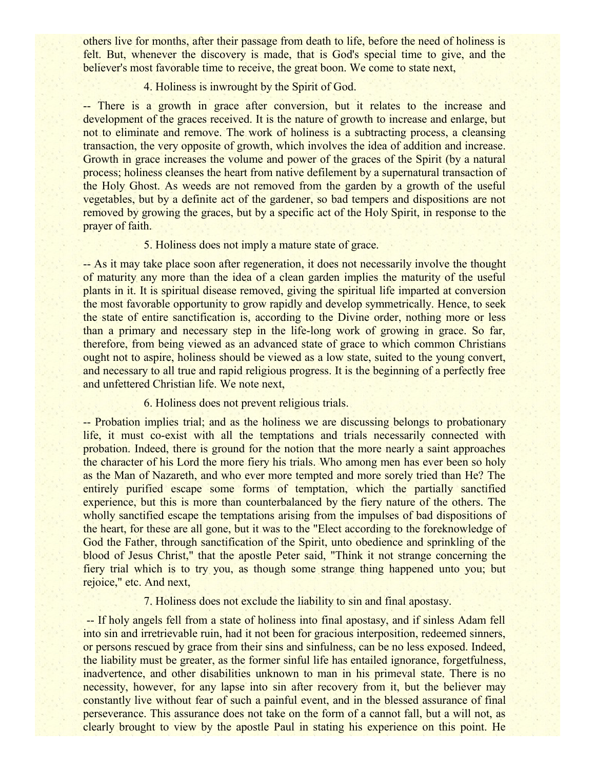others live for months, after their passage from death to life, before the need of holiness is felt. But, whenever the discovery is made, that is God's special time to give, and the believer's most favorable time to receive, the great boon. We come to state next,

4. Holiness is inwrought by the Spirit of God.

-- There is a growth in grace after conversion, but it relates to the increase and development of the graces received. It is the nature of growth to increase and enlarge, but not to eliminate and remove. The work of holiness is a subtracting process, a cleansing transaction, the very opposite of growth, which involves the idea of addition and increase. Growth in grace increases the volume and power of the graces of the Spirit (by a natural process; holiness cleanses the heart from native defilement by a supernatural transaction of the Holy Ghost. As weeds are not removed from the garden by a growth of the useful vegetables, but by a definite act of the gardener, so bad tempers and dispositions are not removed by growing the graces, but by a specific act of the Holy Spirit, in response to the prayer of faith.

5. Holiness does not imply a mature state of grace.

-- As it may take place soon after regeneration, it does not necessarily involve the thought of maturity any more than the idea of a clean garden implies the maturity of the useful plants in it. It is spiritual disease removed, giving the spiritual life imparted at conversion the most favorable opportunity to grow rapidly and develop symmetrically. Hence, to seek the state of entire sanctification is, according to the Divine order, nothing more or less than a primary and necessary step in the life-long work of growing in grace. So far, therefore, from being viewed as an advanced state of grace to which common Christians ought not to aspire, holiness should be viewed as a low state, suited to the young convert, and necessary to all true and rapid religious progress. It is the beginning of a perfectly free and unfettered Christian life. We note next,

6. Holiness does not prevent religious trials.

-- Probation implies trial; and as the holiness we are discussing belongs to probationary life, it must co-exist with all the temptations and trials necessarily connected with probation. Indeed, there is ground for the notion that the more nearly a saint approaches the character of his Lord the more fiery his trials. Who among men has ever been so holy as the Man of Nazareth, and who ever more tempted and more sorely tried than He? The entirely purified escape some forms of temptation, which the partially sanctified experience, but this is more than counterbalanced by the fiery nature of the others. The wholly sanctified escape the temptations arising from the impulses of bad dispositions of the heart, for these are all gone, but it was to the "Elect according to the foreknowledge of God the Father, through sanctification of the Spirit, unto obedience and sprinkling of the blood of Jesus Christ," that the apostle Peter said, "Think it not strange concerning the fiery trial which is to try you, as though some strange thing happened unto you; but rejoice," etc. And next,

7. Holiness does not exclude the liability to sin and final apostasy.

-- If holy angels fell from a state of holiness into final apostasy, and if sinless Adam fell into sin and irretrievable ruin, had it not been for gracious interposition, redeemed sinners, or persons rescued by grace from their sins and sinfulness, can be no less exposed. Indeed, the liability must be greater, as the former sinful life has entailed ignorance, forgetfulness, inadvertence, and other disabilities unknown to man in his primeval state. There is no necessity, however, for any lapse into sin after recovery from it, but the believer may constantly live without fear of such a painful event, and in the blessed assurance of final perseverance. This assurance does not take on the form of a cannot fall, but a will not, as clearly brought to view by the apostle Paul in stating his experience on this point. He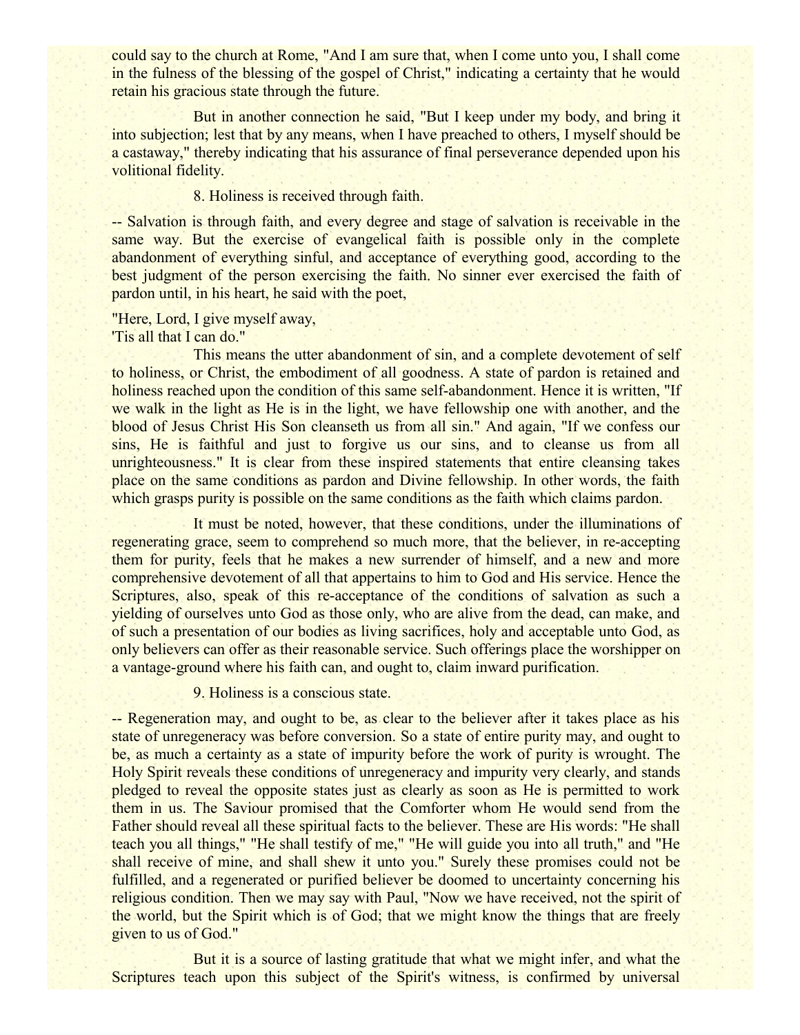could say to the church at Rome, "And I am sure that, when I come unto you, I shall come in the fulness of the blessing of the gospel of Christ," indicating a certainty that he would retain his gracious state through the future.

But in another connection he said, "But I keep under my body, and bring it into subjection; lest that by any means, when I have preached to others, I myself should be a castaway," thereby indicating that his assurance of final perseverance depended upon his volitional fidelity.

8. Holiness is received through faith.

-- Salvation is through faith, and every degree and stage of salvation is receivable in the same way. But the exercise of evangelical faith is possible only in the complete abandonment of everything sinful, and acceptance of everything good, according to the best judgment of the person exercising the faith. No sinner ever exercised the faith of pardon until, in his heart, he said with the poet,

"Here, Lord, I give myself away,
'Tis all that I can do."

This means the utter abandonment of sin, and a complete devotement of self to holiness, or Christ, the embodiment of all goodness. A state of pardon is retained and holiness reached upon the condition of this same self-abandonment. Hence it is written, "If we walk in the light as He is in the light, we have fellowship one with another, and the blood of Jesus Christ His Son cleanseth us from all sin." And again, "If we confess our sins, He is faithful and just to forgive us our sins, and to cleanse us from all unrighteousness." It is clear from these inspired statements that entire cleansing takes place on the same conditions as pardon and Divine fellowship. In other words, the faith which grasps purity is possible on the same conditions as the faith which claims pardon.

It must be noted, however, that these conditions, under the illuminations of regenerating grace, seem to comprehend so much more, that the believer, in re-accepting them for purity, feels that he makes a new surrender of himself, and a new and more comprehensive devotement of all that appertains to him to God and His service. Hence the Scriptures, also, speak of this re-acceptance of the conditions of salvation as such a yielding of ourselves unto God as those only, who are alive from the dead, can make, and of such a presentation of our bodies as living sacrifices, holy and acceptable unto God, as only believers can offer as their reasonable service. Such offerings place the worshipper on a vantage-ground where his faith can, and ought to, claim inward purification.

9. Holiness is a conscious state.

-- Regeneration may, and ought to be, as clear to the believer after it takes place as his state of unregeneracy was before conversion. So a state of entire purity may, and ought to be, as much a certainty as a state of impurity before the work of purity is wrought. The Holy Spirit reveals these conditions of unregeneracy and impurity very clearly, and stands pledged to reveal the opposite states just as clearly as soon as He is permitted to work them in us. The Saviour promised that the Comforter whom He would send from the Father should reveal all these spiritual facts to the believer. These are His words: "He shall teach you all things," "He shall testify of me," "He will guide you into all truth," and "He shall receive of mine, and shall shew it unto you." Surely these promises could not be fulfilled, and a regenerated or purified believer be doomed to uncertainty concerning his religious condition. Then we may say with Paul, "Now we have received, not the spirit of the world, but the Spirit which is of God; that we might know the things that are freely given to us of God."

But it is a source of lasting gratitude that what we might infer, and what the Scriptures teach upon this subject of the Spirit's witness, is confirmed by universal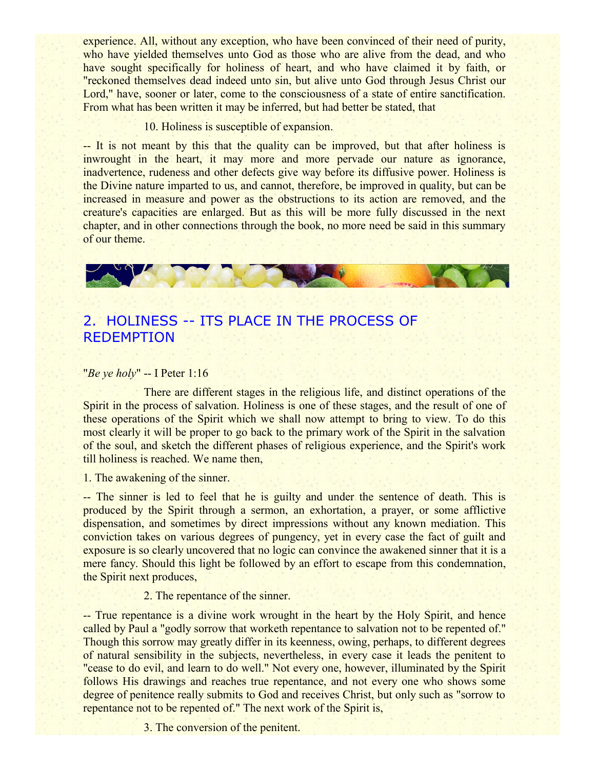experience. All, without any exception, who have been convinced of their need of purity, who have yielded themselves unto God as those who are alive from the dead, and who have sought specifically for holiness of heart, and who have claimed it by faith, or "reckoned themselves dead indeed unto sin, but alive unto God through Jesus Christ our Lord," have, sooner or later, come to the consciousness of a state of entire sanctification. From what has been written it may be inferred, but had better be stated, that

10. Holiness is susceptible of expansion.

-- It is not meant by this that the quality can be improved, but that after holiness is inwrought in the heart, it may more and more pervade our nature as ignorance, inadvertence, rudeness and other defects give way before its diffusive power. Holiness is the Divine nature imparted to us, and cannot, therefore, be improved in quality, but can be increased in measure and power as the obstructions to its action are removed, and the creature's capacities are enlarged. But as this will be more fully discussed in the next chapter, and in other connections through the book, no more need be said in this summary of our theme.

## 2. HOLINESS -- ITS PLACE IN THE PROCESS OF REDEMPTION

"*Be ye holy*" -- I Peter 1:16

There are different stages in the religious life, and distinct operations of the Spirit in the process of salvation. Holiness is one of these stages, and the result of one of these operations of the Spirit which we shall now attempt to bring to view. To do this most clearly it will be proper to go back to the primary work of the Spirit in the salvation of the soul, and sketch the different phases of religious experience, and the Spirit's work till holiness is reached. We name then,

1. The awakening of the sinner.

-- The sinner is led to feel that he is guilty and under the sentence of death. This is produced by the Spirit through a sermon, an exhortation, a prayer, or some afflictive dispensation, and sometimes by direct impressions without any known mediation. This conviction takes on various degrees of pungency, yet in every case the fact of guilt and exposure is so clearly uncovered that no logic can convince the awakened sinner that it is a mere fancy. Should this light be followed by an effort to escape from this condemnation, the Spirit next produces,

2. The repentance of the sinner.

-- True repentance is a divine work wrought in the heart by the Holy Spirit, and hence called by Paul a "godly sorrow that worketh repentance to salvation not to be repented of." Though this sorrow may greatly differ in its keenness, owing, perhaps, to different degrees of natural sensibility in the subjects, nevertheless, in every case it leads the penitent to "cease to do evil, and learn to do well." Not every one, however, illuminated by the Spirit follows His drawings and reaches true repentance, and not every one who shows some degree of penitence really submits to God and receives Christ, but only such as "sorrow to repentance not to be repented of." The next work of the Spirit is,

3. The conversion of the penitent.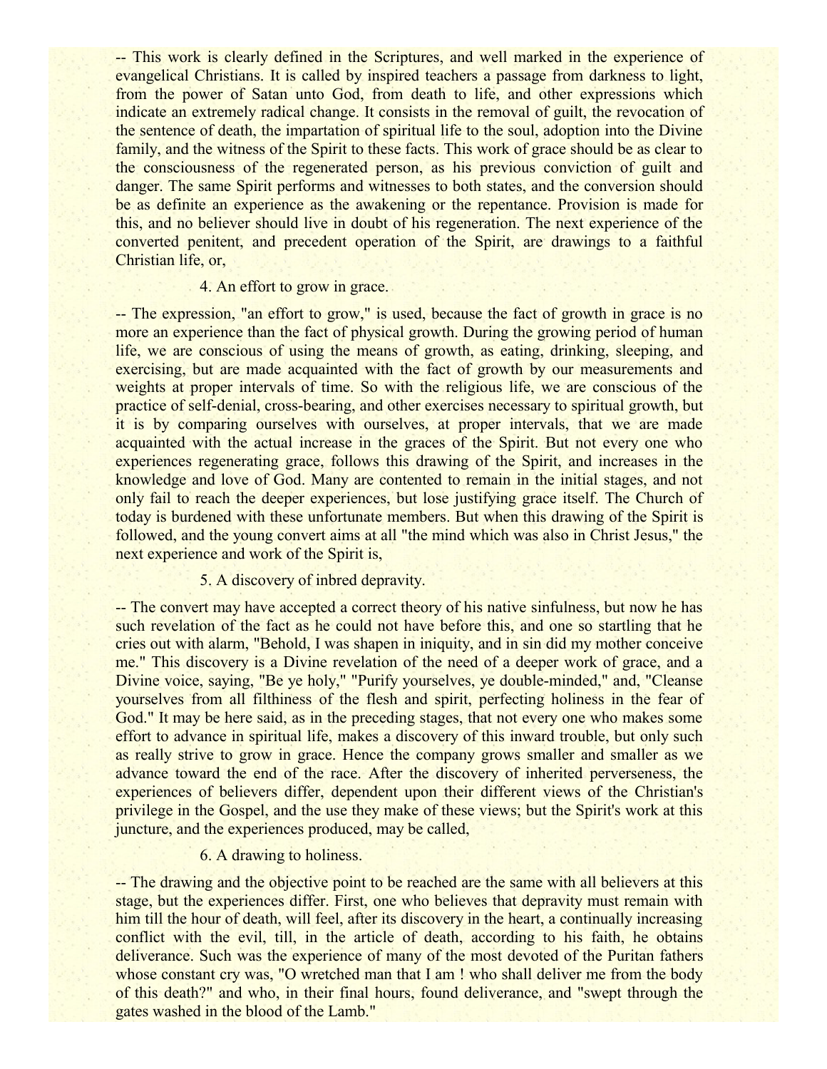-- This work is clearly defined in the Scriptures, and well marked in the experience of evangelical Christians. It is called by inspired teachers a passage from darkness to light, from the power of Satan unto God, from death to life, and other expressions which indicate an extremely radical change. It consists in the removal of guilt, the revocation of the sentence of death, the impartation of spiritual life to the soul, adoption into the Divine family, and the witness of the Spirit to these facts. This work of grace should be as clear to the consciousness of the regenerated person, as his previous conviction of guilt and danger. The same Spirit performs and witnesses to both states, and the conversion should be as definite an experience as the awakening or the repentance. Provision is made for this, and no believer should live in doubt of his regeneration. The next experience of the converted penitent, and precedent operation of the Spirit, are drawings to a faithful Christian life, or,

4. An effort to grow in grace.

-- The expression, "an effort to grow," is used, because the fact of growth in grace is no more an experience than the fact of physical growth. During the growing period of human life, we are conscious of using the means of growth, as eating, drinking, sleeping, and exercising, but are made acquainted with the fact of growth by our measurements and weights at proper intervals of time. So with the religious life, we are conscious of the practice of self-denial, cross-bearing, and other exercises necessary to spiritual growth, but it is by comparing ourselves with ourselves, at proper intervals, that we are made acquainted with the actual increase in the graces of the Spirit. But not every one who experiences regenerating grace, follows this drawing of the Spirit, and increases in the knowledge and love of God. Many are contented to remain in the initial stages, and not only fail to reach the deeper experiences, but lose justifying grace itself. The Church of today is burdened with these unfortunate members. But when this drawing of the Spirit is followed, and the young convert aims at all "the mind which was also in Christ Jesus," the next experience and work of the Spirit is,

5. A discovery of inbred depravity.

-- The convert may have accepted a correct theory of his native sinfulness, but now he has such revelation of the fact as he could not have before this, and one so startling that he cries out with alarm, "Behold, I was shapen in iniquity, and in sin did my mother conceive me." This discovery is a Divine revelation of the need of a deeper work of grace, and a Divine voice, saying, "Be ye holy," "Purify yourselves, ye double-minded," and, "Cleanse yourselves from all filthiness of the flesh and spirit, perfecting holiness in the fear of God." It may be here said, as in the preceding stages, that not every one who makes some effort to advance in spiritual life, makes a discovery of this inward trouble, but only such as really strive to grow in grace. Hence the company grows smaller and smaller as we advance toward the end of the race. After the discovery of inherited perverseness, the experiences of believers differ, dependent upon their different views of the Christian's privilege in the Gospel, and the use they make of these views; but the Spirit's work at this juncture, and the experiences produced, may be called,

6. A drawing to holiness.

-- The drawing and the objective point to be reached are the same with all believers at this stage, but the experiences differ. First, one who believes that depravity must remain with him till the hour of death, will feel, after its discovery in the heart, a continually increasing conflict with the evil, till, in the article of death, according to his faith, he obtains deliverance. Such was the experience of many of the most devoted of the Puritan fathers whose constant cry was, "O wretched man that I am ! who shall deliver me from the body of this death?" and who, in their final hours, found deliverance, and "swept through the gates washed in the blood of the Lamb."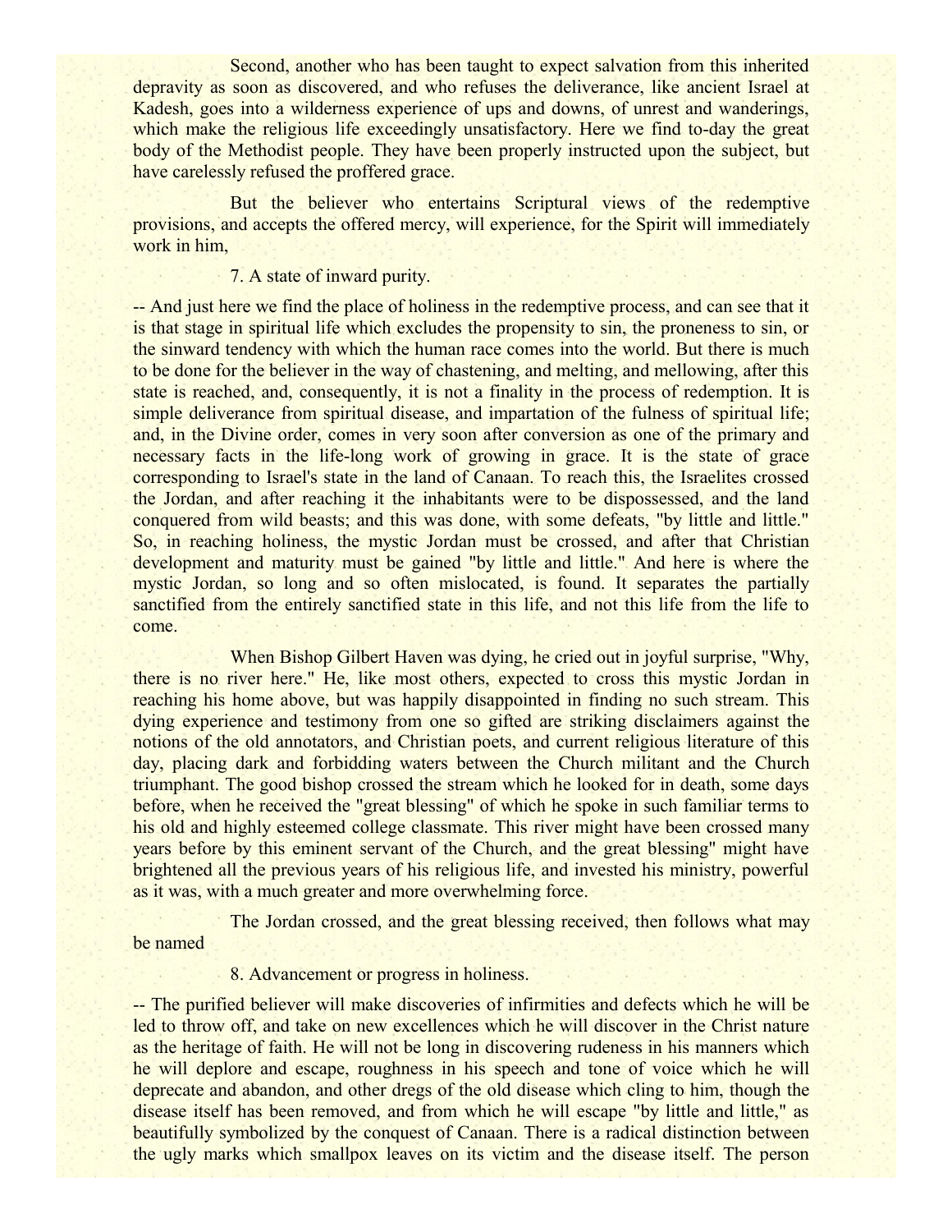Second, another who has been taught to expect salvation from this inherited depravity as soon as discovered, and who refuses the deliverance, like ancient Israel at Kadesh, goes into a wilderness experience of ups and downs, of unrest and wanderings, which make the religious life exceedingly unsatisfactory. Here we find to-day the great body of the Methodist people. They have been properly instructed upon the subject, but have carelessly refused the proffered grace.

But the believer who entertains Scriptural views of the redemptive provisions, and accepts the offered mercy, will experience, for the Spirit will immediately work in him,

7. A state of inward purity.

-- And just here we find the place of holiness in the redemptive process, and can see that it is that stage in spiritual life which excludes the propensity to sin, the proneness to sin, or the sinward tendency with which the human race comes into the world. But there is much to be done for the believer in the way of chastening, and melting, and mellowing, after this state is reached, and, consequently, it is not a finality in the process of redemption. It is simple deliverance from spiritual disease, and impartation of the fulness of spiritual life; and, in the Divine order, comes in very soon after conversion as one of the primary and necessary facts in the life-long work of growing in grace. It is the state of grace corresponding to Israel's state in the land of Canaan. To reach this, the Israelites crossed the Jordan, and after reaching it the inhabitants were to be dispossessed, and the land conquered from wild beasts; and this was done, with some defeats, "by little and little." So, in reaching holiness, the mystic Jordan must be crossed, and after that Christian development and maturity must be gained "by little and little." And here is where the mystic Jordan, so long and so often mislocated, is found. It separates the partially sanctified from the entirely sanctified state in this life, and not this life from the life to come.

When Bishop Gilbert Haven was dying, he cried out in joyful surprise, "Why, there is no river here." He, like most others, expected to cross this mystic Jordan in reaching his home above, but was happily disappointed in finding no such stream. This dying experience and testimony from one so gifted are striking disclaimers against the notions of the old annotators, and Christian poets, and current religious literature of this day, placing dark and forbidding waters between the Church militant and the Church triumphant. The good bishop crossed the stream which he looked for in death, some days before, when he received the "great blessing" of which he spoke in such familiar terms to his old and highly esteemed college classmate. This river might have been crossed many years before by this eminent servant of the Church, and the great blessing" might have brightened all the previous years of his religious life, and invested his ministry, powerful as it was, with a much greater and more overwhelming force.

The Jordan crossed, and the great blessing received, then follows what may be named

8. Advancement or progress in holiness.

-- The purified believer will make discoveries of infirmities and defects which he will be led to throw off, and take on new excellences which he will discover in the Christ nature as the heritage of faith. He will not be long in discovering rudeness in his manners which he will deplore and escape, roughness in his speech and tone of voice which he will deprecate and abandon, and other dregs of the old disease which cling to him, though the disease itself has been removed, and from which he will escape "by little and little," as beautifully symbolized by the conquest of Canaan. There is a radical distinction between the ugly marks which smallpox leaves on its victim and the disease itself. The person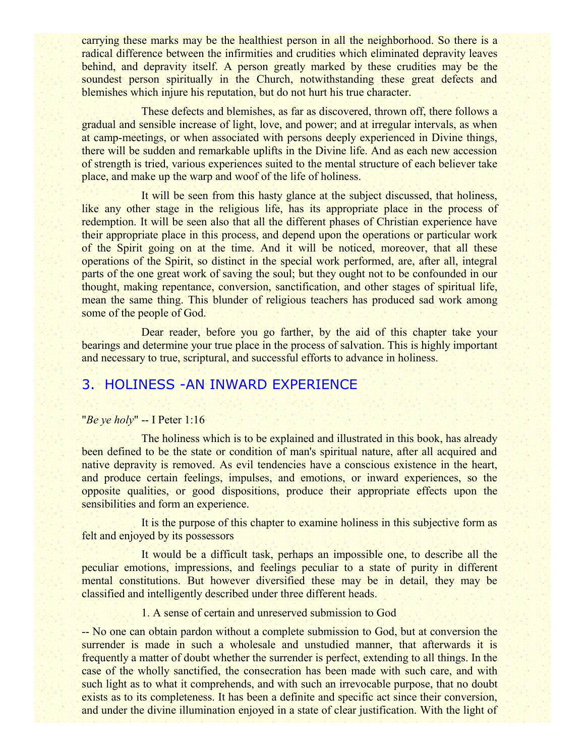carrying these marks may be the healthiest person in all the neighborhood. So there is a radical difference between the infirmities and crudities which eliminated depravity leaves behind, and depravity itself. A person greatly marked by these crudities may be the soundest person spiritually in the Church, notwithstanding these great defects and blemishes which injure his reputation, but do not hurt his true character.

These defects and blemishes, as far as discovered, thrown off, there follows a gradual and sensible increase of light, love, and power; and at irregular intervals, as when at camp-meetings, or when associated with persons deeply experienced in Divine things, there will be sudden and remarkable uplifts in the Divine life. And as each new accession of strength is tried, various experiences suited to the mental structure of each believer take place, and make up the warp and woof of the life of holiness.

It will be seen from this hasty glance at the subject discussed, that holiness, like any other stage in the religious life, has its appropriate place in the process of redemption. It will be seen also that all the different phases of Christian experience have their appropriate place in this process, and depend upon the operations or particular work of the Spirit going on at the time. And it will be noticed, moreover, that all these operations of the Spirit, so distinct in the special work performed, are, after all, integral parts of the one great work of saving the soul; but they ought not to be confounded in our thought, making repentance, conversion, sanctification, and other stages of spiritual life, mean the same thing. This blunder of religious teachers has produced sad work among some of the people of God.

Dear reader, before you go farther, by the aid of this chapter take your bearings and determine your true place in the process of salvation. This is highly important and necessary to true, scriptural, and successful efforts to advance in holiness.

## 3. HOLINESS -AN INWARD EXPERIENCE

"*Be ye holy*" -- I Peter 1:16

The holiness which is to be explained and illustrated in this book, has already been defined to be the state or condition of man's spiritual nature, after all acquired and native depravity is removed. As evil tendencies have a conscious existence in the heart, and produce certain feelings, impulses, and emotions, or inward experiences, so the opposite qualities, or good dispositions, produce their appropriate effects upon the sensibilities and form an experience.

It is the purpose of this chapter to examine holiness in this subjective form as felt and enjoyed by its possessors

It would be a difficult task, perhaps an impossible one, to describe all the peculiar emotions, impressions, and feelings peculiar to a state of purity in different mental constitutions. But however diversified these may be in detail, they may be classified and intelligently described under three different heads.

1. A sense of certain and unreserved submission to God

-- No one can obtain pardon without a complete submission to God, but at conversion the surrender is made in such a wholesale and unstudied manner, that afterwards it is frequently a matter of doubt whether the surrender is perfect, extending to all things. In the case of the wholly sanctified, the consecration has been made with such care, and with such light as to what it comprehends, and with such an irrevocable purpose, that no doubt exists as to its completeness. It has been a definite and specific act since their conversion, and under the divine illumination enjoyed in a state of clear justification. With the light of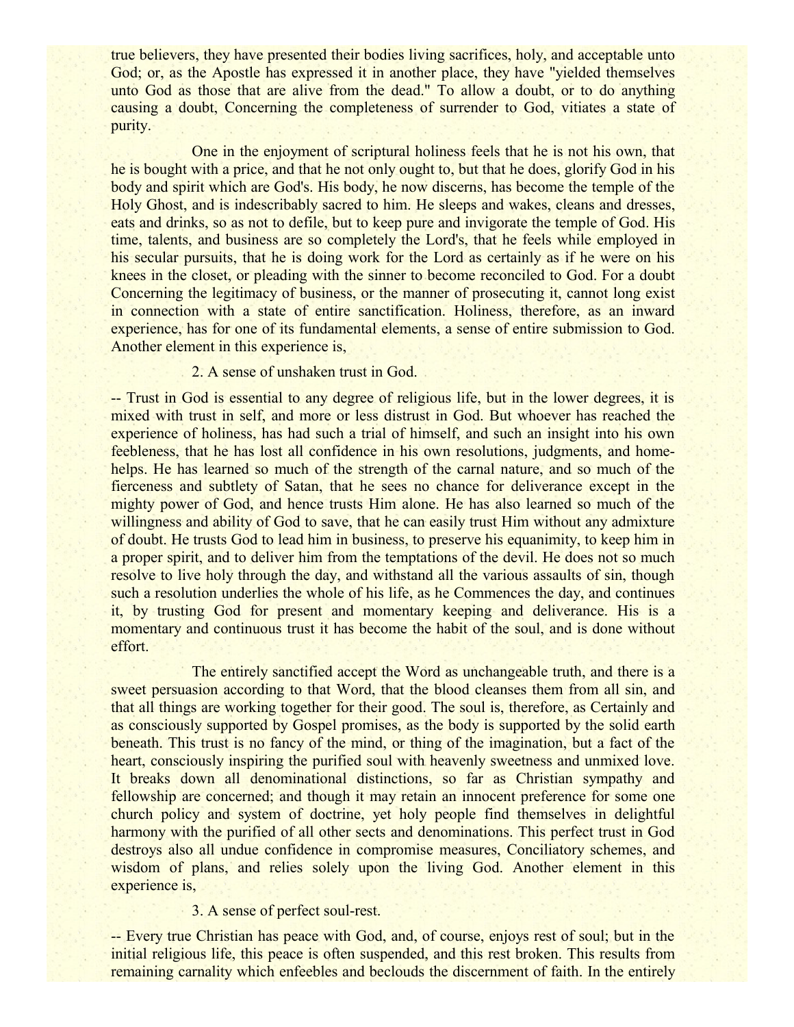true believers, they have presented their bodies living sacrifices, holy, and acceptable unto God; or, as the Apostle has expressed it in another place, they have "yielded themselves unto God as those that are alive from the dead." To allow a doubt, or to do anything causing a doubt, Concerning the completeness of surrender to God, vitiates a state of purity.

One in the enjoyment of scriptural holiness feels that he is not his own, that he is bought with a price, and that he not only ought to, but that he does, glorify God in his body and spirit which are God's. His body, he now discerns, has become the temple of the Holy Ghost, and is indescribably sacred to him. He sleeps and wakes, cleans and dresses, eats and drinks, so as not to defile, but to keep pure and invigorate the temple of God. His time, talents, and business are so completely the Lord's, that he feels while employed in his secular pursuits, that he is doing work for the Lord as certainly as if he were on his knees in the closet, or pleading with the sinner to become reconciled to God. For a doubt Concerning the legitimacy of business, or the manner of prosecuting it, cannot long exist in connection with a state of entire sanctification. Holiness, therefore, as an inward experience, has for one of its fundamental elements, a sense of entire submission to God. Another element in this experience is,

2. A sense of unshaken trust in God.

-- Trust in God is essential to any degree of religious life, but in the lower degrees, it is mixed with trust in self, and more or less distrust in God. But whoever has reached the experience of holiness, has had such a trial of himself, and such an insight into his own feebleness, that he has lost all confidence in his own resolutions, judgments, and home-helps. He has learned so much of the strength of the carnal nature, and so much of the fierceness and subtlety of Satan, that he sees no chance for deliverance except in the mighty power of God, and hence trusts Him alone. He has also learned so much of the willingness and ability of God to save, that he can easily trust Him without any admixture of doubt. He trusts God to lead him in business, to preserve his equanimity, to keep him in a proper spirit, and to deliver him from the temptations of the devil. He does not so much resolve to live holy through the day, and withstand all the various assaults of sin, though such a resolution underlies the whole of his life, as he Commences the day, and continues it, by trusting God for present and momentary keeping and deliverance. His is a momentary and continuous trust it has become the habit of the soul, and is done without effort.

The entirely sanctified accept the Word as unchangeable truth, and there is a sweet persuasion according to that Word, that the blood cleanses them from all sin, and that all things are working together for their good. The soul is, therefore, as Certainly and as consciously supported by Gospel promises, as the body is supported by the solid earth beneath. This trust is no fancy of the mind, or thing of the imagination, but a fact of the heart, consciously inspiring the purified soul with heavenly sweetness and unmixed love. It breaks down all denominational distinctions, so far as Christian sympathy and fellowship are concerned; and though it may retain an innocent preference for some one church policy and system of doctrine, yet holy people find themselves in delightful harmony with the purified of all other sects and denominations. This perfect trust in God destroys also all undue confidence in compromise measures, Conciliatory schemes, and wisdom of plans, and relies solely upon the living God. Another element in this experience is,

3. A sense of perfect soul-rest.

-- Every true Christian has peace with God, and, of course, enjoys rest of soul; but in the initial religious life, this peace is often suspended, and this rest broken. This results from remaining carnality which enfeebles and beclouds the discernment of faith. In the entirely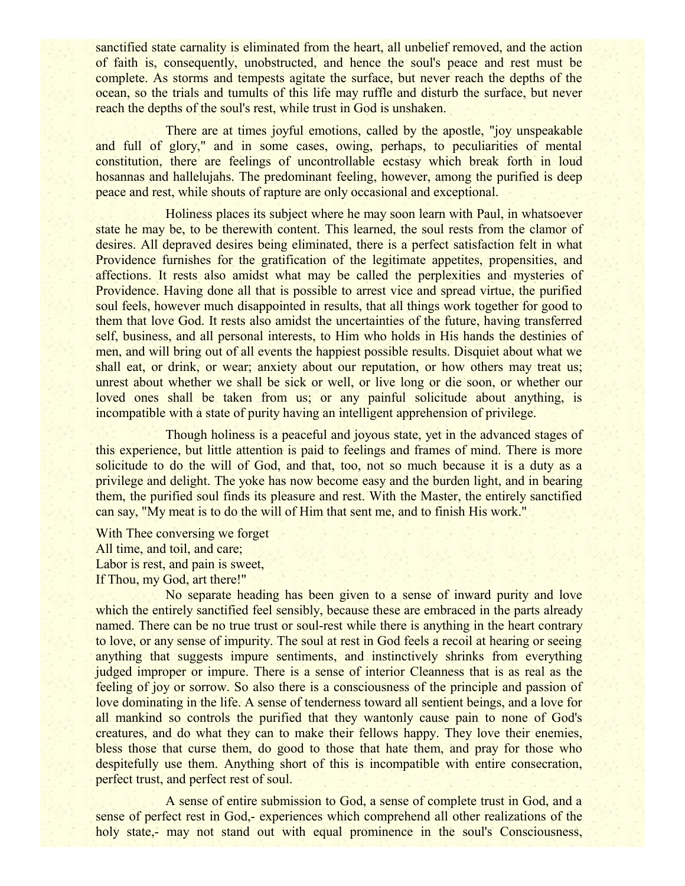sanctified state carnality is eliminated from the heart, all unbelief removed, and the action of faith is, consequently, unobstructed, and hence the soul's peace and rest must be complete. As storms and tempests agitate the surface, but never reach the depths of the ocean, so the trials and tumults of this life may ruffle and disturb the surface, but never reach the depths of the soul's rest, while trust in God is unshaken.

There are at times joyful emotions, called by the apostle, "joy unspeakable and full of glory," and in some cases, owing, perhaps, to peculiarities of mental constitution, there are feelings of uncontrollable ecstasy which break forth in loud hosannas and hallelujahs. The predominant feeling, however, among the purified is deep peace and rest, while shouts of rapture are only occasional and exceptional.

Holiness places its subject where he may soon learn with Paul, in whatsoever state he may be, to be therewith content. This learned, the soul rests from the clamor of desires. All depraved desires being eliminated, there is a perfect satisfaction felt in what Providence furnishes for the gratification of the legitimate appetites, propensities, and affections. It rests also amidst what may be called the perplexities and mysteries of Providence. Having done all that is possible to arrest vice and spread virtue, the purified soul feels, however much disappointed in results, that all things work together for good to them that love God. It rests also amidst the uncertainties of the future, having transferred self, business, and all personal interests, to Him who holds in His hands the destinies of men, and will bring out of all events the happiest possible results. Disquiet about what we shall eat, or drink, or wear; anxiety about our reputation, or how others may treat us; unrest about whether we shall be sick or well, or live long or die soon, or whether our loved ones shall be taken from us; or any painful solicitude about anything, is incompatible with a state of purity having an intelligent apprehension of privilege.

Though holiness is a peaceful and joyous state, yet in the advanced stages of this experience, but little attention is paid to feelings and frames of mind. There is more solicitude to do the will of God, and that, too, not so much because it is a duty as a privilege and delight. The yoke has now become easy and the burden light, and in bearing them, the purified soul finds its pleasure and rest. With the Master, the entirely sanctified can say, "My meat is to do the will of Him that sent me, and to finish His work."

With Thee conversing we forget  
All time, and toil, and care;  
Labor is rest, and pain is sweet,  
If Thou, my God, art there!"

No separate heading has been given to a sense of inward purity and love which the entirely sanctified feel sensibly, because these are embraced in the parts already named. There can be no true trust or soul-rest while there is anything in the heart contrary to love, or any sense of impurity. The soul at rest in God feels a recoil at hearing or seeing anything that suggests impure sentiments, and instinctively shrinks from everything judged improper or impure. There is a sense of interior Cleanness that is as real as the feeling of joy or sorrow. So also there is a consciousness of the principle and passion of love dominating in the life. A sense of tenderness toward all sentient beings, and a love for all mankind so controls the purified that they wantonly cause pain to none of God's creatures, and do what they can to make their fellows happy. They love their enemies, bless those that curse them, do good to those that hate them, and pray for those who despitefully use them. Anything short of this is incompatible with entire consecration, perfect trust, and perfect rest of soul.

A sense of entire submission to God, a sense of complete trust in God, and a sense of perfect rest in God,- experiences which comprehend all other realizations of the holy state,- may not stand out with equal prominence in the soul's Consciousness,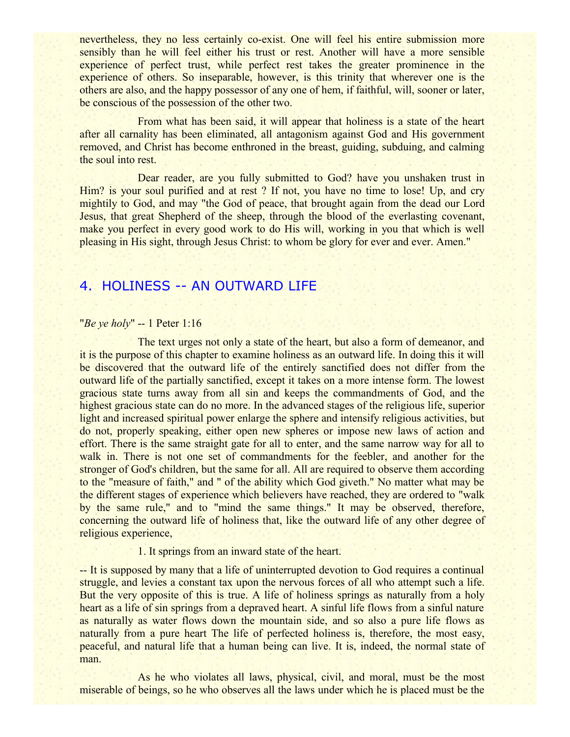nevertheless, they no less certainly co-exist. One will feel his entire submission more sensibly than he will feel either his trust or rest. Another will have a more sensible experience of perfect trust, while perfect rest takes the greater prominence in the experience of others. So inseparable, however, is this trinity that wherever one is the others are also, and the happy possessor of any one of hem, if faithful, will, sooner or later, be conscious of the possession of the other two.

From what has been said, it will appear that holiness is a state of the heart after all carnality has been eliminated, all antagonism against God and His government removed, and Christ has become enthroned in the breast, guiding, subduing, and calming the soul into rest.

Dear reader, are you fully submitted to God? have you unshaken trust in Him? is your soul purified and at rest ? If not, you have no time to lose! Up, and cry mightily to God, and may "the God of peace, that brought again from the dead our Lord Jesus, that great Shepherd of the sheep, through the blood of the everlasting covenant, make you perfect in every good work to do His will, working in you that which is well pleasing in His sight, through Jesus Christ: to whom be glory for ever and ever. Amen."

## 4. HOLINESS -- AN OUTWARD LIFE

"*Be ye holy*" -- 1 Peter 1:16

The text urges not only a state of the heart, but also a form of demeanor, and it is the purpose of this chapter to examine holiness as an outward life. In doing this it will be discovered that the outward life of the entirely sanctified does not differ from the outward life of the partially sanctified, except it takes on a more intense form. The lowest gracious state turns away from all sin and keeps the commandments of God, and the highest gracious state can do no more. In the advanced stages of the religious life, superior light and increased spiritual power enlarge the sphere and intensify religious activities, but do not, properly speaking, either open new spheres or impose new laws of action and effort. There is the same straight gate for all to enter, and the same narrow way for all to walk in. There is not one set of commandments for the feebler, and another for the stronger of God's children, but the same for all. All are required to observe them according to the "measure of faith," and " of the ability which God giveth." No matter what may be the different stages of experience which believers have reached, they are ordered to "walk by the same rule," and to "mind the same things." It may be observed, therefore, concerning the outward life of holiness that, like the outward life of any other degree of religious experience,

1. It springs from an inward state of the heart.

-- It is supposed by many that a life of uninterrupted devotion to God requires a continual struggle, and levies a constant tax upon the nervous forces of all who attempt such a life. But the very opposite of this is true. A life of holiness springs as naturally from a holy heart as a life of sin springs from a depraved heart. A sinful life flows from a sinful nature as naturally as water flows down the mountain side, and so also a pure life flows as naturally from a pure heart The life of perfected holiness is, therefore, the most easy, peaceful, and natural life that a human being can live. It is, indeed, the normal state of man.

As he who violates all laws, physical, civil, and moral, must be the most miserable of beings, so he who observes all the laws under which he is placed must be the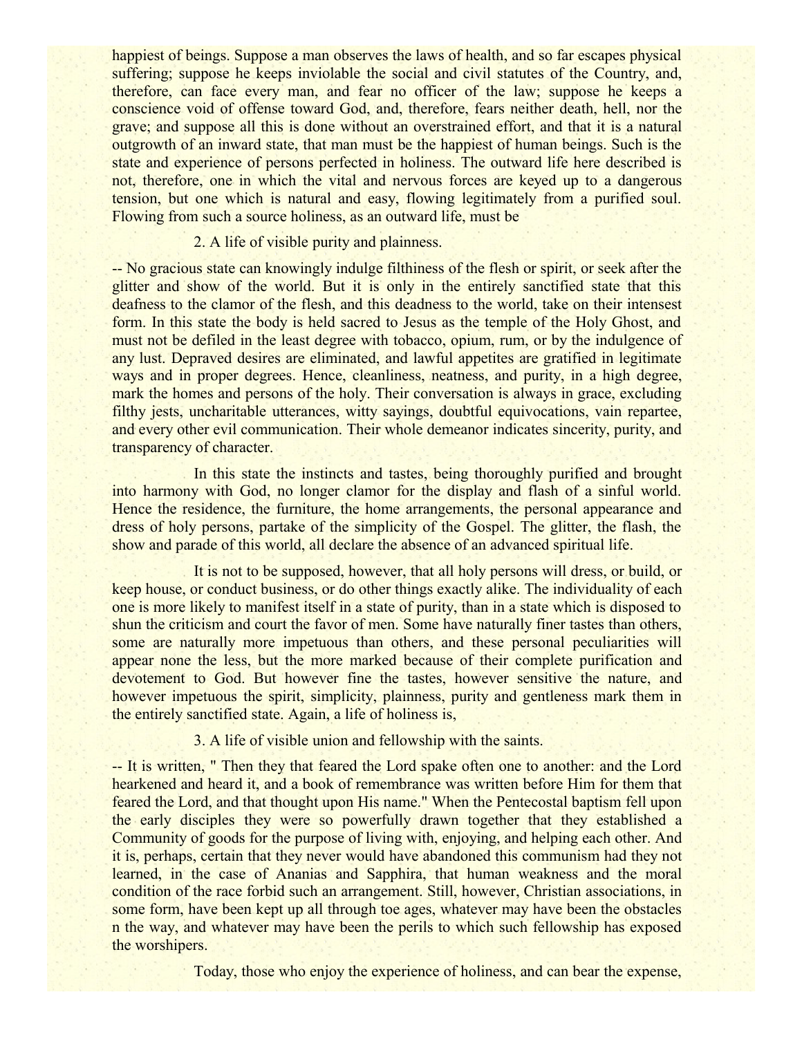happiest of beings. Suppose a man observes the laws of health, and so far escapes physical suffering; suppose he keeps inviolable the social and civil statutes of the Country, and, therefore, can face every man, and fear no officer of the law; suppose he keeps a conscience void of offense toward God, and, therefore, fears neither death, hell, nor the grave; and suppose all this is done without an overstrained effort, and that it is a natural outgrowth of an inward state, that man must be the happiest of human beings. Such is the state and experience of persons perfected in holiness. The outward life here described is not, therefore, one in which the vital and nervous forces are keyed up to a dangerous tension, but one which is natural and easy, flowing legitimately from a purified soul. Flowing from such a source holiness, as an outward life, must be

2. A life of visible purity and plainness.

-- No gracious state can knowingly indulge filthiness of the flesh or spirit, or seek after the glitter and show of the world. But it is only in the entirely sanctified state that this deafness to the clamor of the flesh, and this deadness to the world, take on their intensest form. In this state the body is held sacred to Jesus as the temple of the Holy Ghost, and must not be defiled in the least degree with tobacco, opium, rum, or by the indulgence of any lust. Depraved desires are eliminated, and lawful appetites are gratified in legitimate ways and in proper degrees. Hence, cleanliness, neatness, and purity, in a high degree, mark the homes and persons of the holy. Their conversation is always in grace, excluding filthy jests, uncharitable utterances, witty sayings, doubtful equivocations, vain repartee, and every other evil communication. Their whole demeanor indicates sincerity, purity, and transparency of character.

In this state the instincts and tastes, being thoroughly purified and brought into harmony with God, no longer clamor for the display and flash of a sinful world. Hence the residence, the furniture, the home arrangements, the personal appearance and dress of holy persons, partake of the simplicity of the Gospel. The glitter, the flash, the show and parade of this world, all declare the absence of an advanced spiritual life.

It is not to be supposed, however, that all holy persons will dress, or build, or keep house, or conduct business, or do other things exactly alike. The individuality of each one is more likely to manifest itself in a state of purity, than in a state which is disposed to shun the criticism and court the favor of men. Some have naturally finer tastes than others, some are naturally more impetuous than others, and these personal peculiarities will appear none the less, but the more marked because of their complete purification and devotement to God. But however fine the tastes, however sensitive the nature, and however impetuous the spirit, simplicity, plainness, purity and gentleness mark them in the entirely sanctified state. Again, a life of holiness is,

3. A life of visible union and fellowship with the saints.

-- It is written, " Then they that feared the Lord spake often one to another: and the Lord hearkened and heard it, and a book of remembrance was written before Him for them that feared the Lord, and that thought upon His name." When the Pentecostal baptism fell upon the early disciples they were so powerfully drawn together that they established a Community of goods for the purpose of living with, enjoying, and helping each other. And it is, perhaps, certain that they never would have abandoned this communism had they not learned, in the case of Ananias and Sapphira, that human weakness and the moral condition of the race forbid such an arrangement. Still, however, Christian associations, in some form, have been kept up all through toe ages, whatever may have been the obstacles n the way, and whatever may have been the perils to which such fellowship has exposed the worshipers.

Today, those who enjoy the experience of holiness, and can bear the expense,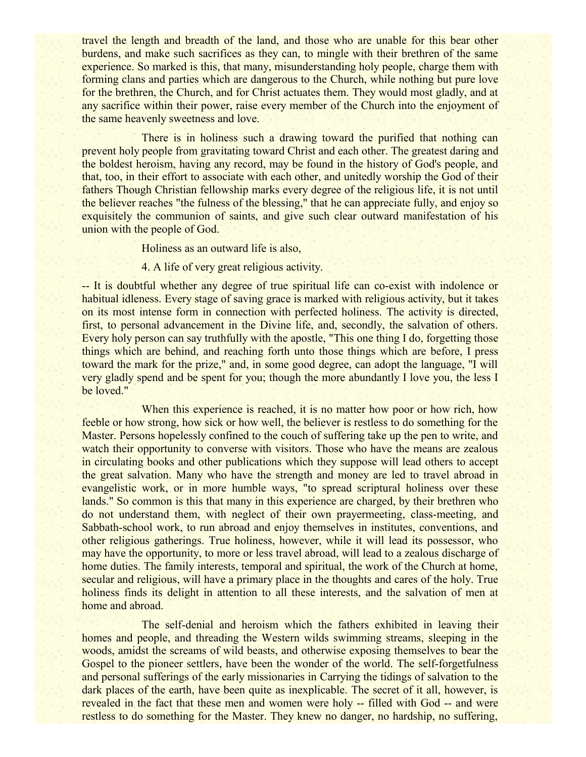travel the length and breadth of the land, and those who are unable for this bear other burdens, and make such sacrifices as they can, to mingle with their brethren of the same experience. So marked is this, that many, misunderstanding holy people, charge them with forming clans and parties which are dangerous to the Church, while nothing but pure love for the brethren, the Church, and for Christ actuates them. They would most gladly, and at any sacrifice within their power, raise every member of the Church into the enjoyment of the same heavenly sweetness and love.

There is in holiness such a drawing toward the purified that nothing can prevent holy people from gravitating toward Christ and each other. The greatest daring and the boldest heroism, having any record, may be found in the history of God's people, and that, too, in their effort to associate with each other, and unitedly worship the God of their fathers Though Christian fellowship marks every degree of the religious life, it is not until the believer reaches "the fulness of the blessing," that he can appreciate fully, and enjoy so exquisitely the communion of saints, and give such clear outward manifestation of his union with the people of God.

Holiness as an outward life is also,

4. A life of very great religious activity.

-- It is doubtful whether any degree of true spiritual life can co-exist with indolence or habitual idleness. Every stage of saving grace is marked with religious activity, but it takes on its most intense form in connection with perfected holiness. The activity is directed, first, to personal advancement in the Divine life, and, secondly, the salvation of others. Every holy person can say truthfully with the apostle, "This one thing I do, forgetting those things which are behind, and reaching forth unto those things which are before, I press toward the mark for the prize," and, in some good degree, can adopt the language, "I will very gladly spend and be spent for you; though the more abundantly I love you, the less I be loved."

When this experience is reached, it is no matter how poor or how rich, how feeble or how strong, how sick or how well, the believer is restless to do something for the Master. Persons hopelessly confined to the couch of suffering take up the pen to write, and watch their opportunity to converse with visitors. Those who have the means are zealous in circulating books and other publications which they suppose will lead others to accept the great salvation. Many who have the strength and money are led to travel abroad in evangelistic work, or in more humble ways, "to spread scriptural holiness over these lands." So common is this that many in this experience are charged, by their brethren who do not understand them, with neglect of their own prayermeeting, class-meeting, and Sabbath-school work, to run abroad and enjoy themselves in institutes, conventions, and other religious gatherings. True holiness, however, while it will lead its possessor, who may have the opportunity, to more or less travel abroad, will lead to a zealous discharge of home duties. The family interests, temporal and spiritual, the work of the Church at home, secular and religious, will have a primary place in the thoughts and cares of the holy. True holiness finds its delight in attention to all these interests, and the salvation of men at home and abroad.

The self-denial and heroism which the fathers exhibited in leaving their homes and people, and threading the Western wilds swimming streams, sleeping in the woods, amidst the screams of wild beasts, and otherwise exposing themselves to bear the Gospel to the pioneer settlers, have been the wonder of the world. The self-forgetfulness and personal sufferings of the early missionaries in Carrying the tidings of salvation to the dark places of the earth, have been quite as inexplicable. The secret of it all, however, is revealed in the fact that these men and women were holy -- filled with God -- and were restless to do something for the Master. They knew no danger, no hardship, no suffering,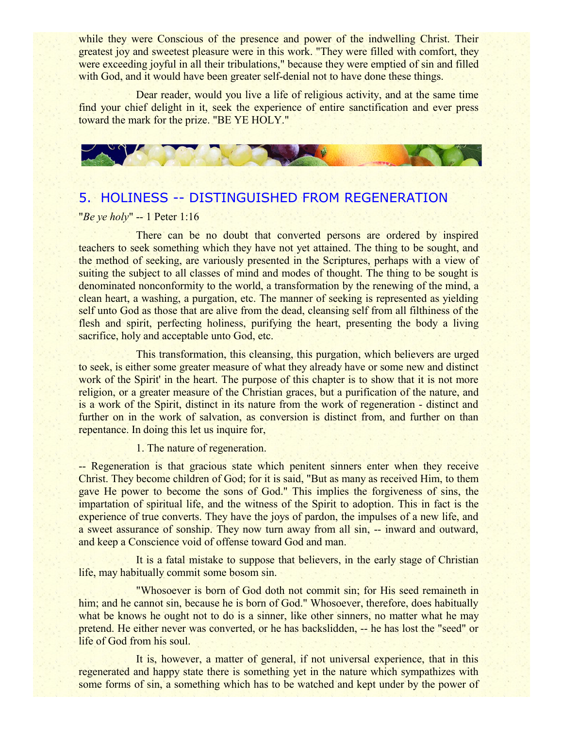while they were Conscious of the presence and power of the indwelling Christ. Their greatest joy and sweetest pleasure were in this work. "They were filled with comfort, they were exceeding joyful in all their tribulations," because they were emptied of sin and filled with God, and it would have been greater self-denial not to have done these things.

Dear reader, would you live a life of religious activity, and at the same time find your chief delight in it, seek the experience of entire sanctification and ever press toward the mark for the prize. "BE YE HOLY."

## 5. HOLINESS -- DISTINGUISHED FROM REGENERATION

"*Be ye holy*" -- 1 Peter 1:16

There can be no doubt that converted persons are ordered by inspired teachers to seek something which they have not yet attained. The thing to be sought, and the method of seeking, are variously presented in the Scriptures, perhaps with a view of suiting the subject to all classes of mind and modes of thought. The thing to be sought is denominated nonconformity to the world, a transformation by the renewing of the mind, a clean heart, a washing, a purgation, etc. The manner of seeking is represented as yielding self unto God as those that are alive from the dead, cleansing self from all filthiness of the flesh and spirit, perfecting holiness, purifying the heart, presenting the body a living sacrifice, holy and acceptable unto God, etc.

This transformation, this cleansing, this purgation, which believers are urged to seek, is either some greater measure of what they already have or some new and distinct work of the Spirit' in the heart. The purpose of this chapter is to show that it is not more religion, or a greater measure of the Christian graces, but a purification of the nature, and is a work of the Spirit, distinct in its nature from the work of regeneration - distinct and further on in the work of salvation, as conversion is distinct from, and further on than repentance. In doing this let us inquire for,

1. The nature of regeneration.

-- Regeneration is that gracious state which penitent sinners enter when they receive Christ. They become children of God; for it is said, "But as many as received Him, to them gave He power to become the sons of God." This implies the forgiveness of sins, the impartation of spiritual life, and the witness of the Spirit to adoption. This in fact is the experience of true converts. They have the joys of pardon, the impulses of a new life, and a sweet assurance of sonship. They now turn away from all sin, -- inward and outward, and keep a Conscience void of offense toward God and man.

It is a fatal mistake to suppose that believers, in the early stage of Christian life, may habitually commit some bosom sin.

"Whosoever is born of God doth not commit sin; for His seed remaineth in him; and he cannot sin, because he is born of God." Whosoever, therefore, does habitually what be knows he ought not to do is a sinner, like other sinners, no matter what he may pretend. He either never was converted, or he has backslidden, -- he has lost the "seed" or life of God from his soul.

It is, however, a matter of general, if not universal experience, that in this regenerated and happy state there is something yet in the nature which sympathizes with some forms of sin, a something which has to be watched and kept under by the power of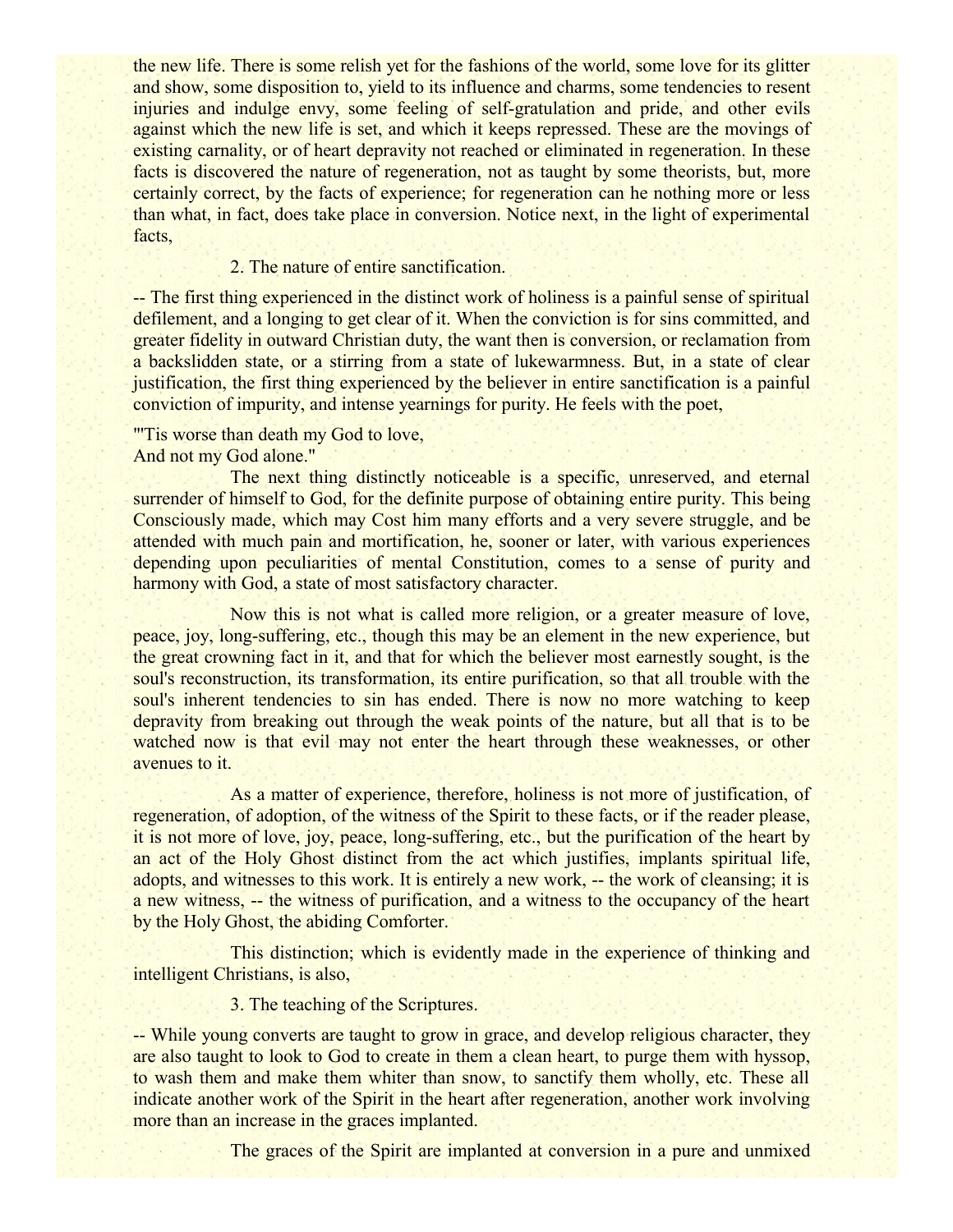the new life. There is some relish yet for the fashions of the world, some love for its glitter and show, some disposition to, yield to its influence and charms, some tendencies to resent injuries and indulge envy, some feeling of self-gratulation and pride, and other evils against which the new life is set, and which it keeps repressed. These are the movings of existing carnality, or of heart depravity not reached or eliminated in regeneration. In these facts is discovered the nature of regeneration, not as taught by some theorists, but, more certainly correct, by the facts of experience; for regeneration can he nothing more or less than what, in fact, does take place in conversion. Notice next, in the light of experimental facts,

2. The nature of entire sanctification.

-- The first thing experienced in the distinct work of holiness is a painful sense of spiritual defilement, and a longing to get clear of it. When the conviction is for sins committed, and greater fidelity in outward Christian duty, the want then is conversion, or reclamation from a backslidden state, or a stirring from a state of lukewarmness. But, in a state of clear justification, the first thing experienced by the believer in entire sanctification is a painful conviction of impurity, and intense yearnings for purity. He feels with the poet,

"'Tis worse than death my God to love,
And not my God alone."

The next thing distinctly noticeable is a specific, unreserved, and eternal surrender of himself to God, for the definite purpose of obtaining entire purity. This being Consciously made, which may Cost him many efforts and a very severe struggle, and be attended with much pain and mortification, he, sooner or later, with various experiences depending upon peculiarities of mental Constitution, comes to a sense of purity and harmony with God, a state of most satisfactory character.

Now this is not what is called more religion, or a greater measure of love, peace, joy, long-suffering, etc., though this may be an element in the new experience, but the great crowning fact in it, and that for which the believer most earnestly sought, is the soul's reconstruction, its transformation, its entire purification, so that all trouble with the soul's inherent tendencies to sin has ended. There is now no more watching to keep depravity from breaking out through the weak points of the nature, but all that is to be watched now is that evil may not enter the heart through these weaknesses, or other avenues to it.

As a matter of experience, therefore, holiness is not more of justification, of regeneration, of adoption, of the witness of the Spirit to these facts, or if the reader please, it is not more of love, joy, peace, long-suffering, etc., but the purification of the heart by an act of the Holy Ghost distinct from the act which justifies, implants spiritual life, adopts, and witnesses to this work. It is entirely a new work, -- the work of cleansing; it is a new witness, -- the witness of purification, and a witness to the occupancy of the heart by the Holy Ghost, the abiding Comforter.

This distinction; which is evidently made in the experience of thinking and intelligent Christians, is also,

3. The teaching of the Scriptures.

-- While young converts are taught to grow in grace, and develop religious character, they are also taught to look to God to create in them a clean heart, to purge them with hyssop, to wash them and make them whiter than snow, to sanctify them wholly, etc. These all indicate another work of the Spirit in the heart after regeneration, another work involving more than an increase in the graces implanted.

The graces of the Spirit are implanted at conversion in a pure and unmixed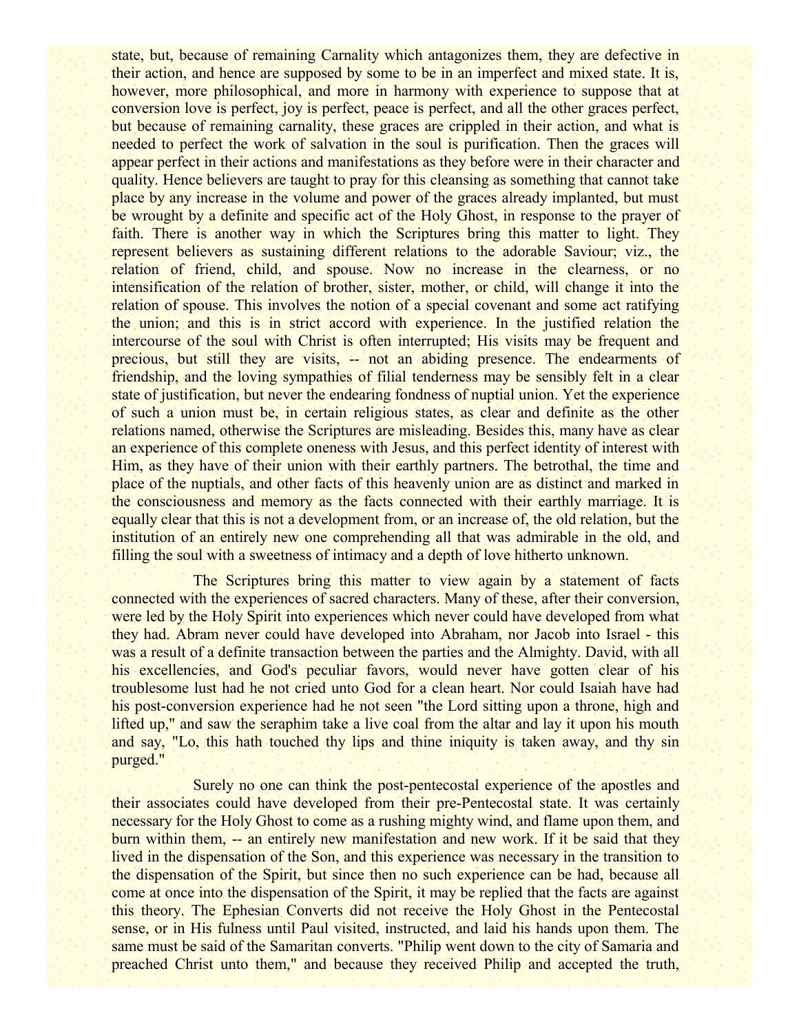state, but, because of remaining Carnality which antagonizes them, they are defective in their action, and hence are supposed by some to be in an imperfect and mixed state. It is, however, more philosophical, and more in harmony with experience to suppose that at conversion love is perfect, joy is perfect, peace is perfect, and all the other graces perfect, but because of remaining carnality, these graces are crippled in their action, and what is needed to perfect the work of salvation in the soul is purification. Then the graces will appear perfect in their actions and manifestations as they before were in their character and quality. Hence believers are taught to pray for this cleansing as something that cannot take place by any increase in the volume and power of the graces already implanted, but must be wrought by a definite and specific act of the Holy Ghost, in response to the prayer of faith. There is another way in which the Scriptures bring this matter to light. They represent believers as sustaining different relations to the adorable Saviour; viz., the relation of friend, child, and spouse. Now no increase in the clearness, or no intensification of the relation of brother, sister, mother, or child, will change it into the relation of spouse. This involves the notion of a special covenant and some act ratifying the union; and this is in strict accord with experience. In the justified relation the intercourse of the soul with Christ is often interrupted; His visits may be frequent and precious, but still they are visits, -- not an abiding presence. The endearments of friendship, and the loving sympathies of filial tenderness may be sensibly felt in a clear state of justification, but never the endearing fondness of nuptial union. Yet the experience of such a union must be, in certain religious states, as clear and definite as the other relations named, otherwise the Scriptures are misleading. Besides this, many have as clear an experience of this complete oneness with Jesus, and this perfect identity of interest with Him, as they have of their union with their earthly partners. The betrothal, the time and place of the nuptials, and other facts of this heavenly union are as distinct and marked in the consciousness and memory as the facts connected with their earthly marriage. It is equally clear that this is not a development from, or an increase of, the old relation, but the institution of an entirely new one comprehending all that was admirable in the old, and filling the soul with a sweetness of intimacy and a depth of love hitherto unknown.

The Scriptures bring this matter to view again by a statement of facts connected with the experiences of sacred characters. Many of these, after their conversion, were led by the Holy Spirit into experiences which never could have developed from what they had. Abram never could have developed into Abraham, nor Jacob into Israel - this was a result of a definite transaction between the parties and the Almighty. David, with all his excellencies, and God's peculiar favors, would never have gotten clear of his troublesome lust had he not cried unto God for a clean heart. Nor could Isaiah have had his post-conversion experience had he not seen "the Lord sitting upon a throne, high and lifted up," and saw the seraphim take a live coal from the altar and lay it upon his mouth and say, "Lo, this hath touched thy lips and thine iniquity is taken away, and thy sin purged."

Surely no one can think the post-pentecostal experience of the apostles and their associates could have developed from their pre-Pentecostal state. It was certainly necessary for the Holy Ghost to come as a rushing mighty wind, and flame upon them, and burn within them, -- an entirely new manifestation and new work. If it be said that they lived in the dispensation of the Son, and this experience was necessary in the transition to the dispensation of the Spirit, but since then no such experience can be had, because all come at once into the dispensation of the Spirit, it may be replied that the facts are against this theory. The Ephesian Converts did not receive the Holy Ghost in the Pentecostal sense, or in His fulness until Paul visited, instructed, and laid his hands upon them. The same must be said of the Samaritan converts. "Philip went down to the city of Samaria and preached Christ unto them," and because they received Philip and accepted the truth,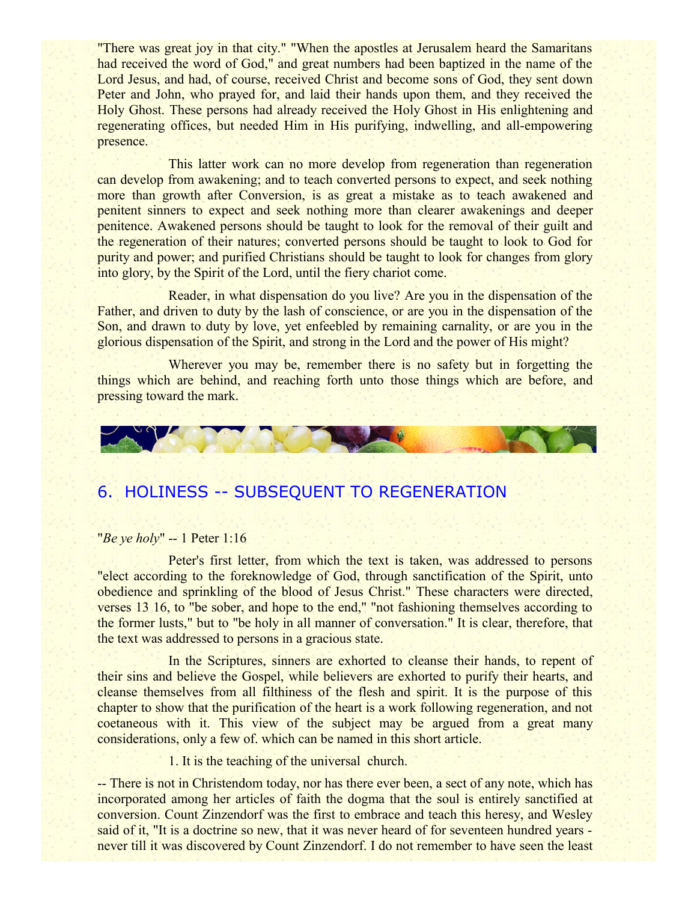"There was great joy in that city." "When the apostles at Jerusalem heard the Samaritans had received the word of God," and great numbers had been baptized in the name of the Lord Jesus, and had, of course, received Christ and become sons of God, they sent down Peter and John, who prayed for, and laid their hands upon them, and they received the Holy Ghost. These persons had already received the Holy Ghost in His enlightening and regenerating offices, but needed Him in His purifying, indwelling, and all-empowering presence.

This latter work can no more develop from regeneration than regeneration can develop from awakening; and to teach converted persons to expect, and seek nothing more than growth after Conversion, is as great a mistake as to teach awakened and penitent sinners to expect and seek nothing more than clearer awakenings and deeper penitence. Awakened persons should be taught to look for the removal of their guilt and the regeneration of their natures; converted persons should be taught to look to God for purity and power; and purified Christians should be taught to look for changes from glory into glory, by the Spirit of the Lord, until the fiery chariot come.

Reader, in what dispensation do you live? Are you in the dispensation of the Father, and driven to duty by the lash of conscience, or are you in the dispensation of the Son, and drawn to duty by love, yet enfeebled by remaining carnality, or are you in the glorious dispensation of the Spirit, and strong in the Lord and the power of His might?

Wherever you may be, remember there is no safety but in forgetting the things which are behind, and reaching forth unto those things which are before, and pressing toward the mark.

## 6. HOLINESS -- SUBSEQUENT TO REGENERATION

"*Be ye holy*" -- 1 Peter 1:16

Peter's first letter, from which the text is taken, was addressed to persons "elect according to the foreknowledge of God, through sanctification of the Spirit, unto obedience and sprinkling of the blood of Jesus Christ." These characters were directed, verses 13 16, to "be sober, and hope to the end," "not fashioning themselves according to the former lusts," but to "be holy in all manner of conversation." It is clear, therefore, that the text was addressed to persons in a gracious state.

In the Scriptures, sinners are exhorted to cleanse their hands, to repent of their sins and believe the Gospel, while believers are exhorted to purify their hearts, and cleanse themselves from all filthiness of the flesh and spirit. It is the purpose of this chapter to show that the purification of the heart is a work following regeneration, and not coetaneous with it. This view of the subject may be argued from a great many considerations, only a few of. which can be named in this short article.

1. It is the teaching of the universal church.

-- There is not in Christendom today, nor has there ever been, a sect of any note, which has incorporated among her articles of faith the dogma that the soul is entirely sanctified at conversion. Count Zinzendorf was the first to embrace and teach this heresy, and Wesley said of it, "It is a doctrine so new, that it was never heard of for seventeen hundred years - never till it was discovered by Count Zinzendorf. I do not remember to have seen the least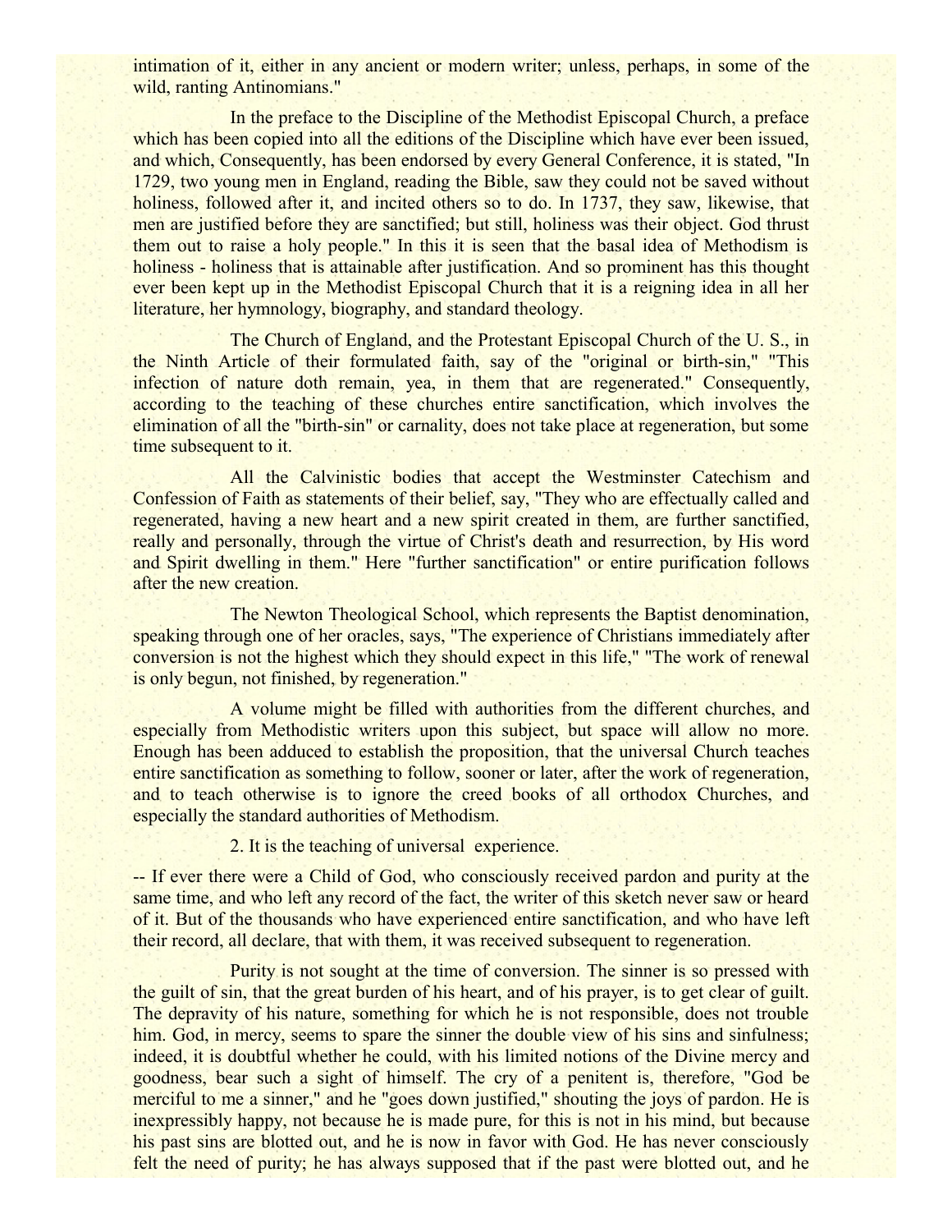intimation of it, either in any ancient or modern writer; unless, perhaps, in some of the wild, ranting Antinomians."

In the preface to the Discipline of the Methodist Episcopal Church, a preface which has been copied into all the editions of the Discipline which have ever been issued, and which, Consequently, has been endorsed by every General Conference, it is stated, "In 1729, two young men in England, reading the Bible, saw they could not be saved without holiness, followed after it, and incited others so to do. In 1737, they saw, likewise, that men are justified before they are sanctified; but still, holiness was their object. God thrust them out to raise a holy people." In this it is seen that the basal idea of Methodism is holiness - holiness that is attainable after justification. And so prominent has this thought ever been kept up in the Methodist Episcopal Church that it is a reigning idea in all her literature, her hymnology, biography, and standard theology.

The Church of England, and the Protestant Episcopal Church of the U. S., in the Ninth Article of their formulated faith, say of the "original or birth-sin," "This infection of nature doth remain, yea, in them that are regenerated." Consequently, according to the teaching of these churches entire sanctification, which involves the elimination of all the "birth-sin" or carnality, does not take place at regeneration, but some time subsequent to it.

All the Calvinistic bodies that accept the Westminster Catechism and Confession of Faith as statements of their belief, say, "They who are effectually called and regenerated, having a new heart and a new spirit created in them, are further sanctified, really and personally, through the virtue of Christ's death and resurrection, by His word and Spirit dwelling in them." Here "further sanctification" or entire purification follows after the new creation.

The Newton Theological School, which represents the Baptist denomination, speaking through one of her oracles, says, "The experience of Christians immediately after conversion is not the highest which they should expect in this life," "The work of renewal is only begun, not finished, by regeneration."

A volume might be filled with authorities from the different churches, and especially from Methodistic writers upon this subject, but space will allow no more. Enough has been adduced to establish the proposition, that the universal Church teaches entire sanctification as something to follow, sooner or later, after the work of regeneration, and to teach otherwise is to ignore the creed books of all orthodox Churches, and especially the standard authorities of Methodism.

2. It is the teaching of universal experience.

-- If ever there were a Child of God, who consciously received pardon and purity at the same time, and who left any record of the fact, the writer of this sketch never saw or heard of it. But of the thousands who have experienced entire sanctification, and who have left their record, all declare, that with them, it was received subsequent to regeneration.

Purity is not sought at the time of conversion. The sinner is so pressed with the guilt of sin, that the great burden of his heart, and of his prayer, is to get clear of guilt. The depravity of his nature, something for which he is not responsible, does not trouble him. God, in mercy, seems to spare the sinner the double view of his sins and sinfulness; indeed, it is doubtful whether he could, with his limited notions of the Divine mercy and goodness, bear such a sight of himself. The cry of a penitent is, therefore, "God be merciful to me a sinner," and he "goes down justified," shouting the joys of pardon. He is inexpressibly happy, not because he is made pure, for this is not in his mind, but because his past sins are blotted out, and he is now in favor with God. He has never consciously felt the need of purity; he has always supposed that if the past were blotted out, and he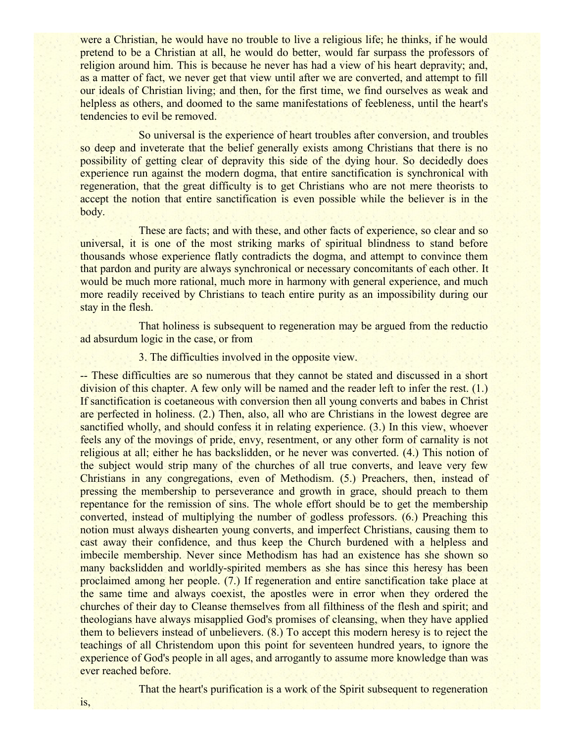were a Christian, he would have no trouble to live a religious life; he thinks, if he would pretend to be a Christian at all, he would do better, would far surpass the professors of religion around him. This is because he never has had a view of his heart depravity; and, as a matter of fact, we never get that view until after we are converted, and attempt to fill our ideals of Christian living; and then, for the first time, we find ourselves as weak and helpless as others, and doomed to the same manifestations of feebleness, until the heart's tendencies to evil be removed.

So universal is the experience of heart troubles after conversion, and troubles so deep and inveterate that the belief generally exists among Christians that there is no possibility of getting clear of depravity this side of the dying hour. So decidedly does experience run against the modern dogma, that entire sanctification is synchronical with regeneration, that the great difficulty is to get Christians who are not mere theorists to accept the notion that entire sanctification is even possible while the believer is in the body.

These are facts; and with these, and other facts of experience, so clear and so universal, it is one of the most striking marks of spiritual blindness to stand before thousands whose experience flatly contradicts the dogma, and attempt to convince them that pardon and purity are always synchronical or necessary concomitants of each other. It would be much more rational, much more in harmony with general experience, and much more readily received by Christians to teach entire purity as an impossibility during our stay in the flesh.

That holiness is subsequent to regeneration may be argued from the reductio ad absurdum logic in the case, or from

3. The difficulties involved in the opposite view.

-- These difficulties are so numerous that they cannot be stated and discussed in a short division of this chapter. A few only will be named and the reader left to infer the rest. (1.) If sanctification is coetaneous with conversion then all young converts and babes in Christ are perfected in holiness. (2.) Then, also, all who are Christians in the lowest degree are sanctified wholly, and should confess it in relating experience. (3.) In this view, whoever feels any of the movings of pride, envy, resentment, or any other form of carnality is not religious at all; either he has backslidden, or he never was converted. (4.) This notion of the subject would strip many of the churches of all true converts, and leave very few Christians in any congregations, even of Methodism. (5.) Preachers, then, instead of pressing the membership to perseverance and growth in grace, should preach to them repentance for the remission of sins. The whole effort should be to get the membership converted, instead of multiplying the number of godless professors. (6.) Preaching this notion must always dishearten young converts, and imperfect Christians, causing them to cast away their confidence, and thus keep the Church burdened with a helpless and imbecile membership. Never since Methodism has had an existence has she shown so many backslidden and worldly-spirited members as she has since this heresy has been proclaimed among her people. (7.) If regeneration and entire sanctification take place at the same time and always coexist, the apostles were in error when they ordered the churches of their day to Cleanse themselves from all filthiness of the flesh and spirit; and theologians have always misapplied God's promises of cleansing, when they have applied them to believers instead of unbelievers. (8.) To accept this modern heresy is to reject the teachings of all Christendom upon this point for seventeen hundred years, to ignore the experience of God's people in all ages, and arrogantly to assume more knowledge than was ever reached before.

That the heart's purification is a work of the Spirit subsequent to regeneration is,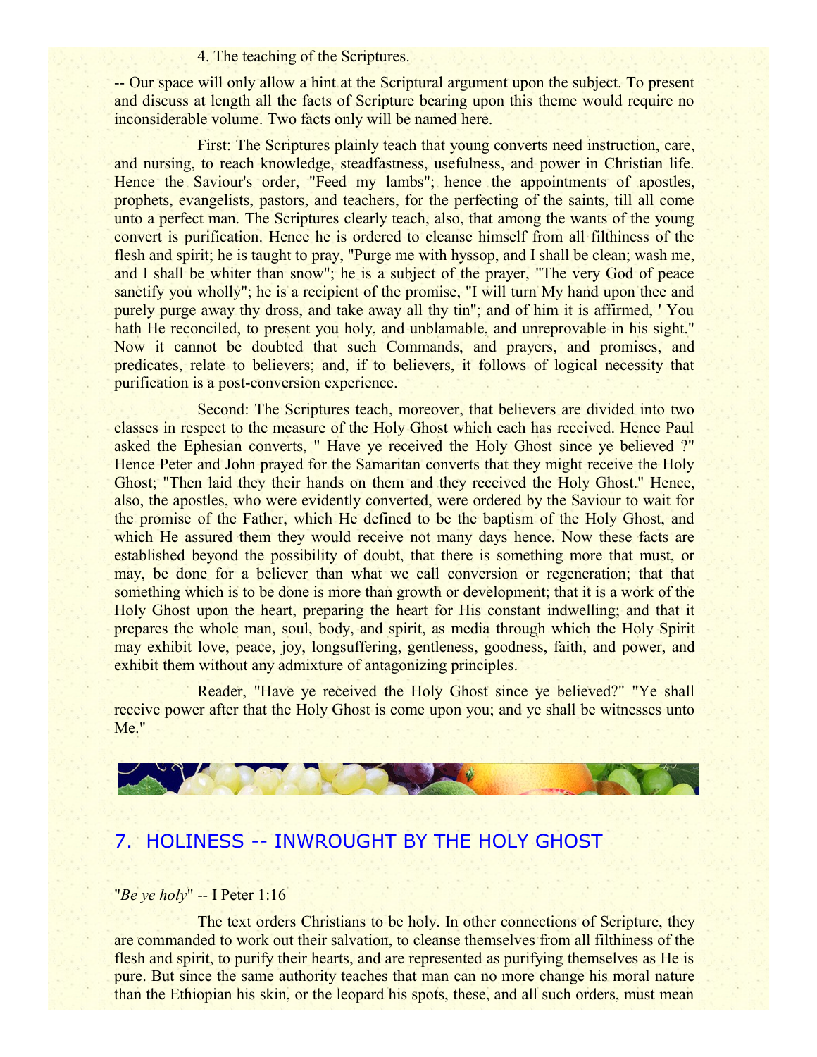4. The teaching of the Scriptures.

-- Our space will only allow a hint at the Scriptural argument upon the subject. To present and discuss at length all the facts of Scripture bearing upon this theme would require no inconsiderable volume. Two facts only will be named here.

First: The Scriptures plainly teach that young converts need instruction, care, and nursing, to reach knowledge, steadfastness, usefulness, and power in Christian life. Hence the Saviour's order, "Feed my lambs"; hence the appointments of apostles, prophets, evangelists, pastors, and teachers, for the perfecting of the saints, till all come unto a perfect man. The Scriptures clearly teach, also, that among the wants of the young convert is purification. Hence he is ordered to cleanse himself from all filthiness of the flesh and spirit; he is taught to pray, "Purge me with hyssop, and I shall be clean; wash me, and I shall be whiter than snow"; he is a subject of the prayer, "The very God of peace sanctify you wholly"; he is a recipient of the promise, "I will turn My hand upon thee and purely purge away thy dross, and take away all thy tin"; and of him it is affirmed, ' You hath He reconciled, to present you holy, and unblamable, and unreprovable in his sight." Now it cannot be doubted that such Commands, and prayers, and promises, and predicates, relate to believers; and, if to believers, it follows of logical necessity that purification is a post-conversion experience.

Second: The Scriptures teach, moreover, that believers are divided into two classes in respect to the measure of the Holy Ghost which each has received. Hence Paul asked the Ephesian converts, " Have ye received the Holy Ghost since ye believed ?" Hence Peter and John prayed for the Samaritan converts that they might receive the Holy Ghost; "Then laid they their hands on them and they received the Holy Ghost." Hence, also, the apostles, who were evidently converted, were ordered by the Saviour to wait for the promise of the Father, which He defined to be the baptism of the Holy Ghost, and which He assured them they would receive not many days hence. Now these facts are established beyond the possibility of doubt, that there is something more that must, or may, be done for a believer than what we call conversion or regeneration; that that something which is to be done is more than growth or development; that it is a work of the Holy Ghost upon the heart, preparing the heart for His constant indwelling; and that it prepares the whole man, soul, body, and spirit, as media through which the Holy Spirit may exhibit love, peace, joy, longsuffering, gentleness, goodness, faith, and power, and exhibit them without any admixture of antagonizing principles.

Reader, "Have ye received the Holy Ghost since ye believed?" "Ye shall receive power after that the Holy Ghost is come upon you; and ye shall be witnesses unto Me."

## 7. HOLINESS -- INWROUGHT BY THE HOLY GHOST

"*Be ye holy*" -- I Peter 1:16

The text orders Christians to be holy. In other connections of Scripture, they are commanded to work out their salvation, to cleanse themselves from all filthiness of the flesh and spirit, to purify their hearts, and are represented as purifying themselves as He is pure. But since the same authority teaches that man can no more change his moral nature than the Ethiopian his skin, or the leopard his spots, these, and all such orders, must mean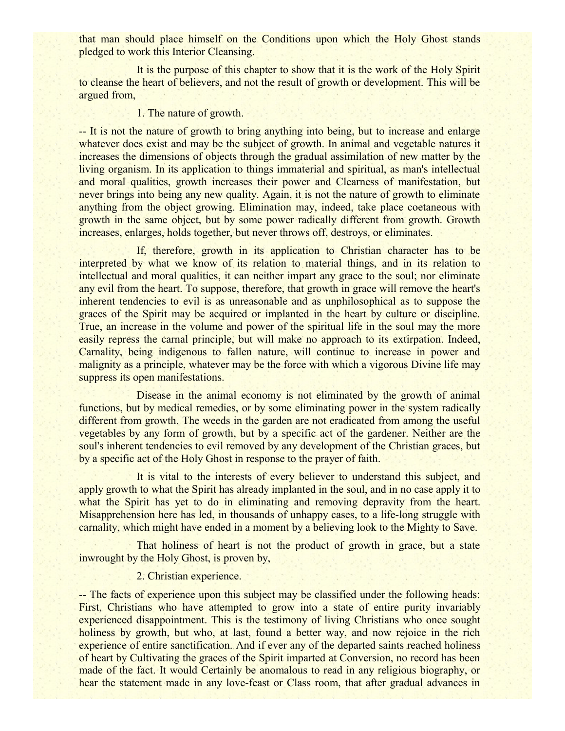that man should place himself on the Conditions upon which the Holy Ghost stands pledged to work this Interior Cleansing.

It is the purpose of this chapter to show that it is the work of the Holy Spirit to cleanse the heart of believers, and not the result of growth or development. This will be argued from,

1. The nature of growth.

-- It is not the nature of growth to bring anything into being, but to increase and enlarge whatever does exist and may be the subject of growth. In animal and vegetable natures it increases the dimensions of objects through the gradual assimilation of new matter by the living organism. In its application to things immaterial and spiritual, as man's intellectual and moral qualities, growth increases their power and Clearness of manifestation, but never brings into being any new quality. Again, it is not the nature of growth to eliminate anything from the object growing. Elimination may, indeed, take place coetaneous with growth in the same object, but by some power radically different from growth. Growth increases, enlarges, holds together, but never throws off, destroys, or eliminates.

If, therefore, growth in its application to Christian character has to be interpreted by what we know of its relation to material things, and in its relation to intellectual and moral qualities, it can neither impart any grace to the soul; nor eliminate any evil from the heart. To suppose, therefore, that growth in grace will remove the heart's inherent tendencies to evil is as unreasonable and as unphilosophical as to suppose the graces of the Spirit may be acquired or implanted in the heart by culture or discipline. True, an increase in the volume and power of the spiritual life in the soul may the more easily repress the carnal principle, but will make no approach to its extirpation. Indeed, Carnality, being indigenous to fallen nature, will continue to increase in power and malignity as a principle, whatever may be the force with which a vigorous Divine life may suppress its open manifestations.

Disease in the animal economy is not eliminated by the growth of animal functions, but by medical remedies, or by some eliminating power in the system radically different from growth. The weeds in the garden are not eradicated from among the useful vegetables by any form of growth, but by a specific act of the gardener. Neither are the soul's inherent tendencies to evil removed by any development of the Christian graces, but by a specific act of the Holy Ghost in response to the prayer of faith.

It is vital to the interests of every believer to understand this subject, and apply growth to what the Spirit has already implanted in the soul, and in no case apply it to what the Spirit has yet to do in eliminating and removing depravity from the heart. Misapprehension here has led, in thousands of unhappy cases, to a life-long struggle with carnality, which might have ended in a moment by a believing look to the Mighty to Save.

That holiness of heart is not the product of growth in grace, but a state inwrought by the Holy Ghost, is proven by,

2. Christian experience.

-- The facts of experience upon this subject may be classified under the following heads: First, Christians who have attempted to grow into a state of entire purity invariably experienced disappointment. This is the testimony of living Christians who once sought holiness by growth, but who, at last, found a better way, and now rejoice in the rich experience of entire sanctification. And if ever any of the departed saints reached holiness of heart by Cultivating the graces of the Spirit imparted at Conversion, no record has been made of the fact. It would Certainly be anomalous to read in any religious biography, or hear the statement made in any love-feast or Class room, that after gradual advances in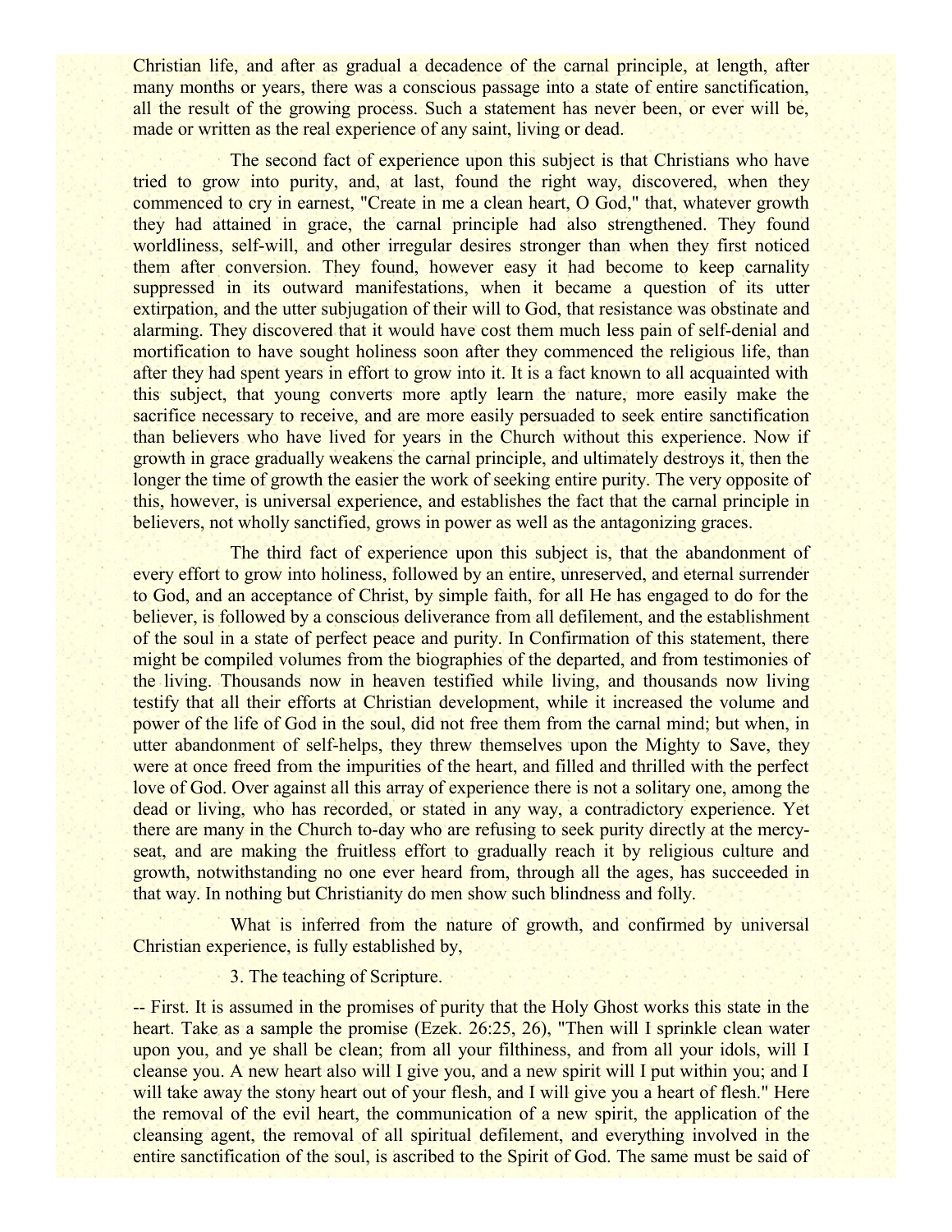Christian life, and after as gradual a decadence of the carnal principle, at length, after many months or years, there was a conscious passage into a state of entire sanctification, all the result of the growing process. Such a statement has never been, or ever will be, made or written as the real experience of any saint, living or dead.

The second fact of experience upon this subject is that Christians who have tried to grow into purity, and, at last, found the right way, discovered, when they commenced to cry in earnest, "Create in me a clean heart, O God," that, whatever growth they had attained in grace, the carnal principle had also strengthened. They found worldliness, self-will, and other irregular desires stronger than when they first noticed them after conversion. They found, however easy it had become to keep carnality suppressed in its outward manifestations, when it became a question of its utter extirpation, and the utter subjugation of their will to God, that resistance was obstinate and alarming. They discovered that it would have cost them much less pain of self-denial and mortification to have sought holiness soon after they commenced the religious life, than after they had spent years in effort to grow into it. It is a fact known to all acquainted with this subject, that young converts more aptly learn the nature, more easily make the sacrifice necessary to receive, and are more easily persuaded to seek entire sanctification than believers who have lived for years in the Church without this experience. Now if growth in grace gradually weakens the carnal principle, and ultimately destroys it, then the longer the time of growth the easier the work of seeking entire purity. The very opposite of this, however, is universal experience, and establishes the fact that the carnal principle in believers, not wholly sanctified, grows in power as well as the antagonizing graces.

The third fact of experience upon this subject is, that the abandonment of every effort to grow into holiness, followed by an entire, unreserved, and eternal surrender to God, and an acceptance of Christ, by simple faith, for all He has engaged to do for the believer, is followed by a conscious deliverance from all defilement, and the establishment of the soul in a state of perfect peace and purity. In Confirmation of this statement, there might be compiled volumes from the biographies of the departed, and from testimonies of the living. Thousands now in heaven testified while living, and thousands now living testify that all their efforts at Christian development, while it increased the volume and power of the life of God in the soul, did not free them from the carnal mind; but when, in utter abandonment of self-helps, they threw themselves upon the Mighty to Save, they were at once freed from the impurities of the heart, and filled and thrilled with the perfect love of God. Over against all this array of experience there is not a solitary one, among the dead or living, who has recorded, or stated in any way, a contradictory experience. Yet there are many in the Church to-day who are refusing to seek purity directly at the mercy-seat, and are making the fruitless effort to gradually reach it by religious culture and growth, notwithstanding no one ever heard from, through all the ages, has succeeded in that way. In nothing but Christianity do men show such blindness and folly.

What is inferred from the nature of growth, and confirmed by universal Christian experience, is fully established by,

3. The teaching of Scripture.

-- First. It is assumed in the promises of purity that the Holy Ghost works this state in the heart. Take as a sample the promise (Ezek. 26:25, 26), "Then will I sprinkle clean water upon you, and ye shall be clean; from all your filthiness, and from all your idols, will I cleanse you. A new heart also will I give you, and a new spirit will I put within you; and I will take away the stony heart out of your flesh, and I will give you a heart of flesh." Here the removal of the evil heart, the communication of a new spirit, the application of the cleansing agent, the removal of all spiritual defilement, and everything involved in the entire sanctification of the soul, is ascribed to the Spirit of God. The same must be said of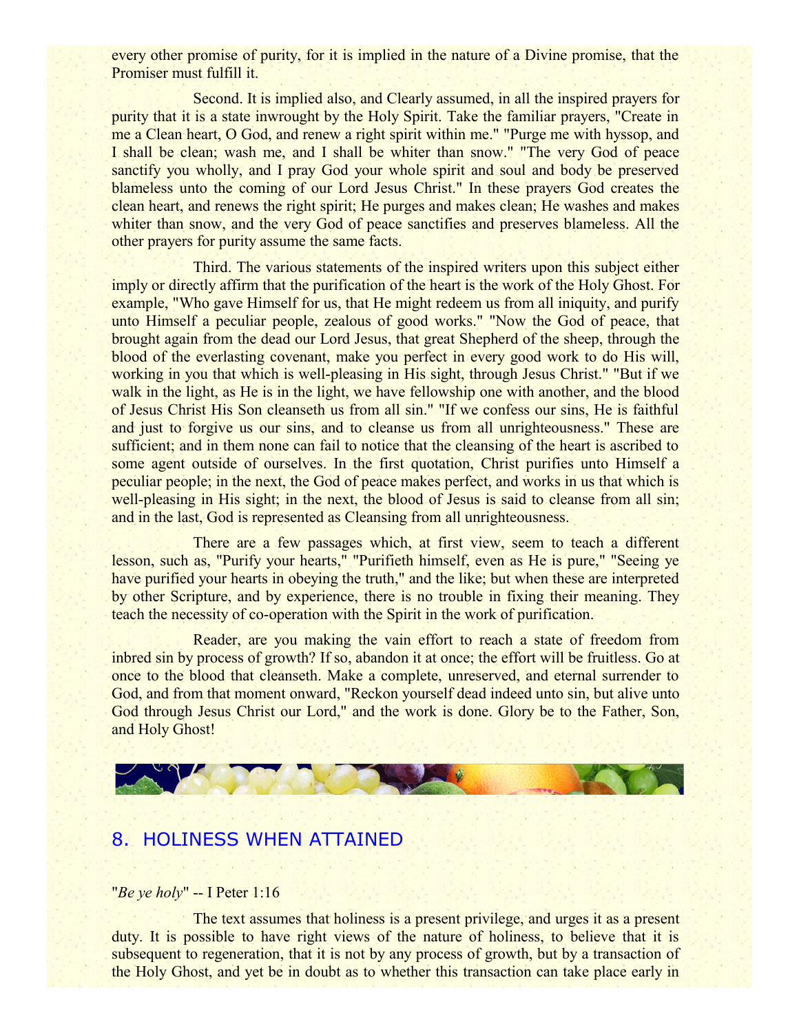every other promise of purity, for it is implied in the nature of a Divine promise, that the Promiser must fulfill it.

Second. It is implied also, and Clearly assumed, in all the inspired prayers for purity that it is a state inwrought by the Holy Spirit. Take the familiar prayers, "Create in me a Clean heart, O God, and renew a right spirit within me." "Purge me with hyssop, and I shall be clean; wash me, and I shall be whiter than snow." "The very God of peace sanctify you wholly, and I pray God your whole spirit and soul and body be preserved blameless unto the coming of our Lord Jesus Christ." In these prayers God creates the clean heart, and renews the right spirit; He purges and makes clean; He washes and makes whiter than snow, and the very God of peace sanctifies and preserves blameless. All the other prayers for purity assume the same facts.

Third. The various statements of the inspired writers upon this subject either imply or directly affirm that the purification of the heart is the work of the Holy Ghost. For example, "Who gave Himself for us, that He might redeem us from all iniquity, and purify unto Himself a peculiar people, zealous of good works." "Now the God of peace, that brought again from the dead our Lord Jesus, that great Shepherd of the sheep, through the blood of the everlasting covenant, make you perfect in every good work to do His will, working in you that which is well-pleasing in His sight, through Jesus Christ." "But if we walk in the light, as He is in the light, we have fellowship one with another, and the blood of Jesus Christ His Son cleanseth us from all sin." "If we confess our sins, He is faithful and just to forgive us our sins, and to cleanse us from all unrighteousness." These are sufficient; and in them none can fail to notice that the cleansing of the heart is ascribed to some agent outside of ourselves. In the first quotation, Christ purifies unto Himself a peculiar people; in the next, the God of peace makes perfect, and works in us that which is well-pleasing in His sight; in the next, the blood of Jesus is said to cleanse from all sin; and in the last, God is represented as Cleansing from all unrighteousness.

There are a few passages which, at first view, seem to teach a different lesson, such as, "Purify your hearts," "Purifieth himself, even as He is pure," "Seeing ye have purified your hearts in obeying the truth," and the like; but when these are interpreted by other Scripture, and by experience, there is no trouble in fixing their meaning. They teach the necessity of co-operation with the Spirit in the work of purification.

Reader, are you making the vain effort to reach a state of freedom from inbred sin by process of growth? If so, abandon it at once; the effort will be fruitless. Go at once to the blood that cleanseth. Make a complete, unreserved, and eternal surrender to God, and from that moment onward, "Reckon yourself dead indeed unto sin, but alive unto God through Jesus Christ our Lord," and the work is done. Glory be to the Father, Son, and Holy Ghost!

## 8. HOLINESS WHEN ATTAINED

"*Be ye holy*" -- I Peter 1:16

The text assumes that holiness is a present privilege, and urges it as a present duty. It is possible to have right views of the nature of holiness, to believe that it is subsequent to regeneration, that it is not by any process of growth, but by a transaction of the Holy Ghost, and yet be in doubt as to whether this transaction can take place early in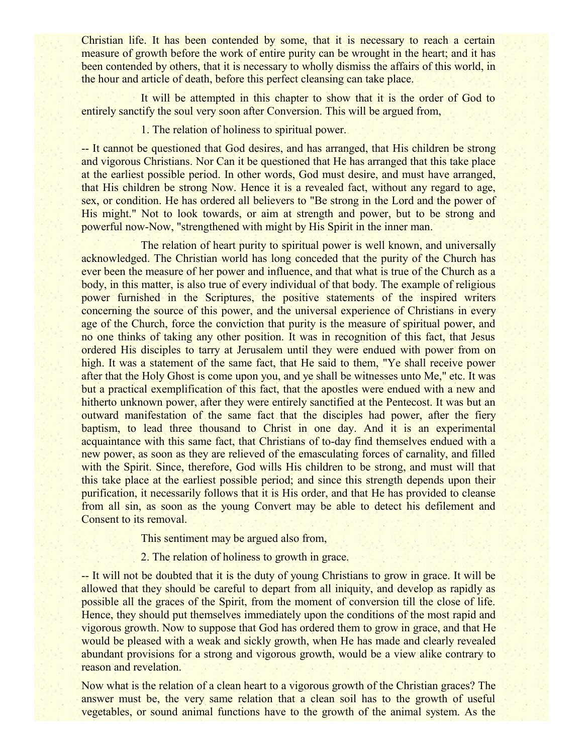Christian life. It has been contended by some, that it is necessary to reach a certain measure of growth before the work of entire purity can be wrought in the heart; and it has been contended by others, that it is necessary to wholly dismiss the affairs of this world, in the hour and article of death, before this perfect cleansing can take place.

It will be attempted in this chapter to show that it is the order of God to entirely sanctify the soul very soon after Conversion. This will be argued from,

1. The relation of holiness to spiritual power.

-- It cannot be questioned that God desires, and has arranged, that His children be strong and vigorous Christians. Nor Can it be questioned that He has arranged that this take place at the earliest possible period. In other words, God must desire, and must have arranged, that His children be strong Now. Hence it is a revealed fact, without any regard to age, sex, or condition. He has ordered all believers to "Be strong in the Lord and the power of His might." Not to look towards, or aim at strength and power, but to be strong and powerful now-Now, "strengthened with might by His Spirit in the inner man.

The relation of heart purity to spiritual power is well known, and universally acknowledged. The Christian world has long conceded that the purity of the Church has ever been the measure of her power and influence, and that what is true of the Church as a body, in this matter, is also true of every individual of that body. The example of religious power furnished in the Scriptures, the positive statements of the inspired writers concerning the source of this power, and the universal experience of Christians in every age of the Church, force the conviction that purity is the measure of spiritual power, and no one thinks of taking any other position. It was in recognition of this fact, that Jesus ordered His disciples to tarry at Jerusalem until they were endued with power from on high. It was a statement of the same fact, that He said to them, "Ye shall receive power after that the Holy Ghost is come upon you, and ye shall be witnesses unto Me," etc. It was but a practical exemplification of this fact, that the apostles were endued with a new and hitherto unknown power, after they were entirely sanctified at the Pentecost. It was but an outward manifestation of the same fact that the disciples had power, after the fiery baptism, to lead three thousand to Christ in one day. And it is an experimental acquaintance with this same fact, that Christians of to-day find themselves endued with a new power, as soon as they are relieved of the emasculating forces of carnality, and filled with the Spirit. Since, therefore, God wills His children to be strong, and must will that this take place at the earliest possible period; and since this strength depends upon their purification, it necessarily follows that it is His order, and that He has provided to cleanse from all sin, as soon as the young Convert may be able to detect his defilement and Consent to its removal.

This sentiment may be argued also from,

2. The relation of holiness to growth in grace.

-- It will not be doubted that it is the duty of young Christians to grow in grace. It will be allowed that they should be careful to depart from all iniquity, and develop as rapidly as possible all the graces of the Spirit, from the moment of conversion till the close of life. Hence, they should put themselves immediately upon the conditions of the most rapid and vigorous growth. Now to suppose that God has ordered them to grow in grace, and that He would be pleased with a weak and sickly growth, when He has made and clearly revealed abundant provisions for a strong and vigorous growth, would be a view alike contrary to reason and revelation.

Now what is the relation of a clean heart to a vigorous growth of the Christian graces? The answer must be, the very same relation that a clean soil has to the growth of useful vegetables, or sound animal functions have to the growth of the animal system. As the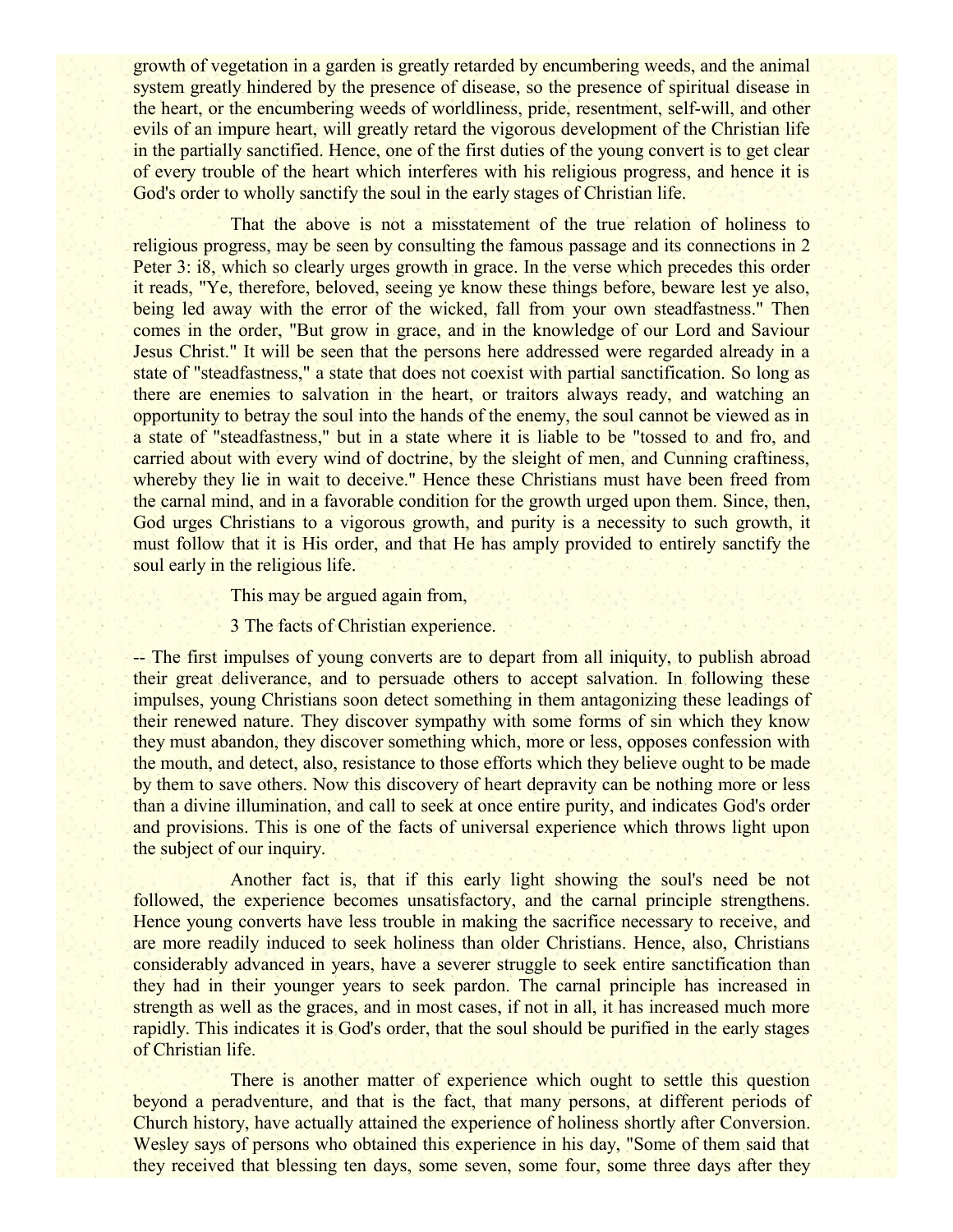growth of vegetation in a garden is greatly retarded by encumbering weeds, and the animal system greatly hindered by the presence of disease, so the presence of spiritual disease in the heart, or the encumbering weeds of worldliness, pride, resentment, self-will, and other evils of an impure heart, will greatly retard the vigorous development of the Christian life in the partially sanctified. Hence, one of the first duties of the young convert is to get clear of every trouble of the heart which interferes with his religious progress, and hence it is God's order to wholly sanctify the soul in the early stages of Christian life.

That the above is not a misstatement of the true relation of holiness to religious progress, may be seen by consulting the famous passage and its connections in 2 Peter 3: i8, which so clearly urges growth in grace. In the verse which precedes this order it reads, "Ye, therefore, beloved, seeing ye know these things before, beware lest ye also, being led away with the error of the wicked, fall from your own steadfastness." Then comes in the order, "But grow in grace, and in the knowledge of our Lord and Saviour Jesus Christ." It will be seen that the persons here addressed were regarded already in a state of "steadfastness," a state that does not coexist with partial sanctification. So long as there are enemies to salvation in the heart, or traitors always ready, and watching an opportunity to betray the soul into the hands of the enemy, the soul cannot be viewed as in a state of "steadfastness," but in a state where it is liable to be "tossed to and fro, and carried about with every wind of doctrine, by the sleight of men, and Cunning craftiness, whereby they lie in wait to deceive." Hence these Christians must have been freed from the carnal mind, and in a favorable condition for the growth urged upon them. Since, then, God urges Christians to a vigorous growth, and purity is a necessity to such growth, it must follow that it is His order, and that He has amply provided to entirely sanctify the soul early in the religious life.

This may be argued again from,

3 The facts of Christian experience.

-- The first impulses of young converts are to depart from all iniquity, to publish abroad their great deliverance, and to persuade others to accept salvation. In following these impulses, young Christians soon detect something in them antagonizing these leadings of their renewed nature. They discover sympathy with some forms of sin which they know they must abandon, they discover something which, more or less, opposes confession with the mouth, and detect, also, resistance to those efforts which they believe ought to be made by them to save others. Now this discovery of heart depravity can be nothing more or less than a divine illumination, and call to seek at once entire purity, and indicates God's order and provisions. This is one of the facts of universal experience which throws light upon the subject of our inquiry.

Another fact is, that if this early light showing the soul's need be not followed, the experience becomes unsatisfactory, and the carnal principle strengthens. Hence young converts have less trouble in making the sacrifice necessary to receive, and are more readily induced to seek holiness than older Christians. Hence, also, Christians considerably advanced in years, have a severer struggle to seek entire sanctification than they had in their younger years to seek pardon. The carnal principle has increased in strength as well as the graces, and in most cases, if not in all, it has increased much more rapidly. This indicates it is God's order, that the soul should be purified in the early stages of Christian life.

There is another matter of experience which ought to settle this question beyond a peradventure, and that is the fact, that many persons, at different periods of Church history, have actually attained the experience of holiness shortly after Conversion. Wesley says of persons who obtained this experience in his day, "Some of them said that they received that blessing ten days, some seven, some four, some three days after they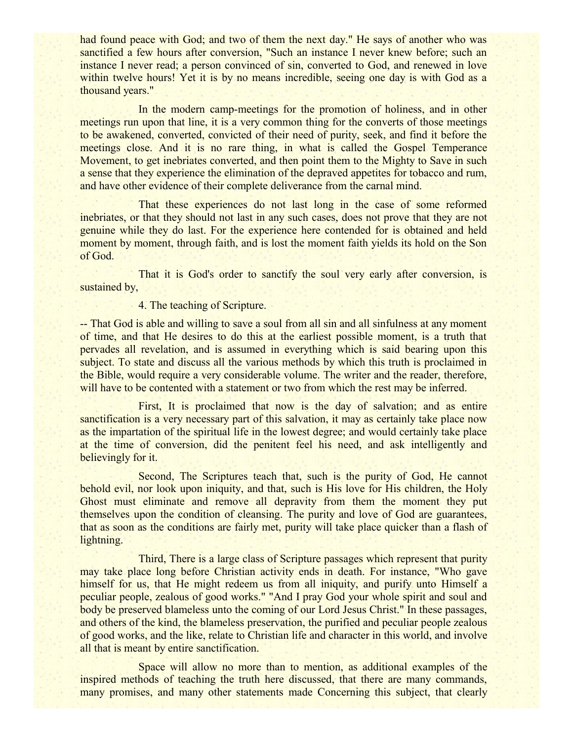had found peace with God; and two of them the next day." He says of another who was sanctified a few hours after conversion, "Such an instance I never knew before; such an instance I never read; a person convinced of sin, converted to God, and renewed in love within twelve hours! Yet it is by no means incredible, seeing one day is with God as a thousand years."

In the modern camp-meetings for the promotion of holiness, and in other meetings run upon that line, it is a very common thing for the converts of those meetings to be awakened, converted, convicted of their need of purity, seek, and find it before the meetings close. And it is no rare thing, in what is called the Gospel Temperance Movement, to get inebriates converted, and then point them to the Mighty to Save in such a sense that they experience the elimination of the depraved appetites for tobacco and rum, and have other evidence of their complete deliverance from the carnal mind.

That these experiences do not last long in the case of some reformed inebriates, or that they should not last in any such cases, does not prove that they are not genuine while they do last. For the experience here contended for is obtained and held moment by moment, through faith, and is lost the moment faith yields its hold on the Son of God.

That it is God's order to sanctify the soul very early after conversion, is sustained by,

4. The teaching of Scripture.

-- That God is able and willing to save a soul from all sin and all sinfulness at any moment of time, and that He desires to do this at the earliest possible moment, is a truth that pervades all revelation, and is assumed in everything which is said bearing upon this subject. To state and discuss all the various methods by which this truth is proclaimed in the Bible, would require a very considerable volume. The writer and the reader, therefore, will have to be contented with a statement or two from which the rest may be inferred.

First, It is proclaimed that now is the day of salvation; and as entire sanctification is a very necessary part of this salvation, it may as certainly take place now as the impartation of the spiritual life in the lowest degree; and would certainly take place at the time of conversion, did the penitent feel his need, and ask intelligently and believingly for it.

Second, The Scriptures teach that, such is the purity of God, He cannot behold evil, nor look upon iniquity, and that, such is His love for His children, the Holy Ghost must eliminate and remove all depravity from them the moment they put themselves upon the condition of cleansing. The purity and love of God are guarantees, that as soon as the conditions are fairly met, purity will take place quicker than a flash of lightning.

Third, There is a large class of Scripture passages which represent that purity may take place long before Christian activity ends in death. For instance, "Who gave himself for us, that He might redeem us from all iniquity, and purify unto Himself a peculiar people, zealous of good works." "And I pray God your whole spirit and soul and body be preserved blameless unto the coming of our Lord Jesus Christ." In these passages, and others of the kind, the blameless preservation, the purified and peculiar people zealous of good works, and the like, relate to Christian life and character in this world, and involve all that is meant by entire sanctification.

Space will allow no more than to mention, as additional examples of the inspired methods of teaching the truth here discussed, that there are many commands, many promises, and many other statements made Concerning this subject, that clearly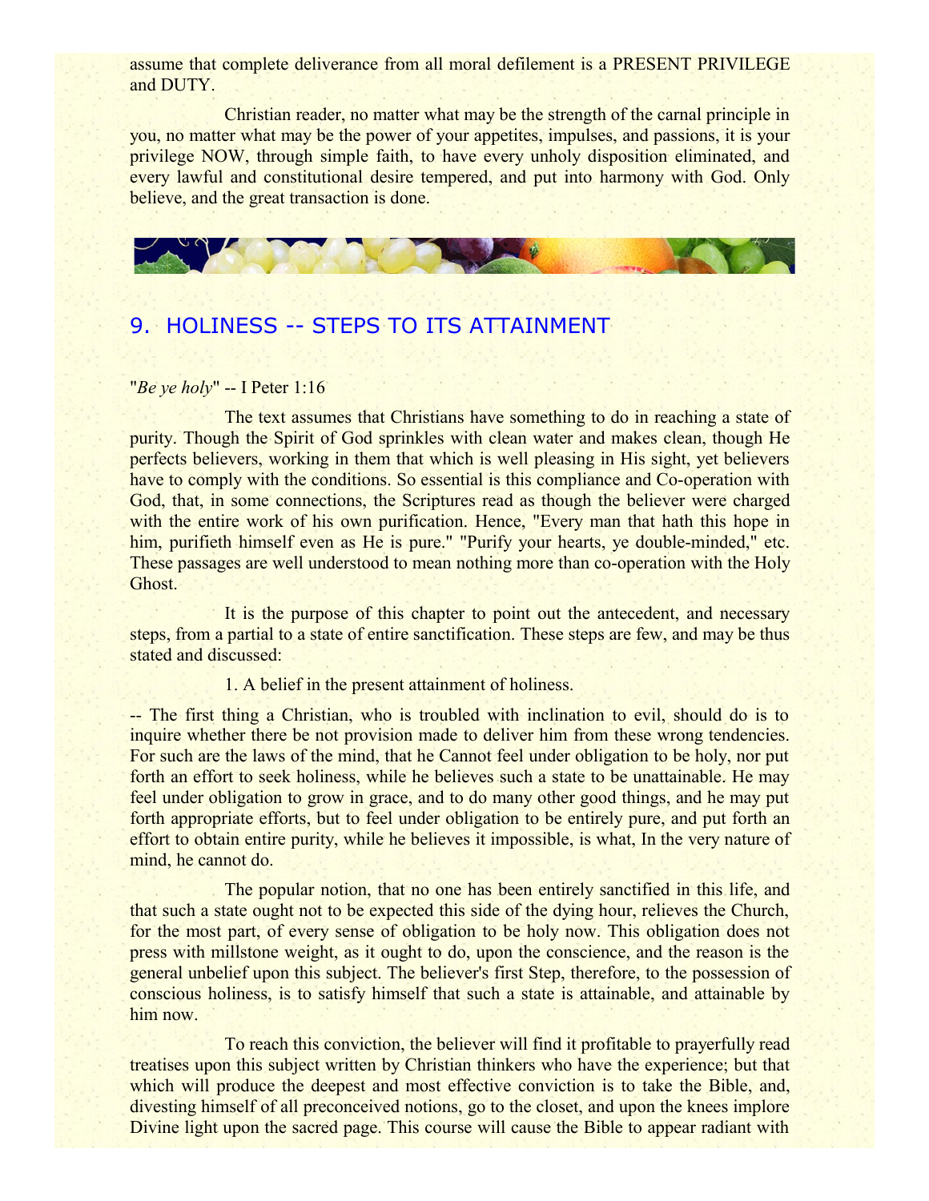assume that complete deliverance from all moral defilement is a PRESENT PRIVILEGE and DUTY.

Christian reader, no matter what may be the strength of the carnal principle in you, no matter what may be the power of your appetites, impulses, and passions, it is your privilege NOW, through simple faith, to have every unholy disposition eliminated, and every lawful and constitutional desire tempered, and put into harmony with God. Only believe, and the great transaction is done.

## 9. HOLINESS -- STEPS TO ITS ATTAINMENT

"*Be ye holy*" -- I Peter 1:16

The text assumes that Christians have something to do in reaching a state of purity. Though the Spirit of God sprinkles with clean water and makes clean, though He perfects believers, working in them that which is well pleasing in His sight, yet believers have to comply with the conditions. So essential is this compliance and Co-operation with God, that, in some connections, the Scriptures read as though the believer were charged with the entire work of his own purification. Hence, "Every man that hath this hope in him, purifieth himself even as He is pure." "Purify your hearts, ye double-minded," etc. These passages are well understood to mean nothing more than co-operation with the Holy Ghost.

It is the purpose of this chapter to point out the antecedent, and necessary steps, from a partial to a state of entire sanctification. These steps are few, and may be thus stated and discussed:

1. A belief in the present attainment of holiness.

-- The first thing a Christian, who is troubled with inclination to evil, should do is to inquire whether there be not provision made to deliver him from these wrong tendencies. For such are the laws of the mind, that he Cannot feel under obligation to be holy, nor put forth an effort to seek holiness, while he believes such a state to be unattainable. He may feel under obligation to grow in grace, and to do many other good things, and he may put forth appropriate efforts, but to feel under obligation to be entirely pure, and put forth an effort to obtain entire purity, while he believes it impossible, is what, In the very nature of mind, he cannot do.

The popular notion, that no one has been entirely sanctified in this life, and that such a state ought not to be expected this side of the dying hour, relieves the Church, for the most part, of every sense of obligation to be holy now. This obligation does not press with millstone weight, as it ought to do, upon the conscience, and the reason is the general unbelief upon this subject. The believer's first Step, therefore, to the possession of conscious holiness, is to satisfy himself that such a state is attainable, and attainable by him now.

To reach this conviction, the believer will find it profitable to prayerfully read treatises upon this subject written by Christian thinkers who have the experience; but that which will produce the deepest and most effective conviction is to take the Bible, and, divesting himself of all preconceived notions, go to the closet, and upon the knees implore Divine light upon the sacred page. This course will cause the Bible to appear radiant with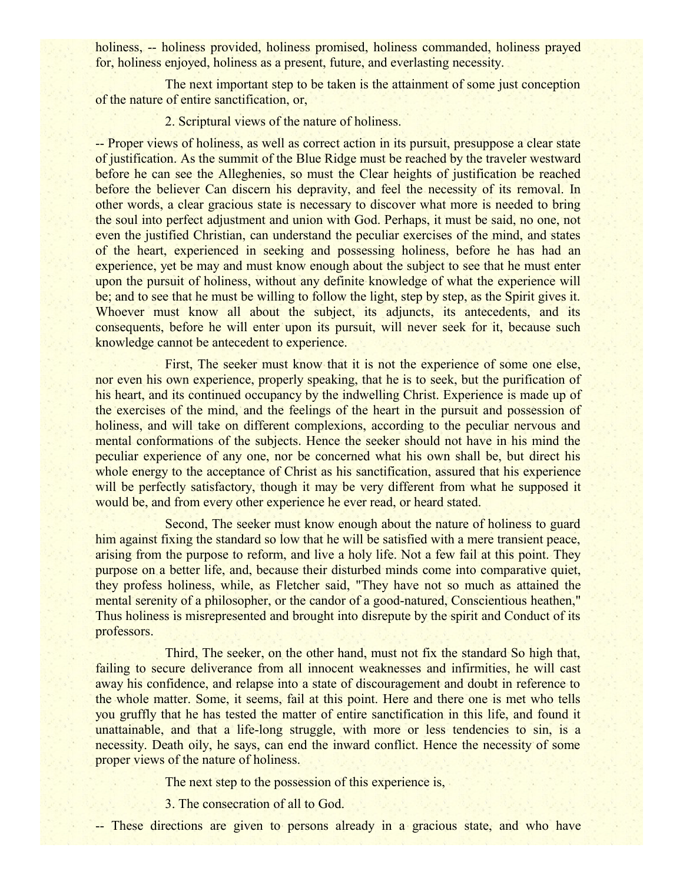holiness, -- holiness provided, holiness promised, holiness commanded, holiness prayed for, holiness enjoyed, holiness as a present, future, and everlasting necessity.

The next important step to be taken is the attainment of some just conception of the nature of entire sanctification, or,

2. Scriptural views of the nature of holiness.

-- Proper views of holiness, as well as correct action in its pursuit, presuppose a clear state of justification. As the summit of the Blue Ridge must be reached by the traveler westward before he can see the Alleghenies, so must the Clear heights of justification be reached before the believer Can discern his depravity, and feel the necessity of its removal. In other words, a clear gracious state is necessary to discover what more is needed to bring the soul into perfect adjustment and union with God. Perhaps, it must be said, no one, not even the justified Christian, can understand the peculiar exercises of the mind, and states of the heart, experienced in seeking and possessing holiness, before he has had an experience, yet be may and must know enough about the subject to see that he must enter upon the pursuit of holiness, without any definite knowledge of what the experience will be; and to see that he must be willing to follow the light, step by step, as the Spirit gives it. Whoever must know all about the subject, its adjuncts, its antecedents, and its consequents, before he will enter upon its pursuit, will never seek for it, because such knowledge cannot be antecedent to experience.

First, The seeker must know that it is not the experience of some one else, nor even his own experience, properly speaking, that he is to seek, but the purification of his heart, and its continued occupancy by the indwelling Christ. Experience is made up of the exercises of the mind, and the feelings of the heart in the pursuit and possession of holiness, and will take on different complexions, according to the peculiar nervous and mental conformations of the subjects. Hence the seeker should not have in his mind the peculiar experience of any one, nor be concerned what his own shall be, but direct his whole energy to the acceptance of Christ as his sanctification, assured that his experience will be perfectly satisfactory, though it may be very different from what he supposed it would be, and from every other experience he ever read, or heard stated.

Second, The seeker must know enough about the nature of holiness to guard him against fixing the standard so low that he will be satisfied with a mere transient peace, arising from the purpose to reform, and live a holy life. Not a few fail at this point. They purpose on a better life, and, because their disturbed minds come into comparative quiet, they profess holiness, while, as Fletcher said, "They have not so much as attained the mental serenity of a philosopher, or the candor of a good-natured, Conscientious heathen," Thus holiness is misrepresented and brought into disrepute by the spirit and Conduct of its professors.

Third, The seeker, on the other hand, must not fix the standard So high that, failing to secure deliverance from all innocent weaknesses and infirmities, he will cast away his confidence, and relapse into a state of discouragement and doubt in reference to the whole matter. Some, it seems, fail at this point. Here and there one is met who tells you gruffly that he has tested the matter of entire sanctification in this life, and found it unattainable, and that a life-long struggle, with more or less tendencies to sin, is a necessity. Death oily, he says, can end the inward conflict. Hence the necessity of some proper views of the nature of holiness.

The next step to the possession of this experience is,

3. The consecration of all to God.

-- These directions are given to persons already in a gracious state, and who have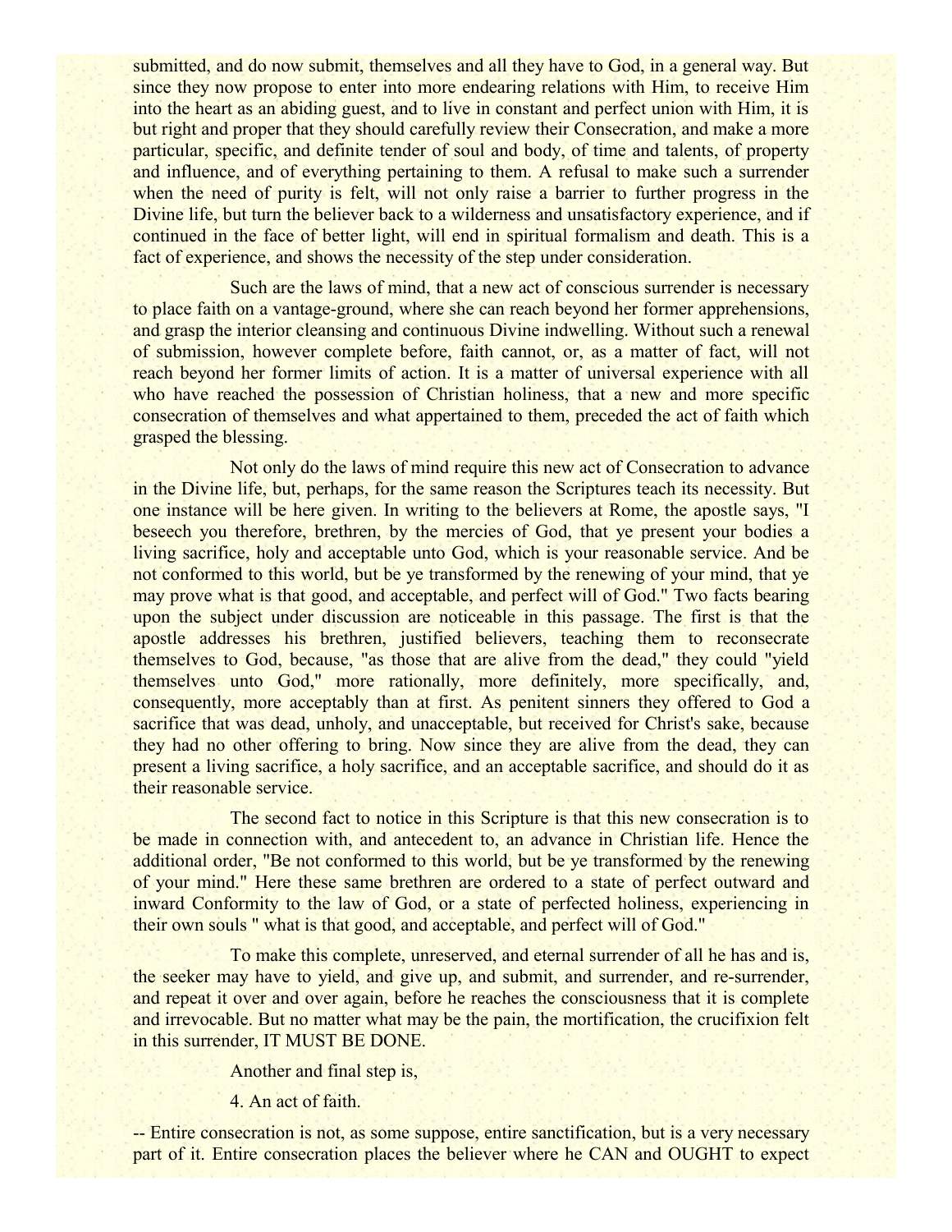submitted, and do now submit, themselves and all they have to God, in a general way. But since they now propose to enter into more endearing relations with Him, to receive Him into the heart as an abiding guest, and to live in constant and perfect union with Him, it is but right and proper that they should carefully review their Consecration, and make a more particular, specific, and definite tender of soul and body, of time and talents, of property and influence, and of everything pertaining to them. A refusal to make such a surrender when the need of purity is felt, will not only raise a barrier to further progress in the Divine life, but turn the believer back to a wilderness and unsatisfactory experience, and if continued in the face of better light, will end in spiritual formalism and death. This is a fact of experience, and shows the necessity of the step under consideration.

Such are the laws of mind, that a new act of conscious surrender is necessary to place faith on a vantage-ground, where she can reach beyond her former apprehensions, and grasp the interior cleansing and continuous Divine indwelling. Without such a renewal of submission, however complete before, faith cannot, or, as a matter of fact, will not reach beyond her former limits of action. It is a matter of universal experience with all who have reached the possession of Christian holiness, that a new and more specific consecration of themselves and what appertained to them, preceded the act of faith which grasped the blessing.

Not only do the laws of mind require this new act of Consecration to advance in the Divine life, but, perhaps, for the same reason the Scriptures teach its necessity. But one instance will be here given. In writing to the believers at Rome, the apostle says, "I beseech you therefore, brethren, by the mercies of God, that ye present your bodies a living sacrifice, holy and acceptable unto God, which is your reasonable service. And be not conformed to this world, but be ye transformed by the renewing of your mind, that ye may prove what is that good, and acceptable, and perfect will of God." Two facts bearing upon the subject under discussion are noticeable in this passage. The first is that the apostle addresses his brethren, justified believers, teaching them to reconsecrate themselves to God, because, "as those that are alive from the dead," they could "yield themselves unto God," more rationally, more definitely, more specifically, and, consequently, more acceptably than at first. As penitent sinners they offered to God a sacrifice that was dead, unholy, and unacceptable, but received for Christ's sake, because they had no other offering to bring. Now since they are alive from the dead, they can present a living sacrifice, a holy sacrifice, and an acceptable sacrifice, and should do it as their reasonable service.

The second fact to notice in this Scripture is that this new consecration is to be made in connection with, and antecedent to, an advance in Christian life. Hence the additional order, "Be not conformed to this world, but be ye transformed by the renewing of your mind." Here these same brethren are ordered to a state of perfect outward and inward Conformity to the law of God, or a state of perfected holiness, experiencing in their own souls " what is that good, and acceptable, and perfect will of God."

To make this complete, unreserved, and eternal surrender of all he has and is, the seeker may have to yield, and give up, and submit, and surrender, and re-surrender, and repeat it over and over again, before he reaches the consciousness that it is complete and irrevocable. But no matter what may be the pain, the mortification, the crucifixion felt in this surrender, IT MUST BE DONE.

Another and final step is,

4. An act of faith.

-- Entire consecration is not, as some suppose, entire sanctification, but is a very necessary part of it. Entire consecration places the believer where he CAN and OUGHT to expect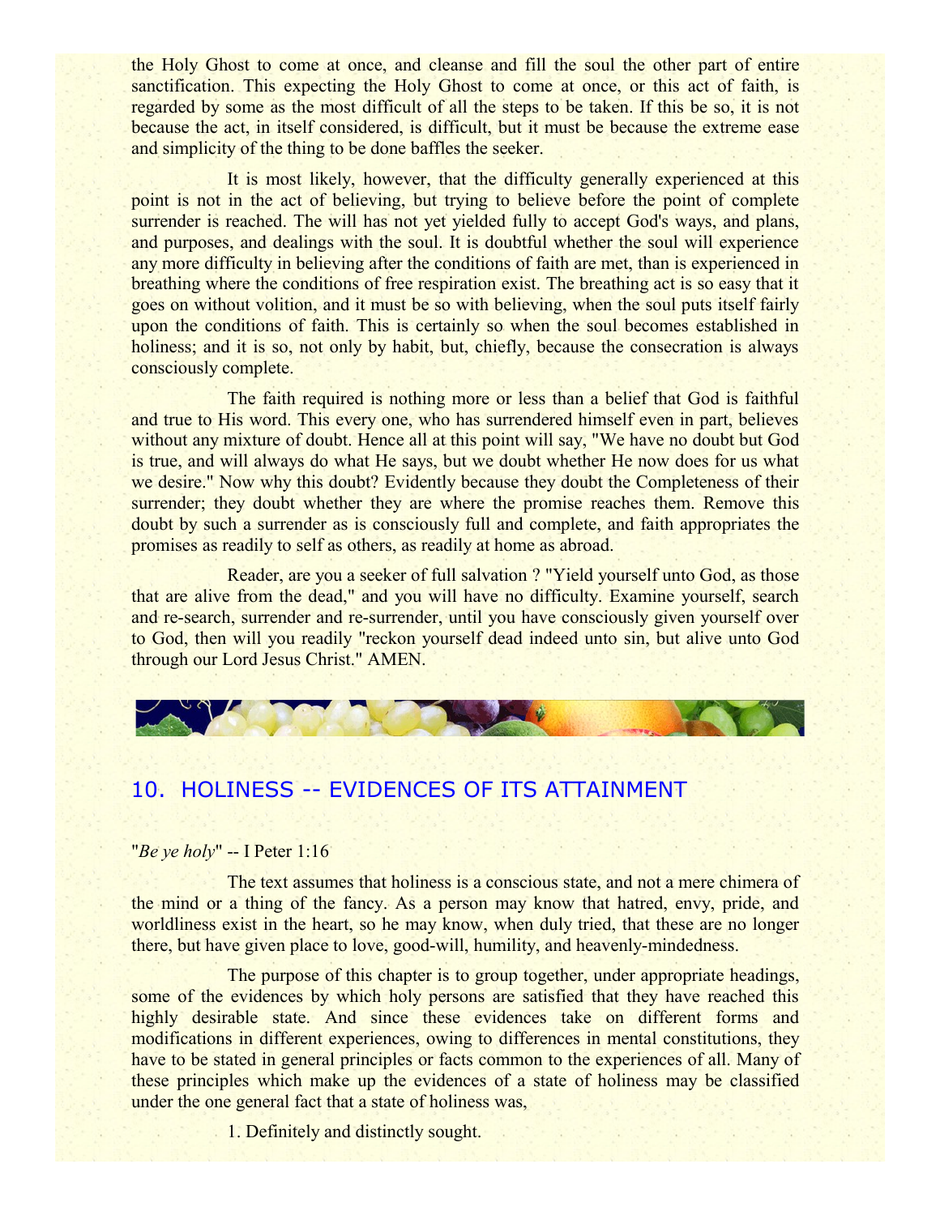the Holy Ghost to come at once, and cleanse and fill the soul the other part of entire sanctification. This expecting the Holy Ghost to come at once, or this act of faith, is regarded by some as the most difficult of all the steps to be taken. If this be so, it is not because the act, in itself considered, is difficult, but it must be because the extreme ease and simplicity of the thing to be done baffles the seeker.

It is most likely, however, that the difficulty generally experienced at this point is not in the act of believing, but trying to believe before the point of complete surrender is reached. The will has not yet yielded fully to accept God's ways, and plans, and purposes, and dealings with the soul. It is doubtful whether the soul will experience any more difficulty in believing after the conditions of faith are met, than is experienced in breathing where the conditions of free respiration exist. The breathing act is so easy that it goes on without volition, and it must be so with believing, when the soul puts itself fairly upon the conditions of faith. This is certainly so when the soul becomes established in holiness; and it is so, not only by habit, but, chiefly, because the consecration is always consciously complete.

The faith required is nothing more or less than a belief that God is faithful and true to His word. This every one, who has surrendered himself even in part, believes without any mixture of doubt. Hence all at this point will say, "We have no doubt but God is true, and will always do what He says, but we doubt whether He now does for us what we desire." Now why this doubt? Evidently because they doubt the Completeness of their surrender; they doubt whether they are where the promise reaches them. Remove this doubt by such a surrender as is consciously full and complete, and faith appropriates the promises as readily to self as others, as readily at home as abroad.

Reader, are you a seeker of full salvation ? "Yield yourself unto God, as those that are alive from the dead," and you will have no difficulty. Examine yourself, search and re-search, surrender and re-surrender, until you have consciously given yourself over to God, then will you readily "reckon yourself dead indeed unto sin, but alive unto God through our Lord Jesus Christ." AMEN.

## 10. HOLINESS -- EVIDENCES OF ITS ATTAINMENT

"*Be ye holy*" -- I Peter 1:16

The text assumes that holiness is a conscious state, and not a mere chimera of the mind or a thing of the fancy. As a person may know that hatred, envy, pride, and worldliness exist in the heart, so he may know, when duly tried, that these are no longer there, but have given place to love, good-will, humility, and heavenly-mindedness.

The purpose of this chapter is to group together, under appropriate headings, some of the evidences by which holy persons are satisfied that they have reached this highly desirable state. And since these evidences take on different forms and modifications in different experiences, owing to differences in mental constitutions, they have to be stated in general principles or facts common to the experiences of all. Many of these principles which make up the evidences of a state of holiness may be classified under the one general fact that a state of holiness was,

1. Definitely and distinctly sought.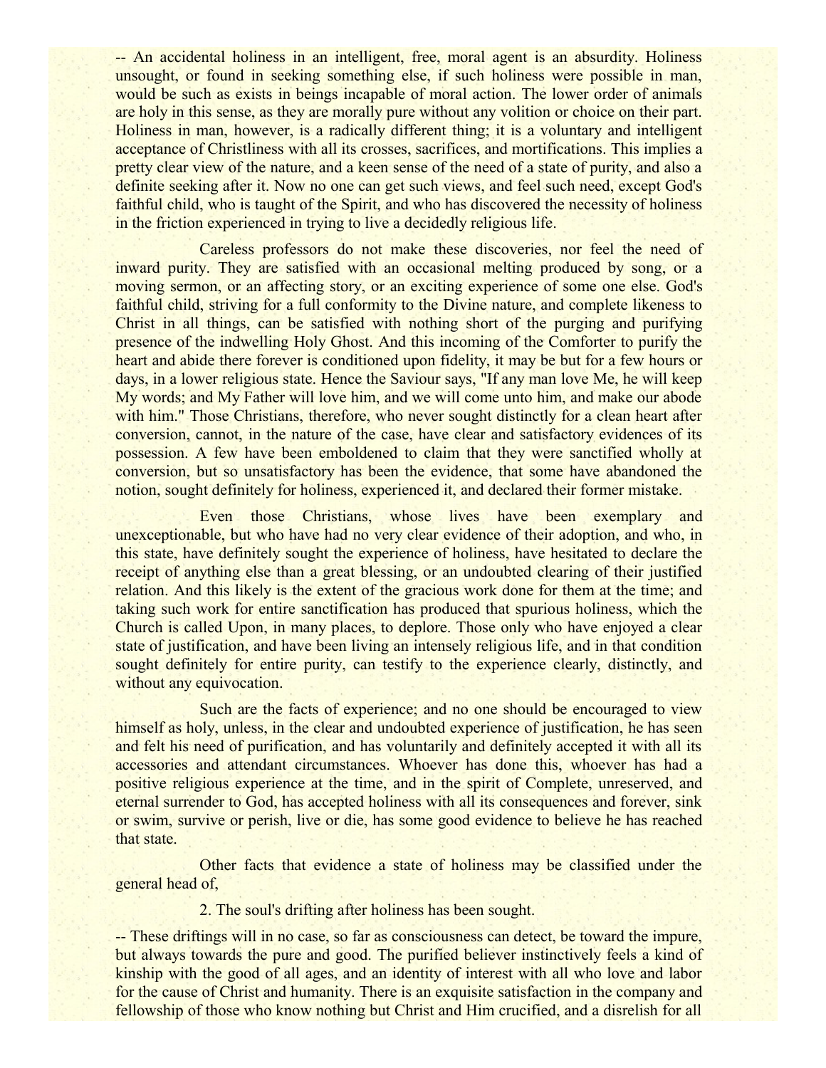-- An accidental holiness in an intelligent, free, moral agent is an absurdity. Holiness unsought, or found in seeking something else, if such holiness were possible in man, would be such as exists in beings incapable of moral action. The lower order of animals are holy in this sense, as they are morally pure without any volition or choice on their part. Holiness in man, however, is a radically different thing; it is a voluntary and intelligent acceptance of Christliness with all its crosses, sacrifices, and mortifications. This implies a pretty clear view of the nature, and a keen sense of the need of a state of purity, and also a definite seeking after it. Now no one can get such views, and feel such need, except God's faithful child, who is taught of the Spirit, and who has discovered the necessity of holiness in the friction experienced in trying to live a decidedly religious life.

Careless professors do not make these discoveries, nor feel the need of inward purity. They are satisfied with an occasional melting produced by song, or a moving sermon, or an affecting story, or an exciting experience of some one else. God's faithful child, striving for a full conformity to the Divine nature, and complete likeness to Christ in all things, can be satisfied with nothing short of the purging and purifying presence of the indwelling Holy Ghost. And this incoming of the Comforter to purify the heart and abide there forever is conditioned upon fidelity, it may be but for a few hours or days, in a lower religious state. Hence the Saviour says, "If any man love Me, he will keep My words; and My Father will love him, and we will come unto him, and make our abode with him." Those Christians, therefore, who never sought distinctly for a clean heart after conversion, cannot, in the nature of the case, have clear and satisfactory evidences of its possession. A few have been emboldened to claim that they were sanctified wholly at conversion, but so unsatisfactory has been the evidence, that some have abandoned the notion, sought definitely for holiness, experienced it, and declared their former mistake.

Even those Christians, whose lives have been exemplary and unexceptionable, but who have had no very clear evidence of their adoption, and who, in this state, have definitely sought the experience of holiness, have hesitated to declare the receipt of anything else than a great blessing, or an undoubted clearing of their justified relation. And this likely is the extent of the gracious work done for them at the time; and taking such work for entire sanctification has produced that spurious holiness, which the Church is called Upon, in many places, to deplore. Those only who have enjoyed a clear state of justification, and have been living an intensely religious life, and in that condition sought definitely for entire purity, can testify to the experience clearly, distinctly, and without any equivocation.

Such are the facts of experience; and no one should be encouraged to view himself as holy, unless, in the clear and undoubted experience of justification, he has seen and felt his need of purification, and has voluntarily and definitely accepted it with all its accessories and attendant circumstances. Whoever has done this, whoever has had a positive religious experience at the time, and in the spirit of Complete, unreserved, and eternal surrender to God, has accepted holiness with all its consequences and forever, sink or swim, survive or perish, live or die, has some good evidence to believe he has reached that state.

Other facts that evidence a state of holiness may be classified under the general head of,

2. The soul's drifting after holiness has been sought.

-- These driftings will in no case, so far as consciousness can detect, be toward the impure, but always towards the pure and good. The purified believer instinctively feels a kind of kinship with the good of all ages, and an identity of interest with all who love and labor for the cause of Christ and humanity. There is an exquisite satisfaction in the company and fellowship of those who know nothing but Christ and Him crucified, and a disrelish for all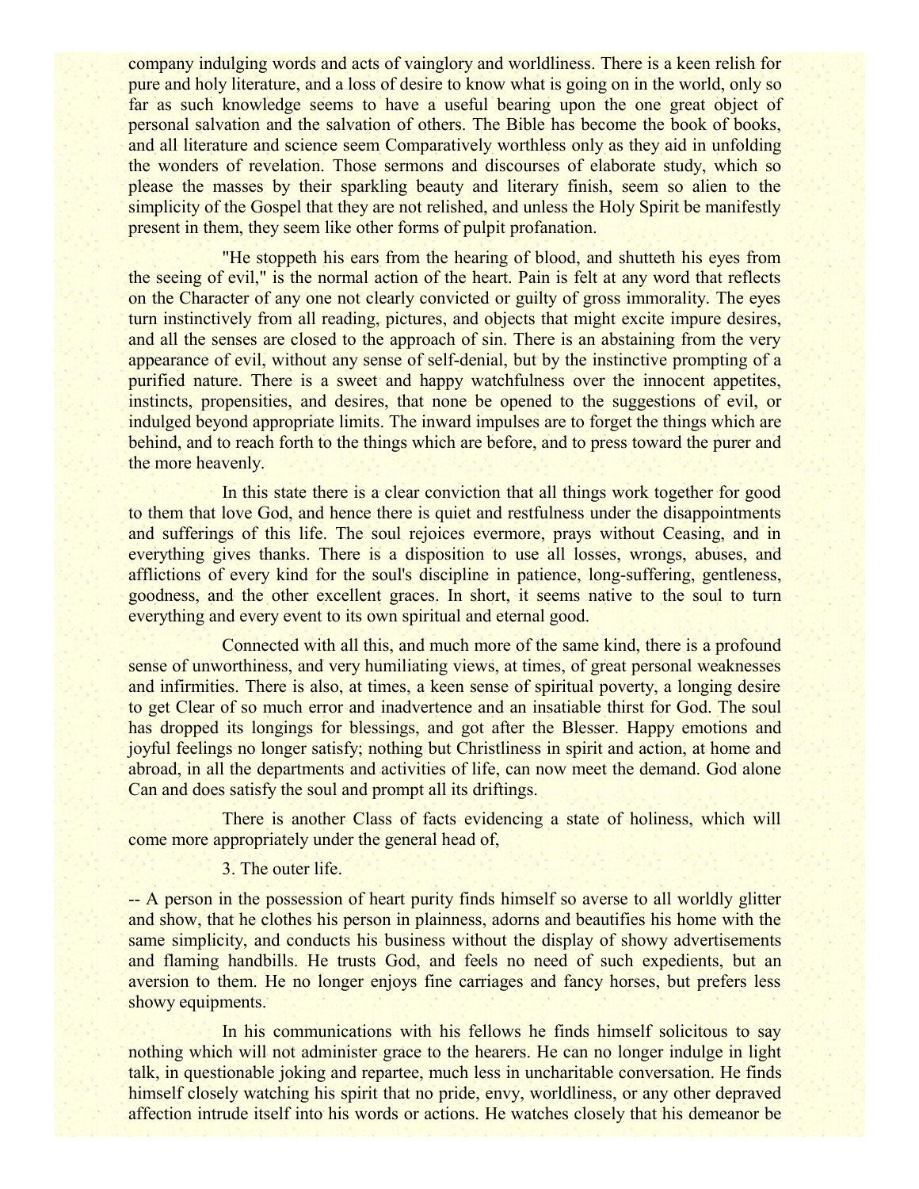company indulging words and acts of vainglory and worldliness. There is a keen relish for pure and holy literature, and a loss of desire to know what is going on in the world, only so far as such knowledge seems to have a useful bearing upon the one great object of personal salvation and the salvation of others. The Bible has become the book of books, and all literature and science seem Comparatively worthless only as they aid in unfolding the wonders of revelation. Those sermons and discourses of elaborate study, which so please the masses by their sparkling beauty and literary finish, seem so alien to the simplicity of the Gospel that they are not relished, and unless the Holy Spirit be manifestly present in them, they seem like other forms of pulpit profanation.

"He stoppeth his ears from the hearing of blood, and shutteth his eyes from the seeing of evil," is the normal action of the heart. Pain is felt at any word that reflects on the Character of any one not clearly convicted or guilty of gross immorality. The eyes turn instinctively from all reading, pictures, and objects that might excite impure desires, and all the senses are closed to the approach of sin. There is an abstaining from the very appearance of evil, without any sense of self-denial, but by the instinctive prompting of a purified nature. There is a sweet and happy watchfulness over the innocent appetites, instincts, propensities, and desires, that none be opened to the suggestions of evil, or indulged beyond appropriate limits. The inward impulses are to forget the things which are behind, and to reach forth to the things which are before, and to press toward the purer and the more heavenly.

In this state there is a clear conviction that all things work together for good to them that love God, and hence there is quiet and restfulness under the disappointments and sufferings of this life. The soul rejoices evermore, prays without Ceasing, and in everything gives thanks. There is a disposition to use all losses, wrongs, abuses, and afflictions of every kind for the soul's discipline in patience, long-suffering, gentleness, goodness, and the other excellent graces. In short, it seems native to the soul to turn everything and every event to its own spiritual and eternal good.

Connected with all this, and much more of the same kind, there is a profound sense of unworthiness, and very humiliating views, at times, of great personal weaknesses and infirmities. There is also, at times, a keen sense of spiritual poverty, a longing desire to get Clear of so much error and inadvertence and an insatiable thirst for God. The soul has dropped its longings for blessings, and got after the Blesser. Happy emotions and joyful feelings no longer satisfy; nothing but Christliness in spirit and action, at home and abroad, in all the departments and activities of life, can now meet the demand. God alone Can and does satisfy the soul and prompt all its driftings.

There is another Class of facts evidencing a state of holiness, which will come more appropriately under the general head of,

3. The outer life.

-- A person in the possession of heart purity finds himself so averse to all worldly glitter and show, that he clothes his person in plainness, adorns and beautifies his home with the same simplicity, and conducts his business without the display of showy advertisements and flaming handbills. He trusts God, and feels no need of such expedients, but an aversion to them. He no longer enjoys fine carriages and fancy horses, but prefers less showy equipments.

In his communications with his fellows he finds himself solicitous to say nothing which will not administer grace to the hearers. He can no longer indulge in light talk, in questionable joking and repartee, much less in uncharitable conversation. He finds himself closely watching his spirit that no pride, envy, worldliness, or any other depraved affection intrude itself into his words or actions. He watches closely that his demeanor be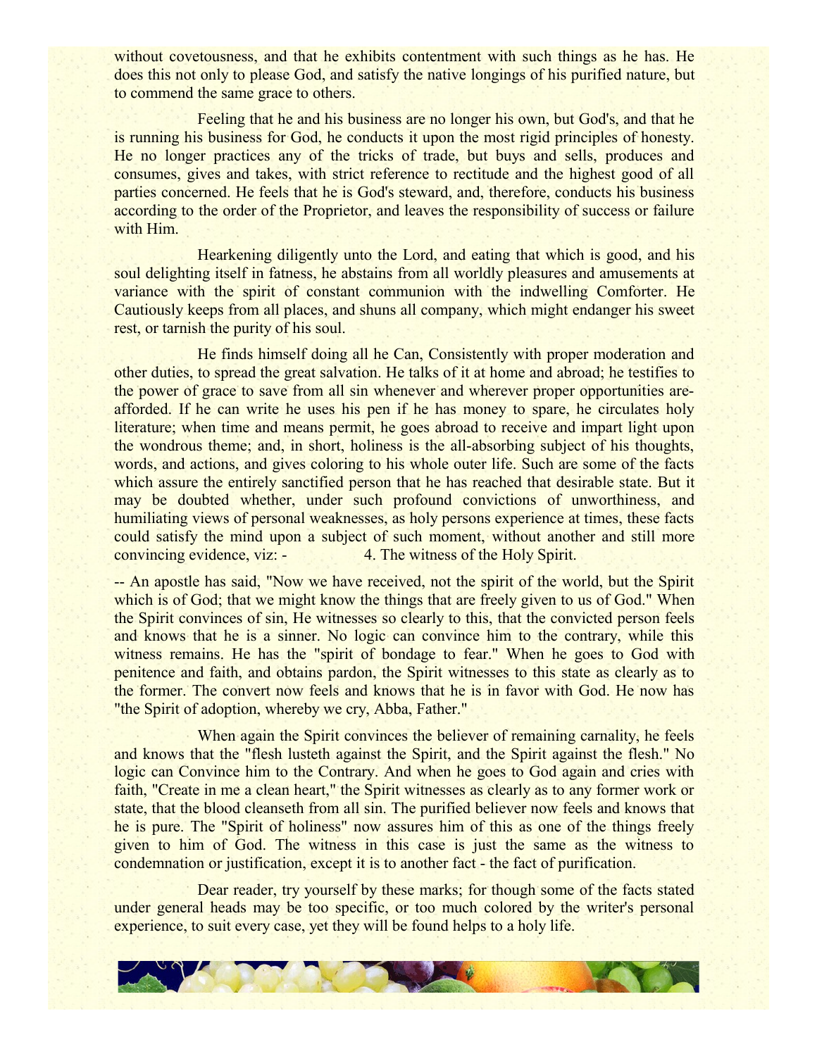without covetousness, and that he exhibits contentment with such things as he has. He does this not only to please God, and satisfy the native longings of his purified nature, but to commend the same grace to others.

Feeling that he and his business are no longer his own, but God's, and that he is running his business for God, he conducts it upon the most rigid principles of honesty. He no longer practices any of the tricks of trade, but buys and sells, produces and consumes, gives and takes, with strict reference to rectitude and the highest good of all parties concerned. He feels that he is God's steward, and, therefore, conducts his business according to the order of the Proprietor, and leaves the responsibility of success or failure with Him.

Hearkening diligently unto the Lord, and eating that which is good, and his soul delighting itself in fatness, he abstains from all worldly pleasures and amusements at variance with the spirit of constant communion with the indwelling Comforter. He Cautiously keeps from all places, and shuns all company, which might endanger his sweet rest, or tarnish the purity of his soul.

He finds himself doing all he Can, Consistently with proper moderation and other duties, to spread the great salvation. He talks of it at home and abroad; he testifies to the power of grace to save from all sin whenever and wherever proper opportunities are-afforded. If he can write he uses his pen if he has money to spare, he circulates holy literature; when time and means permit, he goes abroad to receive and impart light upon the wondrous theme; and, in short, holiness is the all-absorbing subject of his thoughts, words, and actions, and gives coloring to his whole outer life. Such are some of the facts which assure the entirely sanctified person that he has reached that desirable state. But it may be doubted whether, under such profound convictions of unworthiness, and humiliating views of personal weaknesses, as holy persons experience at times, these facts could satisfy the mind upon a subject of such moment, without another and still more convincing evidence, viz: - 4. The witness of the Holy Spirit.

-- An apostle has said, "Now we have received, not the spirit of the world, but the Spirit which is of God; that we might know the things that are freely given to us of God." When the Spirit convinces of sin, He witnesses so clearly to this, that the convicted person feels and knows that he is a sinner. No logic can convince him to the contrary, while this witness remains. He has the "spirit of bondage to fear." When he goes to God with penitence and faith, and obtains pardon, the Spirit witnesses to this state as clearly as to the former. The convert now feels and knows that he is in favor with God. He now has "the Spirit of adoption, whereby we cry, Abba, Father."

When again the Spirit convinces the believer of remaining carnality, he feels and knows that the "flesh lusteth against the Spirit, and the Spirit against the flesh." No logic can Convince him to the Contrary. And when he goes to God again and cries with faith, "Create in me a clean heart," the Spirit witnesses as clearly as to any former work or state, that the blood cleanseth from all sin. The purified believer now feels and knows that he is pure. The "Spirit of holiness" now assures him of this as one of the things freely given to him of God. The witness in this case is just the same as the witness to condemnation or justification, except it is to another fact - the fact of purification.

Dear reader, try yourself by these marks; for though some of the facts stated under general heads may be too specific, or too much colored by the writer's personal experience, to suit every case, yet they will be found helps to a holy life.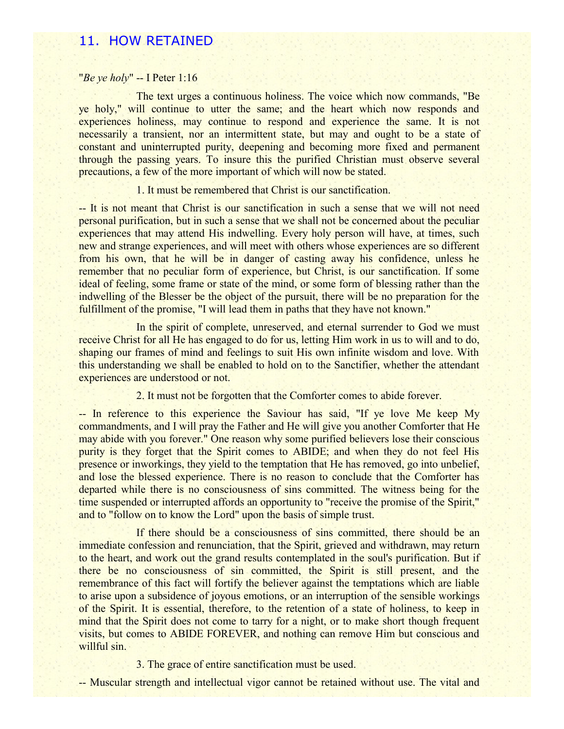## 11. HOW RETAINED

"*Be ye holy*" -- I Peter 1:16

The text urges a continuous holiness. The voice which now commands, "Be ye holy," will continue to utter the same; and the heart which now responds and experiences holiness, may continue to respond and experience the same. It is not necessarily a transient, nor an intermittent state, but may and ought to be a state of constant and uninterrupted purity, deepening and becoming more fixed and permanent through the passing years. To insure this the purified Christian must observe several precautions, a few of the more important of which will now be stated.

1. It must be remembered that Christ is our sanctification.

-- It is not meant that Christ is our sanctification in such a sense that we will not need personal purification, but in such a sense that we shall not be concerned about the peculiar experiences that may attend His indwelling. Every holy person will have, at times, such new and strange experiences, and will meet with others whose experiences are so different from his own, that he will be in danger of casting away his confidence, unless he remember that no peculiar form of experience, but Christ, is our sanctification. If some ideal of feeling, some frame or state of the mind, or some form of blessing rather than the indwelling of the Blesser be the object of the pursuit, there will be no preparation for the fulfillment of the promise, "I will lead them in paths that they have not known."

In the spirit of complete, unreserved, and eternal surrender to God we must receive Christ for all He has engaged to do for us, letting Him work in us to will and to do, shaping our frames of mind and feelings to suit His own infinite wisdom and love. With this understanding we shall be enabled to hold on to the Sanctifier, whether the attendant experiences are understood or not.

2. It must not be forgotten that the Comforter comes to abide forever.

-- In reference to this experience the Saviour has said, "If ye love Me keep My commandments, and I will pray the Father and He will give you another Comforter that He may abide with you forever." One reason why some purified believers lose their conscious purity is they forget that the Spirit comes to ABIDE; and when they do not feel His presence or inworkings, they yield to the temptation that He has removed, go into unbelief, and lose the blessed experience. There is no reason to conclude that the Comforter has departed while there is no consciousness of sins committed. The witness being for the time suspended or interrupted affords an opportunity to "receive the promise of the Spirit," and to "follow on to know the Lord" upon the basis of simple trust.

If there should be a consciousness of sins committed, there should be an immediate confession and renunciation, that the Spirit, grieved and withdrawn, may return to the heart, and work out the grand results contemplated in the soul's purification. But if there be no consciousness of sin committed, the Spirit is still present, and the remembrance of this fact will fortify the believer against the temptations which are liable to arise upon a subsidence of joyous emotions, or an interruption of the sensible workings of the Spirit. It is essential, therefore, to the retention of a state of holiness, to keep in mind that the Spirit does not come to tarry for a night, or to make short though frequent visits, but comes to ABIDE FOREVER, and nothing can remove Him but conscious and willful sin.

3. The grace of entire sanctification must be used.

-- Muscular strength and intellectual vigor cannot be retained without use. The vital and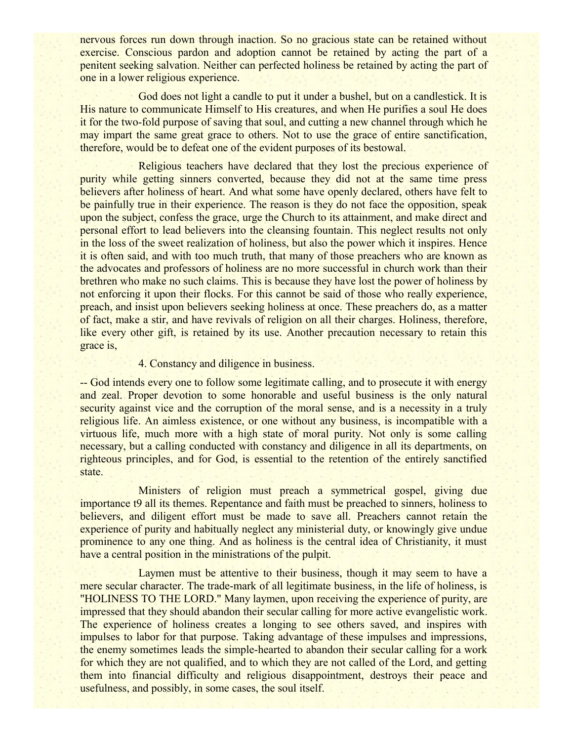nervous forces run down through inaction. So no gracious state can be retained without exercise. Conscious pardon and adoption cannot be retained by acting the part of a penitent seeking salvation. Neither can perfected holiness be retained by acting the part of one in a lower religious experience.

God does not light a candle to put it under a bushel, but on a candlestick. It is His nature to communicate Himself to His creatures, and when He purifies a soul He does it for the two-fold purpose of saving that soul, and cutting a new channel through which he may impart the same great grace to others. Not to use the grace of entire sanctification, therefore, would be to defeat one of the evident purposes of its bestowal.

Religious teachers have declared that they lost the precious experience of purity while getting sinners converted, because they did not at the same time press believers after holiness of heart. And what some have openly declared, others have felt to be painfully true in their experience. The reason is they do not face the opposition, speak upon the subject, confess the grace, urge the Church to its attainment, and make direct and personal effort to lead believers into the cleansing fountain. This neglect results not only in the loss of the sweet realization of holiness, but also the power which it inspires. Hence it is often said, and with too much truth, that many of those preachers who are known as the advocates and professors of holiness are no more successful in church work than their brethren who make no such claims. This is because they have lost the power of holiness by not enforcing it upon their flocks. For this cannot be said of those who really experience, preach, and insist upon believers seeking holiness at once. These preachers do, as a matter of fact, make a stir, and have revivals of religion on all their charges. Holiness, therefore, like every other gift, is retained by its use. Another precaution necessary to retain this grace is,

4. Constancy and diligence in business.

-- God intends every one to follow some legitimate calling, and to prosecute it with energy and zeal. Proper devotion to some honorable and useful business is the only natural security against vice and the corruption of the moral sense, and is a necessity in a truly religious life. An aimless existence, or one without any business, is incompatible with a virtuous life, much more with a high state of moral purity. Not only is some calling necessary, but a calling conducted with constancy and diligence in all its departments, on righteous principles, and for God, is essential to the retention of the entirely sanctified state.

Ministers of religion must preach a symmetrical gospel, giving due importance t9 all its themes. Repentance and faith must be preached to sinners, holiness to believers, and diligent effort must be made to save all. Preachers cannot retain the experience of purity and habitually neglect any ministerial duty, or knowingly give undue prominence to any one thing. And as holiness is the central idea of Christianity, it must have a central position in the ministrations of the pulpit.

Laymen must be attentive to their business, though it may seem to have a mere secular character. The trade-mark of all legitimate business, in the life of holiness, is "HOLINESS TO THE LORD." Many laymen, upon receiving the experience of purity, are impressed that they should abandon their secular calling for more active evangelistic work. The experience of holiness creates a longing to see others saved, and inspires with impulses to labor for that purpose. Taking advantage of these impulses and impressions, the enemy sometimes leads the simple-hearted to abandon their secular calling for a work for which they are not qualified, and to which they are not called of the Lord, and getting them into financial difficulty and religious disappointment, destroys their peace and usefulness, and possibly, in some cases, the soul itself.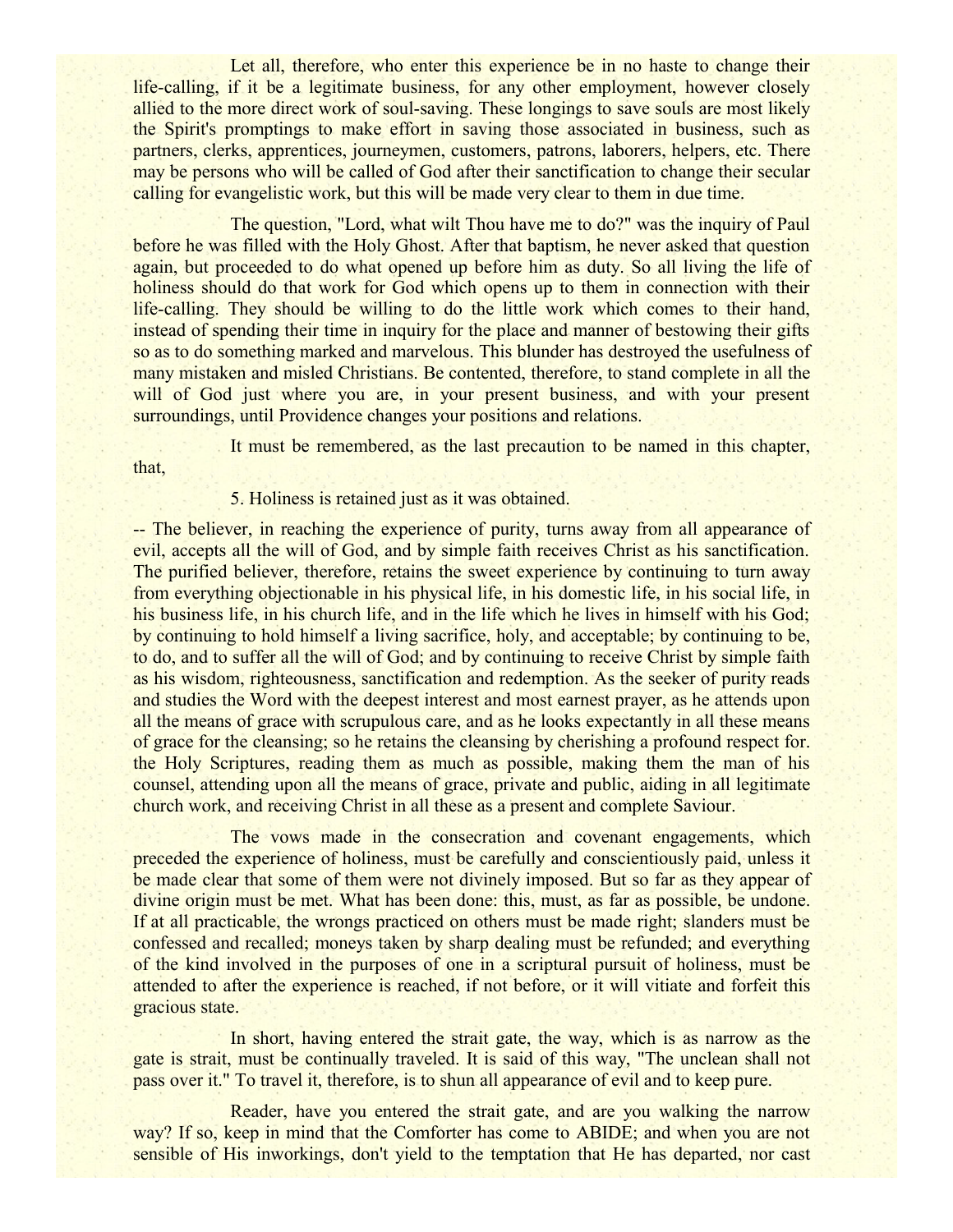Let all, therefore, who enter this experience be in no haste to change their life-calling, if it be a legitimate business, for any other employment, however closely allied to the more direct work of soul-saving. These longings to save souls are most likely the Spirit's promptings to make effort in saving those associated in business, such as partners, clerks, apprentices, journeymen, customers, patrons, laborers, helpers, etc. There may be persons who will be called of God after their sanctification to change their secular calling for evangelistic work, but this will be made very clear to them in due time.

The question, "Lord, what wilt Thou have me to do?" was the inquiry of Paul before he was filled with the Holy Ghost. After that baptism, he never asked that question again, but proceeded to do what opened up before him as duty. So all living the life of holiness should do that work for God which opens up to them in connection with their life-calling. They should be willing to do the little work which comes to their hand, instead of spending their time in inquiry for the place and manner of bestowing their gifts so as to do something marked and marvelous. This blunder has destroyed the usefulness of many mistaken and misled Christians. Be contented, therefore, to stand complete in all the will of God just where you are, in your present business, and with your present surroundings, until Providence changes your positions and relations.

It must be remembered, as the last precaution to be named in this chapter, that,

5. Holiness is retained just as it was obtained.

-- The believer, in reaching the experience of purity, turns away from all appearance of evil, accepts all the will of God, and by simple faith receives Christ as his sanctification. The purified believer, therefore, retains the sweet experience by continuing to turn away from everything objectionable in his physical life, in his domestic life, in his social life, in his business life, in his church life, and in the life which he lives in himself with his God; by continuing to hold himself a living sacrifice, holy, and acceptable; by continuing to be, to do, and to suffer all the will of God; and by continuing to receive Christ by simple faith as his wisdom, righteousness, sanctification and redemption. As the seeker of purity reads and studies the Word with the deepest interest and most earnest prayer, as he attends upon all the means of grace with scrupulous care, and as he looks expectantly in all these means of grace for the cleansing; so he retains the cleansing by cherishing a profound respect for. the Holy Scriptures, reading them as much as possible, making them the man of his counsel, attending upon all the means of grace, private and public, aiding in all legitimate church work, and receiving Christ in all these as a present and complete Saviour.

The vows made in the consecration and covenant engagements, which preceded the experience of holiness, must be carefully and conscientiously paid, unless it be made clear that some of them were not divinely imposed. But so far as they appear of divine origin must be met. What has been done: this, must, as far as possible, be undone. If at all practicable, the wrongs practiced on others must be made right; slanders must be confessed and recalled; moneys taken by sharp dealing must be refunded; and everything of the kind involved in the purposes of one in a scriptural pursuit of holiness, must be attended to after the experience is reached, if not before, or it will vitiate and forfeit this gracious state.

In short, having entered the strait gate, the way, which is as narrow as the gate is strait, must be continually traveled. It is said of this way, "The unclean shall not pass over it." To travel it, therefore, is to shun all appearance of evil and to keep pure.

Reader, have you entered the strait gate, and are you walking the narrow way? If so, keep in mind that the Comforter has come to ABIDE; and when you are not sensible of His inworkings, don't yield to the temptation that He has departed, nor cast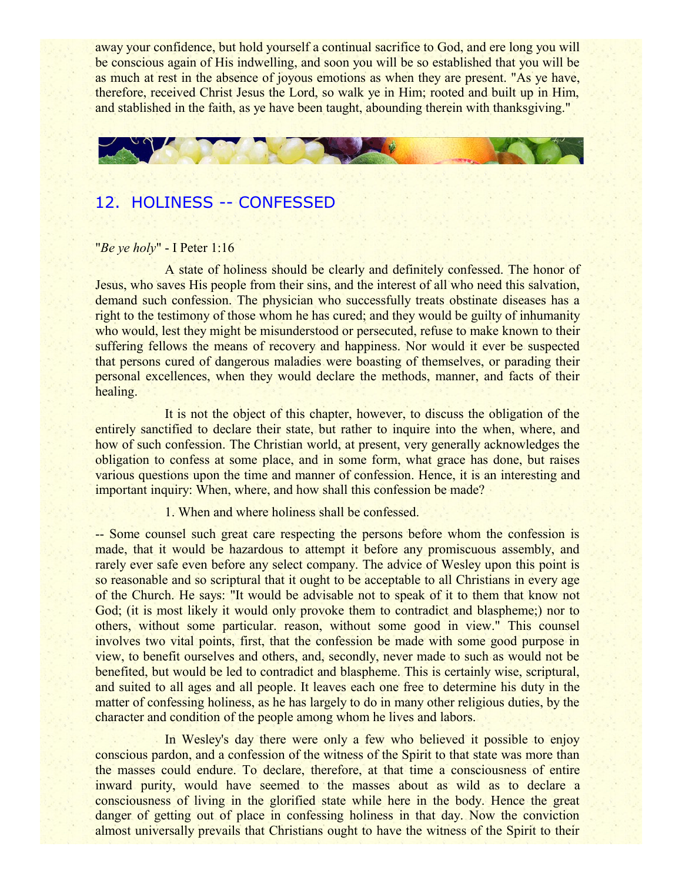away your confidence, but hold yourself a continual sacrifice to God, and ere long you will be conscious again of His indwelling, and soon you will be so established that you will be as much at rest in the absence of joyous emotions as when they are present. "As ye have, therefore, received Christ Jesus the Lord, so walk ye in Him; rooted and built up in Him, and stablished in the faith, as ye have been taught, abounding therein with thanksgiving."

## 12. HOLINESS -- CONFESSED

"*Be ye holy*" - I Peter 1:16

A state of holiness should be clearly and definitely confessed. The honor of Jesus, who saves His people from their sins, and the interest of all who need this salvation, demand such confession. The physician who successfully treats obstinate diseases has a right to the testimony of those whom he has cured; and they would be guilty of inhumanity who would, lest they might be misunderstood or persecuted, refuse to make known to their suffering fellows the means of recovery and happiness. Nor would it ever be suspected that persons cured of dangerous maladies were boasting of themselves, or parading their personal excellences, when they would declare the methods, manner, and facts of their healing.

It is not the object of this chapter, however, to discuss the obligation of the entirely sanctified to declare their state, but rather to inquire into the when, where, and how of such confession. The Christian world, at present, very generally acknowledges the obligation to confess at some place, and in some form, what grace has done, but raises various questions upon the time and manner of confession. Hence, it is an interesting and important inquiry: When, where, and how shall this confession be made?

1. When and where holiness shall be confessed.

-- Some counsel such great care respecting the persons before whom the confession is made, that it would be hazardous to attempt it before any promiscuous assembly, and rarely ever safe even before any select company. The advice of Wesley upon this point is so reasonable and so scriptural that it ought to be acceptable to all Christians in every age of the Church. He says: "It would be advisable not to speak of it to them that know not God; (it is most likely it would only provoke them to contradict and blaspheme;) nor to others, without some particular. reason, without some good in view." This counsel involves two vital points, first, that the confession be made with some good purpose in view, to benefit ourselves and others, and, secondly, never made to such as would not be benefited, but would be led to contradict and blaspheme. This is certainly wise, scriptural, and suited to all ages and all people. It leaves each one free to determine his duty in the matter of confessing holiness, as he has largely to do in many other religious duties, by the character and condition of the people among whom he lives and labors.

In Wesley's day there were only a few who believed it possible to enjoy conscious pardon, and a confession of the witness of the Spirit to that state was more than the masses could endure. To declare, therefore, at that time a consciousness of entire inward purity, would have seemed to the masses about as wild as to declare a consciousness of living in the glorified state while here in the body. Hence the great danger of getting out of place in confessing holiness in that day. Now the conviction almost universally prevails that Christians ought to have the witness of the Spirit to their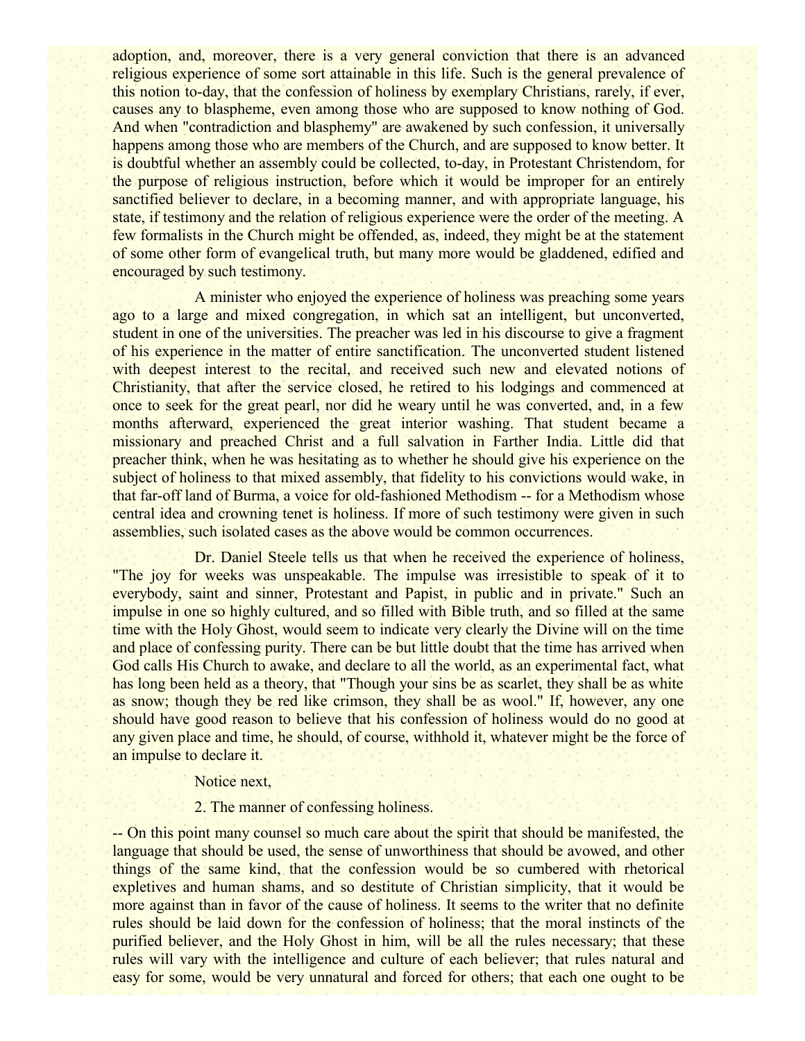adoption, and, moreover, there is a very general conviction that there is an advanced religious experience of some sort attainable in this life. Such is the general prevalence of this notion to-day, that the confession of holiness by exemplary Christians, rarely, if ever, causes any to blaspheme, even among those who are supposed to know nothing of God. And when "contradiction and blasphemy" are awakened by such confession, it universally happens among those who are members of the Church, and are supposed to know better. It is doubtful whether an assembly could be collected, to-day, in Protestant Christendom, for the purpose of religious instruction, before which it would be improper for an entirely sanctified believer to declare, in a becoming manner, and with appropriate language, his state, if testimony and the relation of religious experience were the order of the meeting. A few formalists in the Church might be offended, as, indeed, they might be at the statement of some other form of evangelical truth, but many more would be gladdened, edified and encouraged by such testimony.

A minister who enjoyed the experience of holiness was preaching some years ago to a large and mixed congregation, in which sat an intelligent, but unconverted, student in one of the universities. The preacher was led in his discourse to give a fragment of his experience in the matter of entire sanctification. The unconverted student listened with deepest interest to the recital, and received such new and elevated notions of Christianity, that after the service closed, he retired to his lodgings and commenced at once to seek for the great pearl, nor did he weary until he was converted, and, in a few months afterward, experienced the great interior washing. That student became a missionary and preached Christ and a full salvation in Farther India. Little did that preacher think, when he was hesitating as to whether he should give his experience on the subject of holiness to that mixed assembly, that fidelity to his convictions would wake, in that far-off land of Burma, a voice for old-fashioned Methodism -- for a Methodism whose central idea and crowning tenet is holiness. If more of such testimony were given in such assemblies, such isolated cases as the above would be common occurrences.

Dr. Daniel Steele tells us that when he received the experience of holiness, "The joy for weeks was unspeakable. The impulse was irresistible to speak of it to everybody, saint and sinner, Protestant and Papist, in public and in private." Such an impulse in one so highly cultured, and so filled with Bible truth, and so filled at the same time with the Holy Ghost, would seem to indicate very clearly the Divine will on the time and place of confessing purity. There can be but little doubt that the time has arrived when God calls His Church to awake, and declare to all the world, as an experimental fact, what has long been held as a theory, that "Though your sins be as scarlet, they shall be as white as snow; though they be red like crimson, they shall be as wool." If, however, any one should have good reason to believe that his confession of holiness would do no good at any given place and time, he should, of course, withhold it, whatever might be the force of an impulse to declare it.

Notice next,

2. The manner of confessing holiness.

-- On this point many counsel so much care about the spirit that should be manifested, the language that should be used, the sense of unworthiness that should be avowed, and other things of the same kind, that the confession would be so cumbered with rhetorical expletives and human shams, and so destitute of Christian simplicity, that it would be more against than in favor of the cause of holiness. It seems to the writer that no definite rules should be laid down for the confession of holiness; that the moral instincts of the purified believer, and the Holy Ghost in him, will be all the rules necessary; that these rules will vary with the intelligence and culture of each believer; that rules natural and easy for some, would be very unnatural and forced for others; that each one ought to be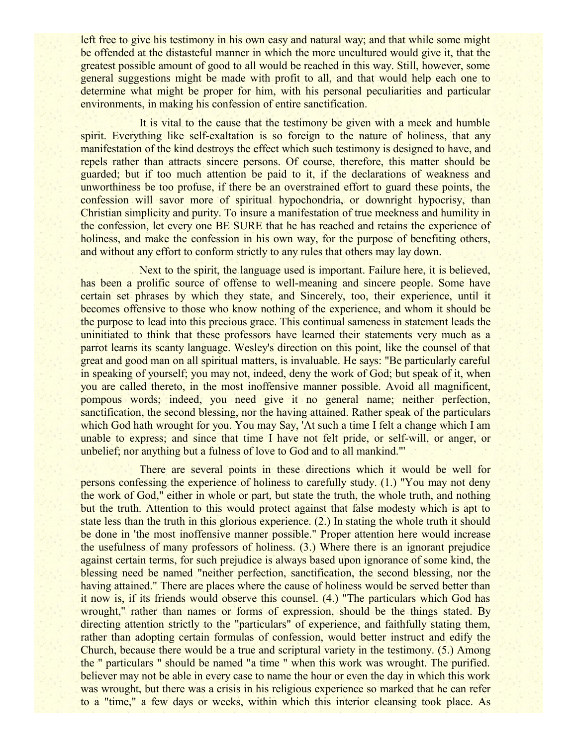left free to give his testimony in his own easy and natural way; and that while some might be offended at the distasteful manner in which the more uncultured would give it, that the greatest possible amount of good to all would be reached in this way. Still, however, some general suggestions might be made with profit to all, and that would help each one to determine what might be proper for him, with his personal peculiarities and particular environments, in making his confession of entire sanctification.

It is vital to the cause that the testimony be given with a meek and humble spirit. Everything like self-exaltation is so foreign to the nature of holiness, that any manifestation of the kind destroys the effect which such testimony is designed to have, and repels rather than attracts sincere persons. Of course, therefore, this matter should be guarded; but if too much attention be paid to it, if the declarations of weakness and unworthiness be too profuse, if there be an overstrained effort to guard these points, the confession will savor more of spiritual hypochondria, or downright hypocrisy, than Christian simplicity and purity. To insure a manifestation of true meekness and humility in the confession, let every one BE SURE that he has reached and retains the experience of holiness, and make the confession in his own way, for the purpose of benefiting others, and without any effort to conform strictly to any rules that others may lay down.

Next to the spirit, the language used is important. Failure here, it is believed, has been a prolific source of offense to well-meaning and sincere people. Some have certain set phrases by which they state, and Sincerely, too, their experience, until it becomes offensive to those who know nothing of the experience, and whom it should be the purpose to lead into this precious grace. This continual sameness in statement leads the uninitiated to think that these professors have learned their statements very much as a parrot learns its scanty language. Wesley's direction on this point, like the counsel of that great and good man on all spiritual matters, is invaluable. He says: "Be particularly careful in speaking of yourself; you may not, indeed, deny the work of God; but speak of it, when you are called thereto, in the most inoffensive manner possible. Avoid all magnificent, pompous words; indeed, you need give it no general name; neither perfection, sanctification, the second blessing, nor the having attained. Rather speak of the particulars which God hath wrought for you. You may Say, 'At such a time I felt a change which I am unable to express; and since that time I have not felt pride, or self-will, or anger, or unbelief; nor anything but a fulness of love to God and to all mankind.'"

There are several points in these directions which it would be well for persons confessing the experience of holiness to carefully study. (1.) "You may not deny the work of God," either in whole or part, but state the truth, the whole truth, and nothing but the truth. Attention to this would protect against that false modesty which is apt to state less than the truth in this glorious experience. (2.) In stating the whole truth it should be done in 'the most inoffensive manner possible." Proper attention here would increase the usefulness of many professors of holiness. (3.) Where there is an ignorant prejudice against certain terms, for such prejudice is always based upon ignorance of some kind, the blessing need be named "neither perfection, sanctification, the second blessing, nor the having attained." There are places where the cause of holiness would be served better than it now is, if its friends would observe this counsel. (4.) "The particulars which God has wrought," rather than names or forms of expression, should be the things stated. By directing attention strictly to the "particulars" of experience, and faithfully stating them, rather than adopting certain formulas of confession, would better instruct and edify the Church, because there would be a true and scriptural variety in the testimony. (5.) Among the " particulars " should be named "a time " when this work was wrought. The purified. believer may not be able in every case to name the hour or even the day in which this work was wrought, but there was a crisis in his religious experience so marked that he can refer to a "time," a few days or weeks, within which this interior cleansing took place. As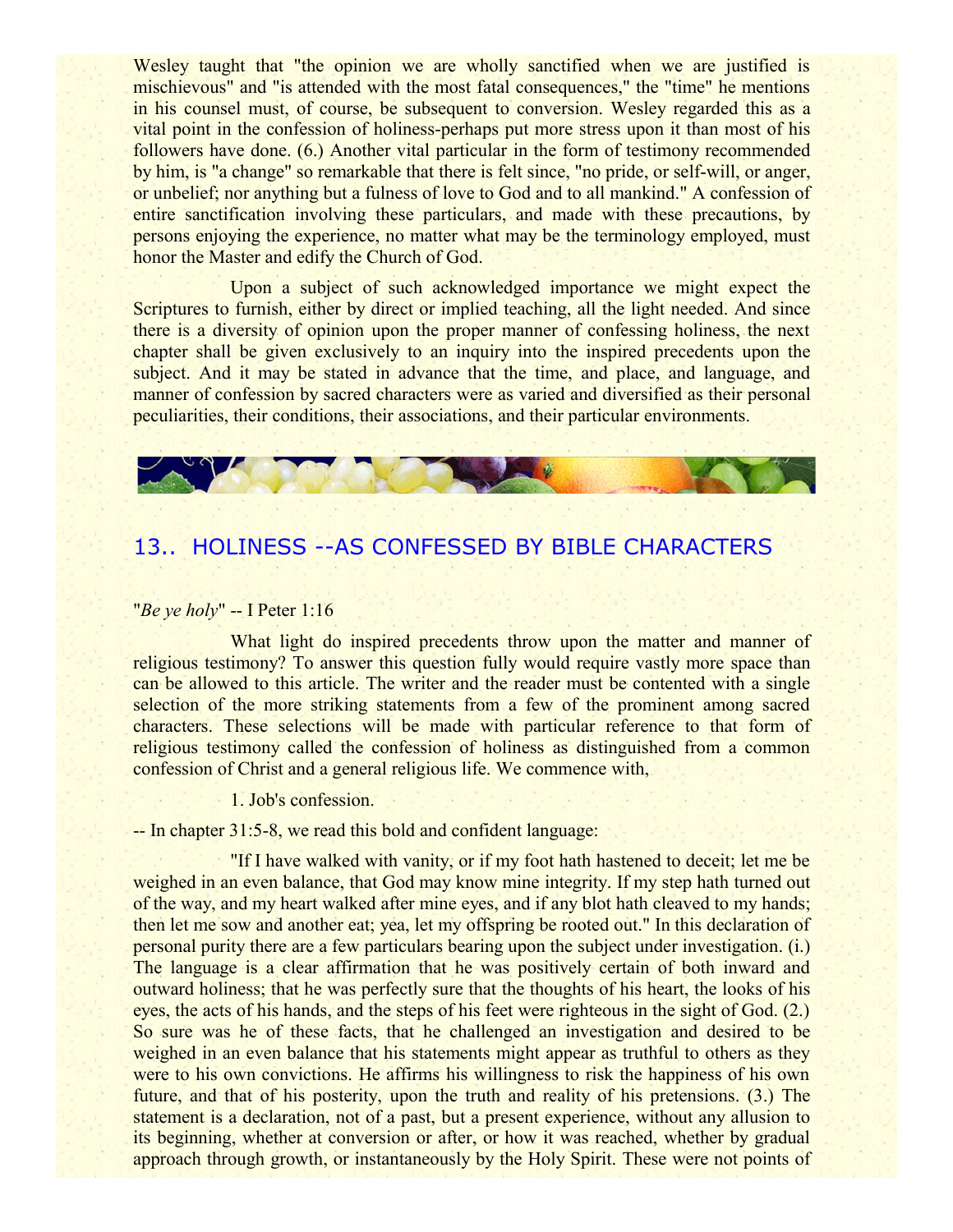Wesley taught that "the opinion we are wholly sanctified when we are justified is mischievous" and "is attended with the most fatal consequences," the "time" he mentions in his counsel must, of course, be subsequent to conversion. Wesley regarded this as a vital point in the confession of holiness-perhaps put more stress upon it than most of his followers have done. (6.) Another vital particular in the form of testimony recommended by him, is "a change" so remarkable that there is felt since, "no pride, or self-will, or anger, or unbelief; nor anything but a fulness of love to God and to all mankind." A confession of entire sanctification involving these particulars, and made with these precautions, by persons enjoying the experience, no matter what may be the terminology employed, must honor the Master and edify the Church of God.

Upon a subject of such acknowledged importance we might expect the Scriptures to furnish, either by direct or implied teaching, all the light needed. And since there is a diversity of opinion upon the proper manner of confessing holiness, the next chapter shall be given exclusively to an inquiry into the inspired precedents upon the subject. And it may be stated in advance that the time, and place, and language, and manner of confession by sacred characters were as varied and diversified as their personal peculiarities, their conditions, their associations, and their particular environments.

## 13.. HOLINESS --AS CONFESSED BY BIBLE CHARACTERS

"*Be ye holy*" -- I Peter 1:16

What light do inspired precedents throw upon the matter and manner of religious testimony? To answer this question fully would require vastly more space than can be allowed to this article. The writer and the reader must be contented with a single selection of the more striking statements from a few of the prominent among sacred characters. These selections will be made with particular reference to that form of religious testimony called the confession of holiness as distinguished from a common confession of Christ and a general religious life. We commence with,

1. Job's confession.

-- In chapter 31:5-8, we read this bold and confident language:

"If I have walked with vanity, or if my foot hath hastened to deceit; let me be weighed in an even balance, that God may know mine integrity. If my step hath turned out of the way, and my heart walked after mine eyes, and if any blot hath cleaved to my hands; then let me sow and another eat; yea, let my offspring be rooted out." In this declaration of personal purity there are a few particulars bearing upon the subject under investigation. (i.) The language is a clear affirmation that he was positively certain of both inward and outward holiness; that he was perfectly sure that the thoughts of his heart, the looks of his eyes, the acts of his hands, and the steps of his feet were righteous in the sight of God. (2.) So sure was he of these facts, that he challenged an investigation and desired to be weighed in an even balance that his statements might appear as truthful to others as they were to his own convictions. He affirms his willingness to risk the happiness of his own future, and that of his posterity, upon the truth and reality of his pretensions. (3.) The statement is a declaration, not of a past, but a present experience, without any allusion to its beginning, whether at conversion or after, or how it was reached, whether by gradual approach through growth, or instantaneously by the Holy Spirit. These were not points of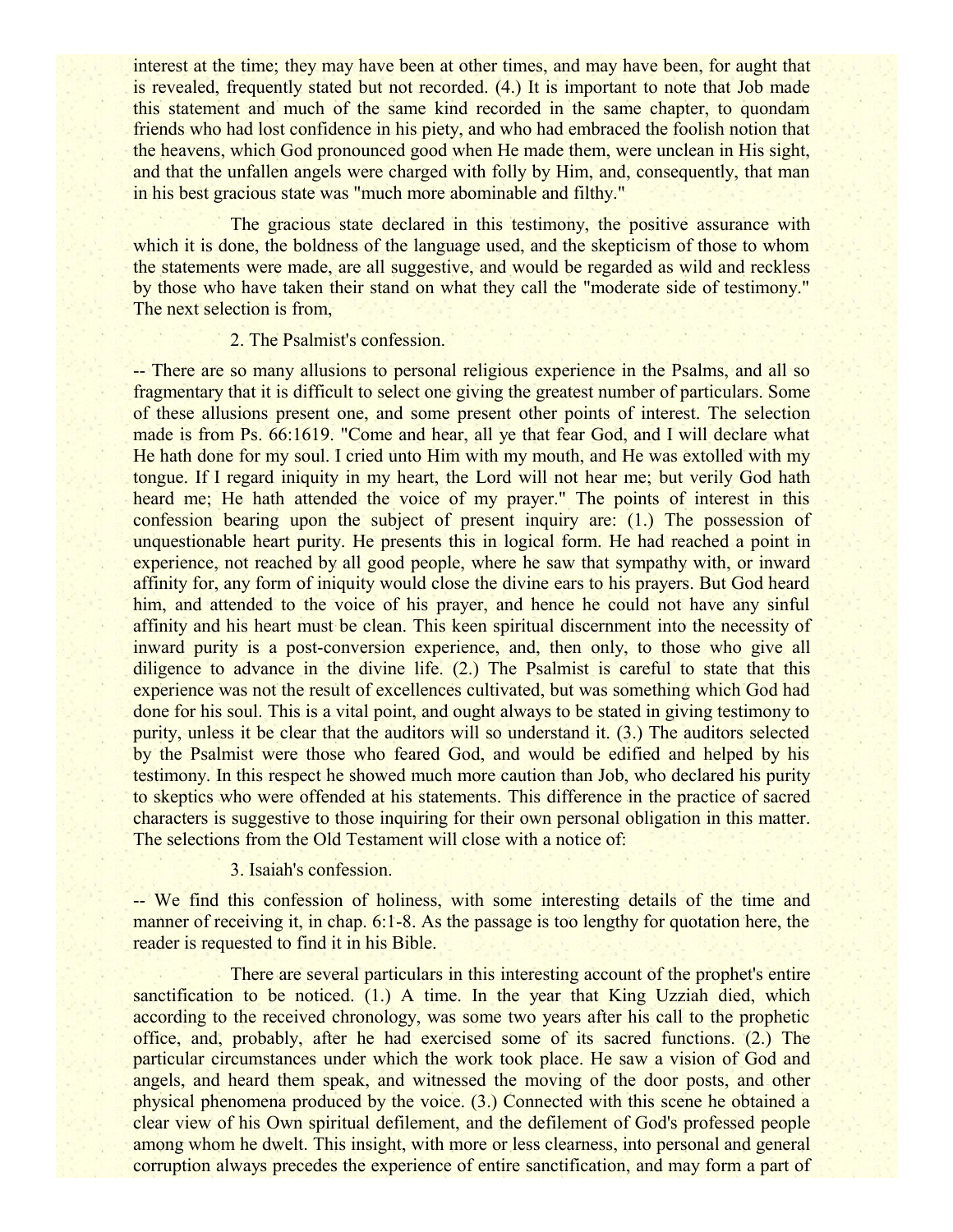interest at the time; they may have been at other times, and may have been, for aught that is revealed, frequently stated but not recorded. (4.) It is important to note that Job made this statement and much of the same kind recorded in the same chapter, to quondam friends who had lost confidence in his piety, and who had embraced the foolish notion that the heavens, which God pronounced good when He made them, were unclean in His sight, and that the unfallen angels were charged with folly by Him, and, consequently, that man in his best gracious state was "much more abominable and filthy."

The gracious state declared in this testimony, the positive assurance with which it is done, the boldness of the language used, and the skepticism of those to whom the statements were made, are all suggestive, and would be regarded as wild and reckless by those who have taken their stand on what they call the "moderate side of testimony." The next selection is from,

2. The Psalmist's confession.

-- There are so many allusions to personal religious experience in the Psalms, and all so fragmentary that it is difficult to select one giving the greatest number of particulars. Some of these allusions present one, and some present other points of interest. The selection made is from Ps. 66:1619. "Come and hear, all ye that fear God, and I will declare what He hath done for my soul. I cried unto Him with my mouth, and He was extolled with my tongue. If I regard iniquity in my heart, the Lord will not hear me; but verily God hath heard me; He hath attended the voice of my prayer." The points of interest in this confession bearing upon the subject of present inquiry are: (1.) The possession of unquestionable heart purity. He presents this in logical form. He had reached a point in experience, not reached by all good people, where he saw that sympathy with, or inward affinity for, any form of iniquity would close the divine ears to his prayers. But God heard him, and attended to the voice of his prayer, and hence he could not have any sinful affinity and his heart must be clean. This keen spiritual discernment into the necessity of inward purity is a post-conversion experience, and, then only, to those who give all diligence to advance in the divine life. (2.) The Psalmist is careful to state that this experience was not the result of excellences cultivated, but was something which God had done for his soul. This is a vital point, and ought always to be stated in giving testimony to purity, unless it be clear that the auditors will so understand it. (3.) The auditors selected by the Psalmist were those who feared God, and would be edified and helped by his testimony. In this respect he showed much more caution than Job, who declared his purity to skeptics who were offended at his statements. This difference in the practice of sacred characters is suggestive to those inquiring for their own personal obligation in this matter. The selections from the Old Testament will close with a notice of:

3. Isaiah's confession.

-- We find this confession of holiness, with some interesting details of the time and manner of receiving it, in chap. 6:1-8. As the passage is too lengthy for quotation here, the reader is requested to find it in his Bible.

There are several particulars in this interesting account of the prophet's entire sanctification to be noticed. (1.) A time. In the year that King Uzziah died, which according to the received chronology, was some two years after his call to the prophetic office, and, probably, after he had exercised some of its sacred functions. (2.) The particular circumstances under which the work took place. He saw a vision of God and angels, and heard them speak, and witnessed the moving of the door posts, and other physical phenomena produced by the voice. (3.) Connected with this scene he obtained a clear view of his Own spiritual defilement, and the defilement of God's professed people among whom he dwelt. This insight, with more or less clearness, into personal and general corruption always precedes the experience of entire sanctification, and may form a part of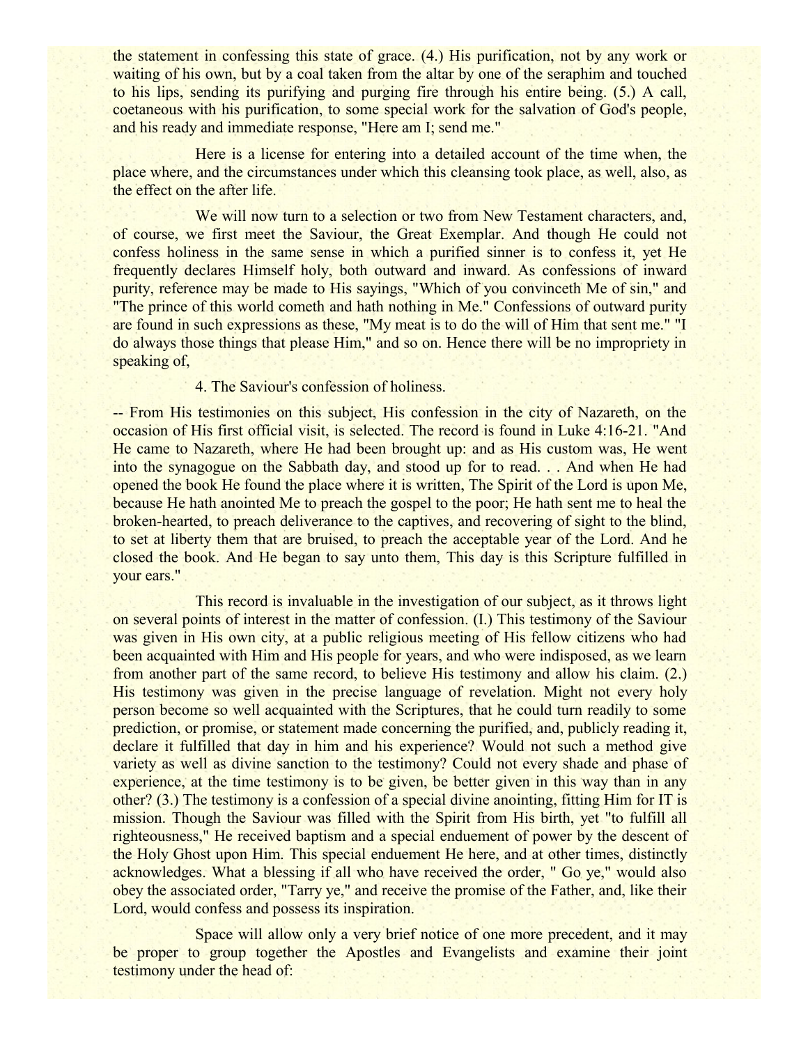the statement in confessing this state of grace. (4.) His purification, not by any work or waiting of his own, but by a coal taken from the altar by one of the seraphim and touched to his lips, sending its purifying and purging fire through his entire being. (5.) A call, coetaneous with his purification, to some special work for the salvation of God's people, and his ready and immediate response, "Here am I; send me."

Here is a license for entering into a detailed account of the time when, the place where, and the circumstances under which this cleansing took place, as well, also, as the effect on the after life.

We will now turn to a selection or two from New Testament characters, and, of course, we first meet the Saviour, the Great Exemplar. And though He could not confess holiness in the same sense in which a purified sinner is to confess it, yet He frequently declares Himself holy, both outward and inward. As confessions of inward purity, reference may be made to His sayings, "Which of you convinceth Me of sin," and "The prince of this world cometh and hath nothing in Me." Confessions of outward purity are found in such expressions as these, "My meat is to do the will of Him that sent me." "I do always those things that please Him," and so on. Hence there will be no impropriety in speaking of,

4. The Saviour's confession of holiness.

-- From His testimonies on this subject, His confession in the city of Nazareth, on the occasion of His first official visit, is selected. The record is found in Luke 4:16-21. "And He came to Nazareth, where He had been brought up: and as His custom was, He went into the synagogue on the Sabbath day, and stood up for to read. . . And when He had opened the book He found the place where it is written, The Spirit of the Lord is upon Me, because He hath anointed Me to preach the gospel to the poor; He hath sent me to heal the broken-hearted, to preach deliverance to the captives, and recovering of sight to the blind, to set at liberty them that are bruised, to preach the acceptable year of the Lord. And he closed the book. And He began to say unto them, This day is this Scripture fulfilled in your ears."

This record is invaluable in the investigation of our subject, as it throws light on several points of interest in the matter of confession. (I.) This testimony of the Saviour was given in His own city, at a public religious meeting of His fellow citizens who had been acquainted with Him and His people for years, and who were indisposed, as we learn from another part of the same record, to believe His testimony and allow his claim. (2.) His testimony was given in the precise language of revelation. Might not every holy person become so well acquainted with the Scriptures, that he could turn readily to some prediction, or promise, or statement made concerning the purified, and, publicly reading it, declare it fulfilled that day in him and his experience? Would not such a method give variety as well as divine sanction to the testimony? Could not every shade and phase of experience, at the time testimony is to be given, be better given in this way than in any other? (3.) The testimony is a confession of a special divine anointing, fitting Him for IT is mission. Though the Saviour was filled with the Spirit from His birth, yet "to fulfill all righteousness," He received baptism and a special enduement of power by the descent of the Holy Ghost upon Him. This special enduement He here, and at other times, distinctly acknowledges. What a blessing if all who have received the order, " Go ye," would also obey the associated order, "Tarry ye," and receive the promise of the Father, and, like their Lord, would confess and possess its inspiration.

Space will allow only a very brief notice of one more precedent, and it may be proper to group together the Apostles and Evangelists and examine their joint testimony under the head of: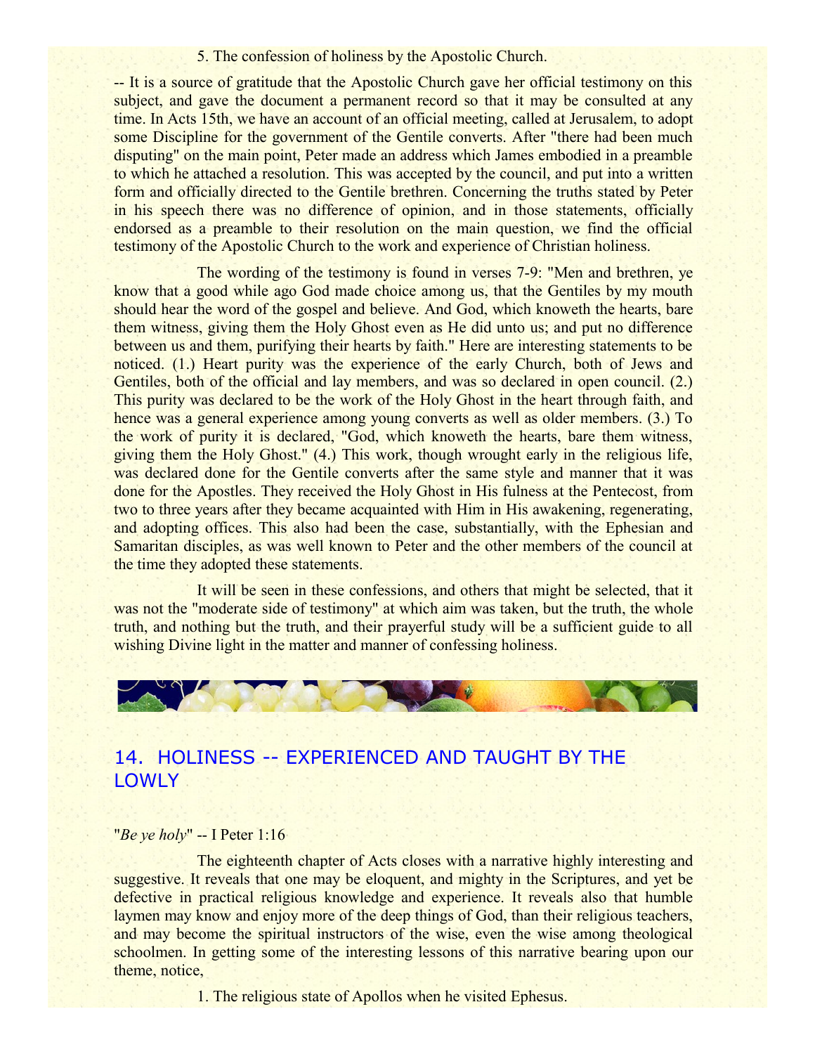5. The confession of holiness by the Apostolic Church.

-- It is a source of gratitude that the Apostolic Church gave her official testimony on this subject, and gave the document a permanent record so that it may be consulted at any time. In Acts 15th, we have an account of an official meeting, called at Jerusalem, to adopt some Discipline for the government of the Gentile converts. After "there had been much disputing" on the main point, Peter made an address which James embodied in a preamble to which he attached a resolution. This was accepted by the council, and put into a written form and officially directed to the Gentile brethren. Concerning the truths stated by Peter in his speech there was no difference of opinion, and in those statements, officially endorsed as a preamble to their resolution on the main question, we find the official testimony of the Apostolic Church to the work and experience of Christian holiness.

The wording of the testimony is found in verses 7-9: "Men and brethren, ye know that a good while ago God made choice among us, that the Gentiles by my mouth should hear the word of the gospel and believe. And God, which knoweth the hearts, bare them witness, giving them the Holy Ghost even as He did unto us; and put no difference between us and them, purifying their hearts by faith." Here are interesting statements to be noticed. (1.) Heart purity was the experience of the early Church, both of Jews and Gentiles, both of the official and lay members, and was so declared in open council. (2.) This purity was declared to be the work of the Holy Ghost in the heart through faith, and hence was a general experience among young converts as well as older members. (3.) To the work of purity it is declared, "God, which knoweth the hearts, bare them witness, giving them the Holy Ghost." (4.) This work, though wrought early in the religious life, was declared done for the Gentile converts after the same style and manner that it was done for the Apostles. They received the Holy Ghost in His fulness at the Pentecost, from two to three years after they became acquainted with Him in His awakening, regenerating, and adopting offices. This also had been the case, substantially, with the Ephesian and Samaritan disciples, as was well known to Peter and the other members of the council at the time they adopted these statements.

It will be seen in these confessions, and others that might be selected, that it was not the "moderate side of testimony" at which aim was taken, but the truth, the whole truth, and nothing but the truth, and their prayerful study will be a sufficient guide to all wishing Divine light in the matter and manner of confessing holiness.

## 14. HOLINESS -- EXPERIENCED AND TAUGHT BY THE LOWLY

"*Be ye holy*" -- I Peter 1:16

The eighteenth chapter of Acts closes with a narrative highly interesting and suggestive. It reveals that one may be eloquent, and mighty in the Scriptures, and yet be defective in practical religious knowledge and experience. It reveals also that humble laymen may know and enjoy more of the deep things of God, than their religious teachers, and may become the spiritual instructors of the wise, even the wise among theological schoolmen. In getting some of the interesting lessons of this narrative bearing upon our theme, notice,

1. The religious state of Apollos when he visited Ephesus.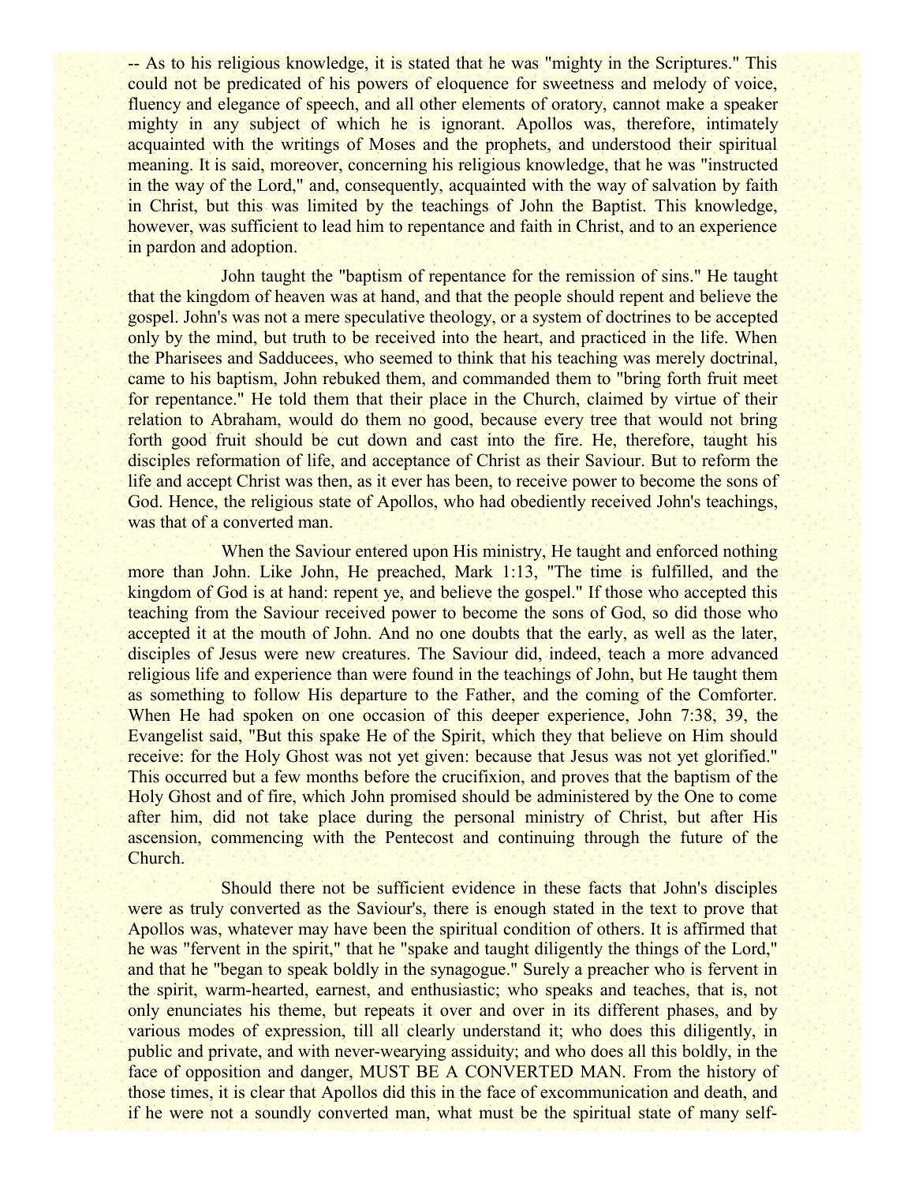-- As to his religious knowledge, it is stated that he was "mighty in the Scriptures." This could not be predicated of his powers of eloquence for sweetness and melody of voice, fluency and elegance of speech, and all other elements of oratory, cannot make a speaker mighty in any subject of which he is ignorant. Apollos was, therefore, intimately acquainted with the writings of Moses and the prophets, and understood their spiritual meaning. It is said, moreover, concerning his religious knowledge, that he was "instructed in the way of the Lord," and, consequently, acquainted with the way of salvation by faith in Christ, but this was limited by the teachings of John the Baptist. This knowledge, however, was sufficient to lead him to repentance and faith in Christ, and to an experience in pardon and adoption.

John taught the "baptism of repentance for the remission of sins." He taught that the kingdom of heaven was at hand, and that the people should repent and believe the gospel. John's was not a mere speculative theology, or a system of doctrines to be accepted only by the mind, but truth to be received into the heart, and practiced in the life. When the Pharisees and Sadducees, who seemed to think that his teaching was merely doctrinal, came to his baptism, John rebuked them, and commanded them to "bring forth fruit meet for repentance." He told them that their place in the Church, claimed by virtue of their relation to Abraham, would do them no good, because every tree that would not bring forth good fruit should be cut down and cast into the fire. He, therefore, taught his disciples reformation of life, and acceptance of Christ as their Saviour. But to reform the life and accept Christ was then, as it ever has been, to receive power to become the sons of God. Hence, the religious state of Apollos, who had obediently received John's teachings, was that of a converted man.

When the Saviour entered upon His ministry, He taught and enforced nothing more than John. Like John, He preached, Mark 1:13, "The time is fulfilled, and the kingdom of God is at hand: repent ye, and believe the gospel." If those who accepted this teaching from the Saviour received power to become the sons of God, so did those who accepted it at the mouth of John. And no one doubts that the early, as well as the later, disciples of Jesus were new creatures. The Saviour did, indeed, teach a more advanced religious life and experience than were found in the teachings of John, but He taught them as something to follow His departure to the Father, and the coming of the Comforter. When He had spoken on one occasion of this deeper experience, John 7:38, 39, the Evangelist said, "But this spake He of the Spirit, which they that believe on Him should receive: for the Holy Ghost was not yet given: because that Jesus was not yet glorified." This occurred but a few months before the crucifixion, and proves that the baptism of the Holy Ghost and of fire, which John promised should be administered by the One to come after him, did not take place during the personal ministry of Christ, but after His ascension, commencing with the Pentecost and continuing through the future of the Church.

Should there not be sufficient evidence in these facts that John's disciples were as truly converted as the Saviour's, there is enough stated in the text to prove that Apollos was, whatever may have been the spiritual condition of others. It is affirmed that he was "fervent in the spirit," that he "spake and taught diligently the things of the Lord," and that he "began to speak boldly in the synagogue." Surely a preacher who is fervent in the spirit, warm-hearted, earnest, and enthusiastic; who speaks and teaches, that is, not only enunciates his theme, but repeats it over and over in its different phases, and by various modes of expression, till all clearly understand it; who does this diligently, in public and private, and with never-wearying assiduity; and who does all this boldly, in the face of opposition and danger, MUST BE A CONVERTED MAN. From the history of those times, it is clear that Apollos did this in the face of excommunication and death, and if he were not a soundly converted man, what must be the spiritual state of many self-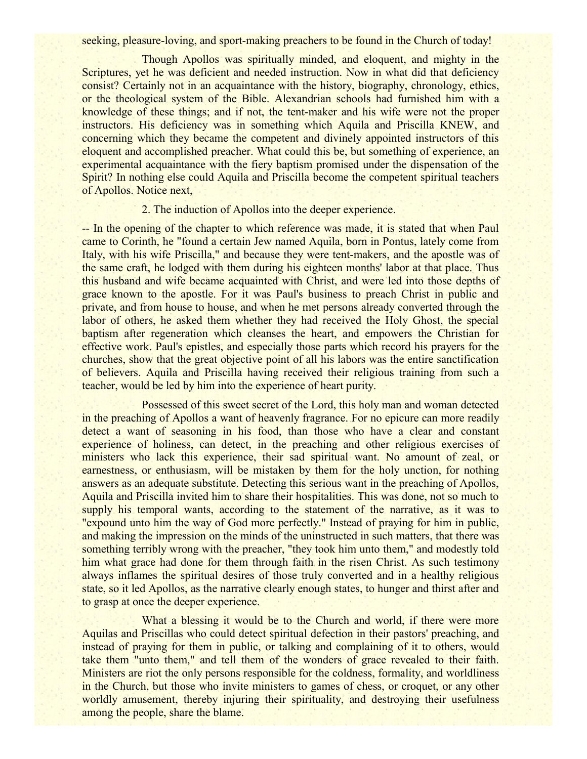seeking, pleasure-loving, and sport-making preachers to be found in the Church of today!

Though Apollos was spiritually minded, and eloquent, and mighty in the Scriptures, yet he was deficient and needed instruction. Now in what did that deficiency consist? Certainly not in an acquaintance with the history, biography, chronology, ethics, or the theological system of the Bible. Alexandrian schools had furnished him with a knowledge of these things; and if not, the tent-maker and his wife were not the proper instructors. His deficiency was in something which Aquila and Priscilla KNEW, and concerning which they became the competent and divinely appointed instructors of this eloquent and accomplished preacher. What could this be, but something of experience, an experimental acquaintance with the fiery baptism promised under the dispensation of the Spirit? In nothing else could Aquila and Priscilla become the competent spiritual teachers of Apollos. Notice next,

2. The induction of Apollos into the deeper experience.

-- In the opening of the chapter to which reference was made, it is stated that when Paul came to Corinth, he "found a certain Jew named Aquila, born in Pontus, lately come from Italy, with his wife Priscilla," and because they were tent-makers, and the apostle was of the same craft, he lodged with them during his eighteen months' labor at that place. Thus this husband and wife became acquainted with Christ, and were led into those depths of grace known to the apostle. For it was Paul's business to preach Christ in public and private, and from house to house, and when he met persons already converted through the labor of others, he asked them whether they had received the Holy Ghost, the special baptism after regeneration which cleanses the heart, and empowers the Christian for effective work. Paul's epistles, and especially those parts which record his prayers for the churches, show that the great objective point of all his labors was the entire sanctification of believers. Aquila and Priscilla having received their religious training from such a teacher, would be led by him into the experience of heart purity.

Possessed of this sweet secret of the Lord, this holy man and woman detected in the preaching of Apollos a want of heavenly fragrance. For no epicure can more readily detect a want of seasoning in his food, than those who have a clear and constant experience of holiness, can detect, in the preaching and other religious exercises of ministers who lack this experience, their sad spiritual want. No amount of zeal, or earnestness, or enthusiasm, will be mistaken by them for the holy unction, for nothing answers as an adequate substitute. Detecting this serious want in the preaching of Apollos, Aquila and Priscilla invited him to share their hospitalities. This was done, not so much to supply his temporal wants, according to the statement of the narrative, as it was to "expound unto him the way of God more perfectly." Instead of praying for him in public, and making the impression on the minds of the uninstructed in such matters, that there was something terribly wrong with the preacher, "they took him unto them," and modestly told him what grace had done for them through faith in the risen Christ. As such testimony always inflames the spiritual desires of those truly converted and in a healthy religious state, so it led Apollos, as the narrative clearly enough states, to hunger and thirst after and to grasp at once the deeper experience.

What a blessing it would be to the Church and world, if there were more Aquilas and Priscillas who could detect spiritual defection in their pastors' preaching, and instead of praying for them in public, or talking and complaining of it to others, would take them "unto them," and tell them of the wonders of grace revealed to their faith. Ministers are riot the only persons responsible for the coldness, formality, and worldliness in the Church, but those who invite ministers to games of chess, or croquet, or any other worldly amusement, thereby injuring their spirituality, and destroying their usefulness among the people, share the blame.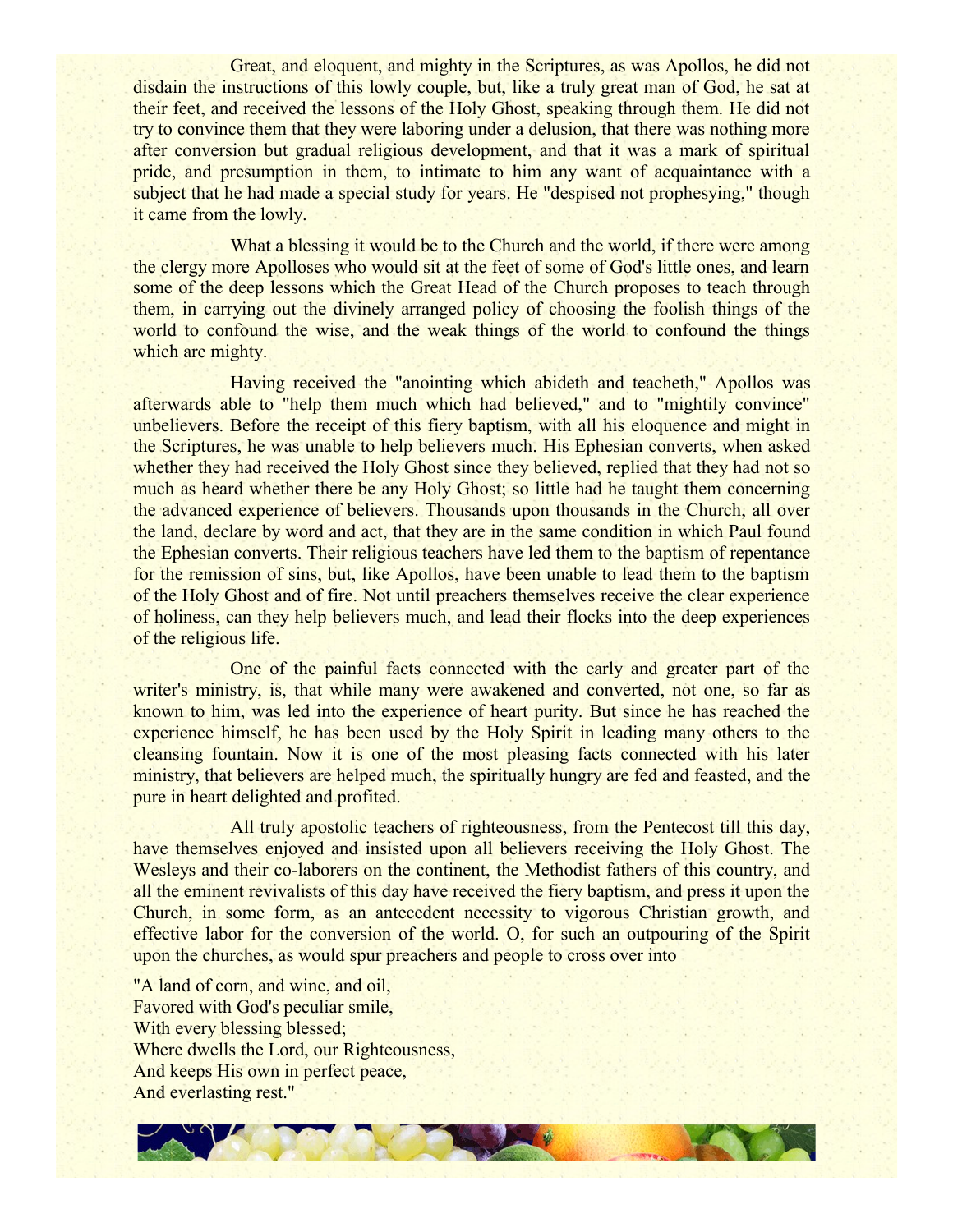Great, and eloquent, and mighty in the Scriptures, as was Apollos, he did not disdain the instructions of this lowly couple, but, like a truly great man of God, he sat at their feet, and received the lessons of the Holy Ghost, speaking through them. He did not try to convince them that they were laboring under a delusion, that there was nothing more after conversion but gradual religious development, and that it was a mark of spiritual pride, and presumption in them, to intimate to him any want of acquaintance with a subject that he had made a special study for years. He "despised not prophesying," though it came from the lowly.

What a blessing it would be to the Church and the world, if there were among the clergy more Apolloses who would sit at the feet of some of God's little ones, and learn some of the deep lessons which the Great Head of the Church proposes to teach through them, in carrying out the divinely arranged policy of choosing the foolish things of the world to confound the wise, and the weak things of the world to confound the things which are mighty.

Having received the "anointing which abideth and teacheth," Apollos was afterwards able to "help them much which had believed," and to "mightily convince" unbelievers. Before the receipt of this fiery baptism, with all his eloquence and might in the Scriptures, he was unable to help believers much. His Ephesian converts, when asked whether they had received the Holy Ghost since they believed, replied that they had not so much as heard whether there be any Holy Ghost; so little had he taught them concerning the advanced experience of believers. Thousands upon thousands in the Church, all over the land, declare by word and act, that they are in the same condition in which Paul found the Ephesian converts. Their religious teachers have led them to the baptism of repentance for the remission of sins, but, like Apollos, have been unable to lead them to the baptism of the Holy Ghost and of fire. Not until preachers themselves receive the clear experience of holiness, can they help believers much, and lead their flocks into the deep experiences of the religious life.

One of the painful facts connected with the early and greater part of the writer's ministry, is, that while many were awakened and converted, not one, so far as known to him, was led into the experience of heart purity. But since he has reached the experience himself, he has been used by the Holy Spirit in leading many others to the cleansing fountain. Now it is one of the most pleasing facts connected with his later ministry, that believers are helped much, the spiritually hungry are fed and feasted, and the pure in heart delighted and profited.

All truly apostolic teachers of righteousness, from the Pentecost till this day, have themselves enjoyed and insisted upon all believers receiving the Holy Ghost. The Wesleys and their co-laborers on the continent, the Methodist fathers of this country, and all the eminent revivalists of this day have received the fiery baptism, and press it upon the Church, in some form, as an antecedent necessity to vigorous Christian growth, and effective labor for the conversion of the world. O, for such an outpouring of the Spirit upon the churches, as would spur preachers and people to cross over into

"A land of corn, and wine, and oil,
Favored with God's peculiar smile,
With every blessing blessed;
Where dwells the Lord, our Righteousness,
And keeps His own in perfect peace,
And everlasting rest."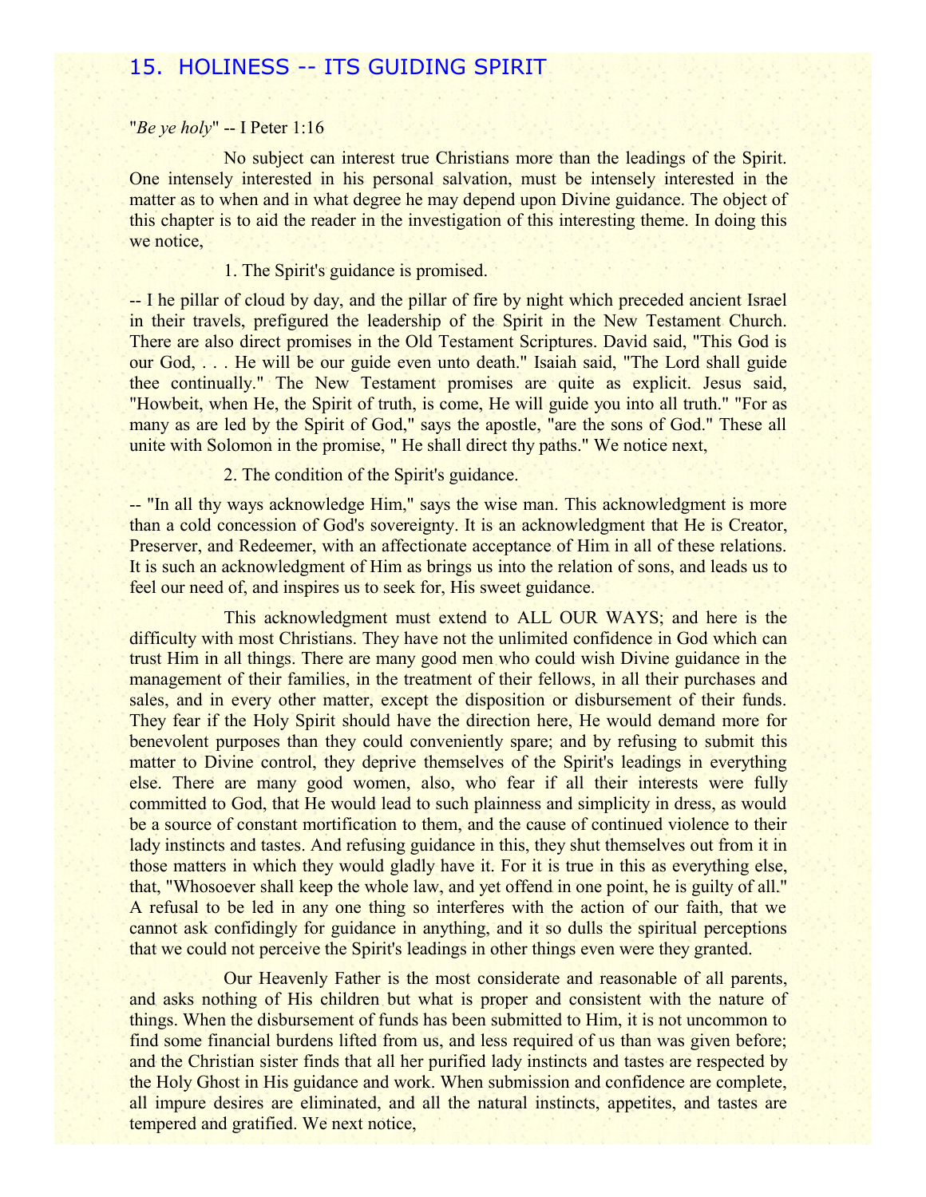## 15. HOLINESS -- ITS GUIDING SPIRIT

"*Be ye holy*" -- I Peter 1:16

No subject can interest true Christians more than the leadings of the Spirit. One intensely interested in his personal salvation, must be intensely interested in the matter as to when and in what degree he may depend upon Divine guidance. The object of this chapter is to aid the reader in the investigation of this interesting theme. In doing this we notice,

1. The Spirit's guidance is promised.

-- I he pillar of cloud by day, and the pillar of fire by night which preceded ancient Israel in their travels, prefigured the leadership of the Spirit in the New Testament Church. There are also direct promises in the Old Testament Scriptures. David said, "This God is our God, . . . He will be our guide even unto death." Isaiah said, "The Lord shall guide thee continually." The New Testament promises are quite as explicit. Jesus said, "Howbeit, when He, the Spirit of truth, is come, He will guide you into all truth." "For as many as are led by the Spirit of God," says the apostle, "are the sons of God." These all unite with Solomon in the promise, " He shall direct thy paths." We notice next,

2. The condition of the Spirit's guidance.

-- "In all thy ways acknowledge Him," says the wise man. This acknowledgment is more than a cold concession of God's sovereignty. It is an acknowledgment that He is Creator, Preserver, and Redeemer, with an affectionate acceptance of Him in all of these relations. It is such an acknowledgment of Him as brings us into the relation of sons, and leads us to feel our need of, and inspires us to seek for, His sweet guidance.

This acknowledgment must extend to ALL OUR WAYS; and here is the difficulty with most Christians. They have not the unlimited confidence in God which can trust Him in all things. There are many good men who could wish Divine guidance in the management of their families, in the treatment of their fellows, in all their purchases and sales, and in every other matter, except the disposition or disbursement of their funds. They fear if the Holy Spirit should have the direction here, He would demand more for benevolent purposes than they could conveniently spare; and by refusing to submit this matter to Divine control, they deprive themselves of the Spirit's leadings in everything else. There are many good women, also, who fear if all their interests were fully committed to God, that He would lead to such plainness and simplicity in dress, as would be a source of constant mortification to them, and the cause of continued violence to their lady instincts and tastes. And refusing guidance in this, they shut themselves out from it in those matters in which they would gladly have it. For it is true in this as everything else, that, "Whosoever shall keep the whole law, and yet offend in one point, he is guilty of all." A refusal to be led in any one thing so interferes with the action of our faith, that we cannot ask confidingly for guidance in anything, and it so dulls the spiritual perceptions that we could not perceive the Spirit's leadings in other things even were they granted.

Our Heavenly Father is the most considerate and reasonable of all parents, and asks nothing of His children but what is proper and consistent with the nature of things. When the disbursement of funds has been submitted to Him, it is not uncommon to find some financial burdens lifted from us, and less required of us than was given before; and the Christian sister finds that all her purified lady instincts and tastes are respected by the Holy Ghost in His guidance and work. When submission and confidence are complete, all impure desires are eliminated, and all the natural instincts, appetites, and tastes are tempered and gratified. We next notice,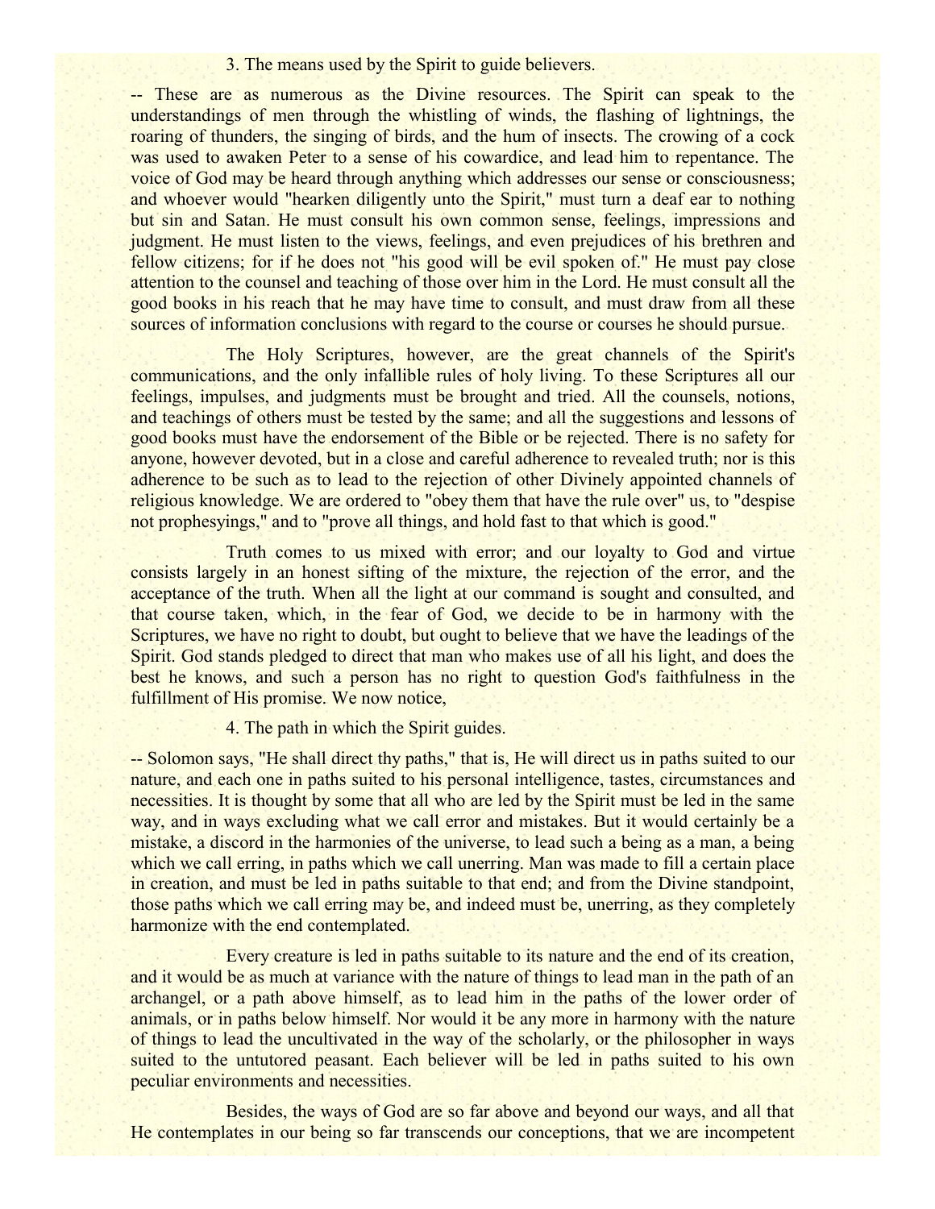3. The means used by the Spirit to guide believers.

-- These are as numerous as the Divine resources. The Spirit can speak to the understandings of men through the whistling of winds, the flashing of lightnings, the roaring of thunders, the singing of birds, and the hum of insects. The crowing of a cock was used to awaken Peter to a sense of his cowardice, and lead him to repentance. The voice of God may be heard through anything which addresses our sense or consciousness; and whoever would "hearken diligently unto the Spirit," must turn a deaf ear to nothing but sin and Satan. He must consult his own common sense, feelings, impressions and judgment. He must listen to the views, feelings, and even prejudices of his brethren and fellow citizens; for if he does not "his good will be evil spoken of." He must pay close attention to the counsel and teaching of those over him in the Lord. He must consult all the good books in his reach that he may have time to consult, and must draw from all these sources of information conclusions with regard to the course or courses he should pursue.

The Holy Scriptures, however, are the great channels of the Spirit's communications, and the only infallible rules of holy living. To these Scriptures all our feelings, impulses, and judgments must be brought and tried. All the counsels, notions, and teachings of others must be tested by the same; and all the suggestions and lessons of good books must have the endorsement of the Bible or be rejected. There is no safety for anyone, however devoted, but in a close and careful adherence to revealed truth; nor is this adherence to be such as to lead to the rejection of other Divinely appointed channels of religious knowledge. We are ordered to "obey them that have the rule over" us, to "despise not prophesyings," and to "prove all things, and hold fast to that which is good."

Truth comes to us mixed with error; and our loyalty to God and virtue consists largely in an honest sifting of the mixture, the rejection of the error, and the acceptance of the truth. When all the light at our command is sought and consulted, and that course taken, which, in the fear of God, we decide to be in harmony with the Scriptures, we have no right to doubt, but ought to believe that we have the leadings of the Spirit. God stands pledged to direct that man who makes use of all his light, and does the best he knows, and such a person has no right to question God's faithfulness in the fulfillment of His promise. We now notice,

4. The path in which the Spirit guides.

-- Solomon says, "He shall direct thy paths," that is, He will direct us in paths suited to our nature, and each one in paths suited to his personal intelligence, tastes, circumstances and necessities. It is thought by some that all who are led by the Spirit must be led in the same way, and in ways excluding what we call error and mistakes. But it would certainly be a mistake, a discord in the harmonies of the universe, to lead such a being as a man, a being which we call erring, in paths which we call unerring. Man was made to fill a certain place in creation, and must be led in paths suitable to that end; and from the Divine standpoint, those paths which we call erring may be, and indeed must be, unerring, as they completely harmonize with the end contemplated.

Every creature is led in paths suitable to its nature and the end of its creation, and it would be as much at variance with the nature of things to lead man in the path of an archangel, or a path above himself, as to lead him in the paths of the lower order of animals, or in paths below himself. Nor would it be any more in harmony with the nature of things to lead the uncultivated in the way of the scholarly, or the philosopher in ways suited to the untutored peasant. Each believer will be led in paths suited to his own peculiar environments and necessities.

Besides, the ways of God are so far above and beyond our ways, and all that He contemplates in our being so far transcends our conceptions, that we are incompetent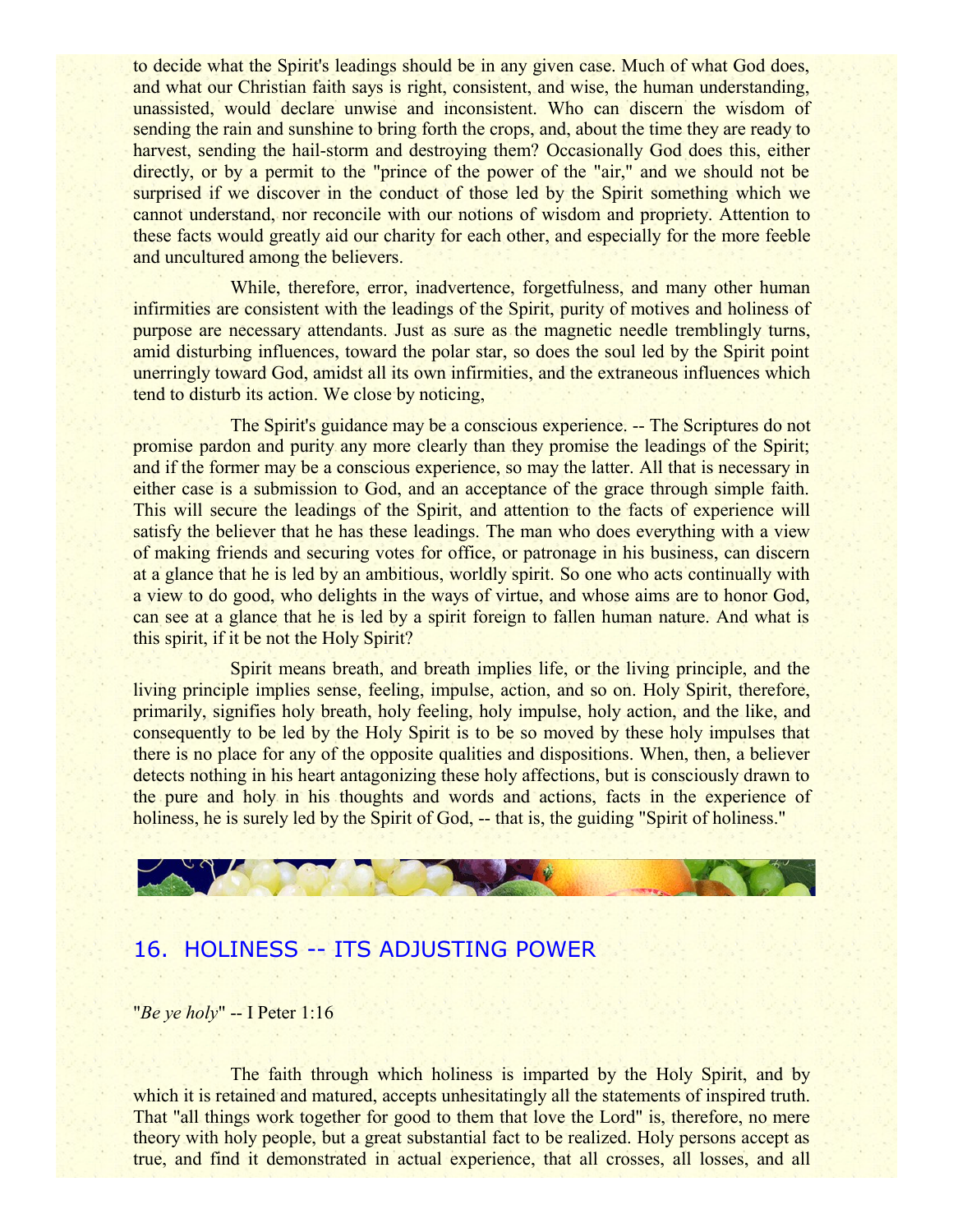to decide what the Spirit's leadings should be in any given case. Much of what God does, and what our Christian faith says is right, consistent, and wise, the human understanding, unassisted, would declare unwise and inconsistent. Who can discern the wisdom of sending the rain and sunshine to bring forth the crops, and, about the time they are ready to harvest, sending the hail-storm and destroying them? Occasionally God does this, either directly, or by a permit to the "prince of the power of the "air," and we should not be surprised if we discover in the conduct of those led by the Spirit something which we cannot understand, nor reconcile with our notions of wisdom and propriety. Attention to these facts would greatly aid our charity for each other, and especially for the more feeble and uncultured among the believers.

While, therefore, error, inadvertence, forgetfulness, and many other human infirmities are consistent with the leadings of the Spirit, purity of motives and holiness of purpose are necessary attendants. Just as sure as the magnetic needle tremblingly turns, amid disturbing influences, toward the polar star, so does the soul led by the Spirit point unerringly toward God, amidst all its own infirmities, and the extraneous influences which tend to disturb its action. We close by noticing,

The Spirit's guidance may be a conscious experience. -- The Scriptures do not promise pardon and purity any more clearly than they promise the leadings of the Spirit; and if the former may be a conscious experience, so may the latter. All that is necessary in either case is a submission to God, and an acceptance of the grace through simple faith. This will secure the leadings of the Spirit, and attention to the facts of experience will satisfy the believer that he has these leadings. The man who does everything with a view of making friends and securing votes for office, or patronage in his business, can discern at a glance that he is led by an ambitious, worldly spirit. So one who acts continually with a view to do good, who delights in the ways of virtue, and whose aims are to honor God, can see at a glance that he is led by a spirit foreign to fallen human nature. And what is this spirit, if it be not the Holy Spirit?

Spirit means breath, and breath implies life, or the living principle, and the living principle implies sense, feeling, impulse, action, and so on. Holy Spirit, therefore, primarily, signifies holy breath, holy feeling, holy impulse, holy action, and the like, and consequently to be led by the Holy Spirit is to be so moved by these holy impulses that there is no place for any of the opposite qualities and dispositions. When, then, a believer detects nothing in his heart antagonizing these holy affections, but is consciously drawn to the pure and holy in his thoughts and words and actions, facts in the experience of holiness, he is surely led by the Spirit of God, -- that is, the guiding "Spirit of holiness."

## 16. HOLINESS -- ITS ADJUSTING POWER

"*Be ye holy*" -- I Peter 1:16

The faith through which holiness is imparted by the Holy Spirit, and by which it is retained and matured, accepts unhesitatingly all the statements of inspired truth. That "all things work together for good to them that love the Lord" is, therefore, no mere theory with holy people, but a great substantial fact to be realized. Holy persons accept as true, and find it demonstrated in actual experience, that all crosses, all losses, and all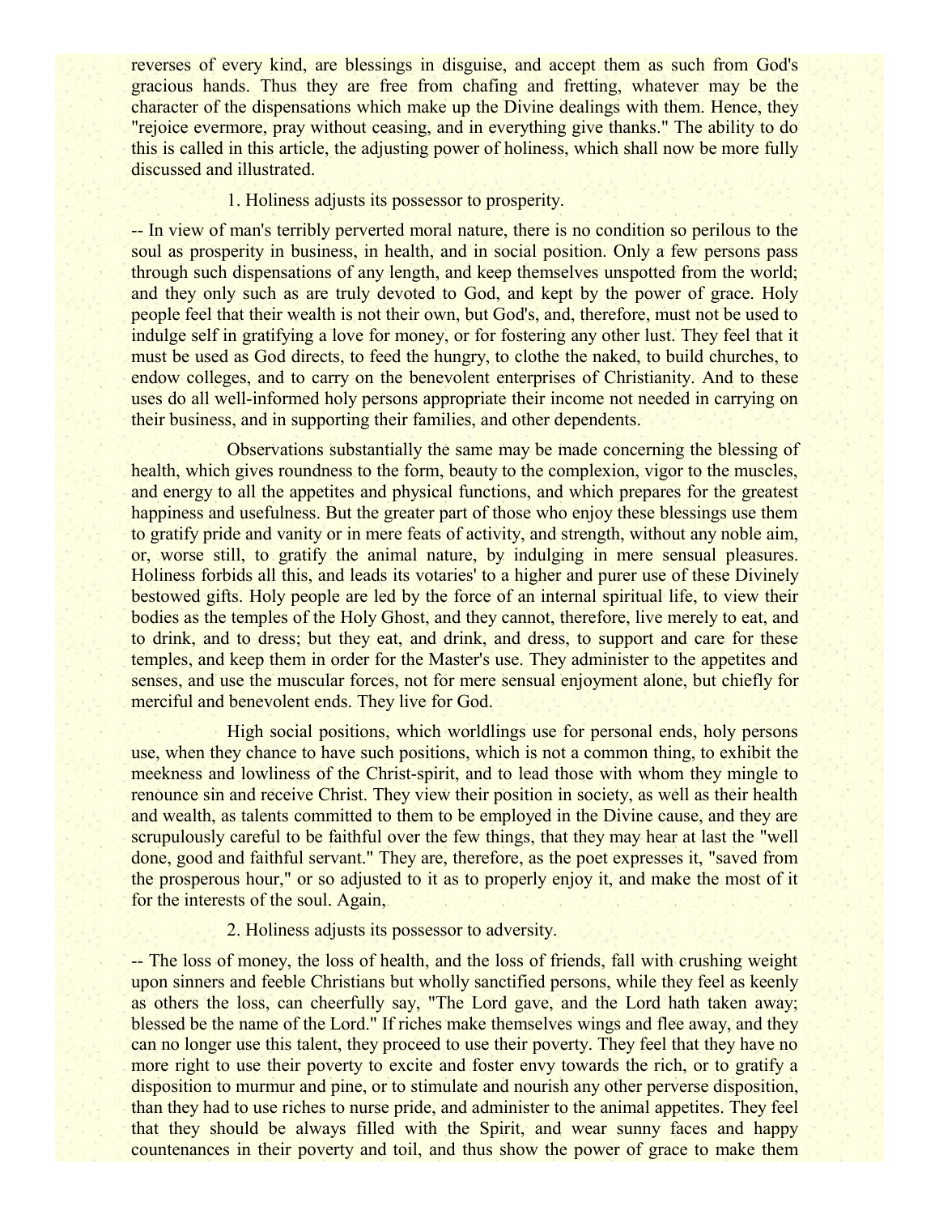reverses of every kind, are blessings in disguise, and accept them as such from God's gracious hands. Thus they are free from chafing and fretting, whatever may be the character of the dispensations which make up the Divine dealings with them. Hence, they "rejoice evermore, pray without ceasing, and in everything give thanks." The ability to do this is called in this article, the adjusting power of holiness, which shall now be more fully discussed and illustrated.

1. Holiness adjusts its possessor to prosperity.

-- In view of man's terribly perverted moral nature, there is no condition so perilous to the soul as prosperity in business, in health, and in social position. Only a few persons pass through such dispensations of any length, and keep themselves unspotted from the world; and they only such as are truly devoted to God, and kept by the power of grace. Holy people feel that their wealth is not their own, but God's, and, therefore, must not be used to indulge self in gratifying a love for money, or for fostering any other lust. They feel that it must be used as God directs, to feed the hungry, to clothe the naked, to build churches, to endow colleges, and to carry on the benevolent enterprises of Christianity. And to these uses do all well-informed holy persons appropriate their income not needed in carrying on their business, and in supporting their families, and other dependents.

Observations substantially the same may be made concerning the blessing of health, which gives roundness to the form, beauty to the complexion, vigor to the muscles, and energy to all the appetites and physical functions, and which prepares for the greatest happiness and usefulness. But the greater part of those who enjoy these blessings use them to gratify pride and vanity or in mere feats of activity, and strength, without any noble aim, or, worse still, to gratify the animal nature, by indulging in mere sensual pleasures. Holiness forbids all this, and leads its votaries' to a higher and purer use of these Divinely bestowed gifts. Holy people are led by the force of an internal spiritual life, to view their bodies as the temples of the Holy Ghost, and they cannot, therefore, live merely to eat, and to drink, and to dress; but they eat, and drink, and dress, to support and care for these temples, and keep them in order for the Master's use. They administer to the appetites and senses, and use the muscular forces, not for mere sensual enjoyment alone, but chiefly for merciful and benevolent ends. They live for God.

High social positions, which worldlings use for personal ends, holy persons use, when they chance to have such positions, which is not a common thing, to exhibit the meekness and lowliness of the Christ-spirit, and to lead those with whom they mingle to renounce sin and receive Christ. They view their position in society, as well as their health and wealth, as talents committed to them to be employed in the Divine cause, and they are scrupulously careful to be faithful over the few things, that they may hear at last the "well done, good and faithful servant." They are, therefore, as the poet expresses it, "saved from the prosperous hour," or so adjusted to it as to properly enjoy it, and make the most of it for the interests of the soul. Again,

2. Holiness adjusts its possessor to adversity.

-- The loss of money, the loss of health, and the loss of friends, fall with crushing weight upon sinners and feeble Christians but wholly sanctified persons, while they feel as keenly as others the loss, can cheerfully say, "The Lord gave, and the Lord hath taken away; blessed be the name of the Lord." If riches make themselves wings and flee away, and they can no longer use this talent, they proceed to use their poverty. They feel that they have no more right to use their poverty to excite and foster envy towards the rich, or to gratify a disposition to murmur and pine, or to stimulate and nourish any other perverse disposition, than they had to use riches to nurse pride, and administer to the animal appetites. They feel that they should be always filled with the Spirit, and wear sunny faces and happy countenances in their poverty and toil, and thus show the power of grace to make them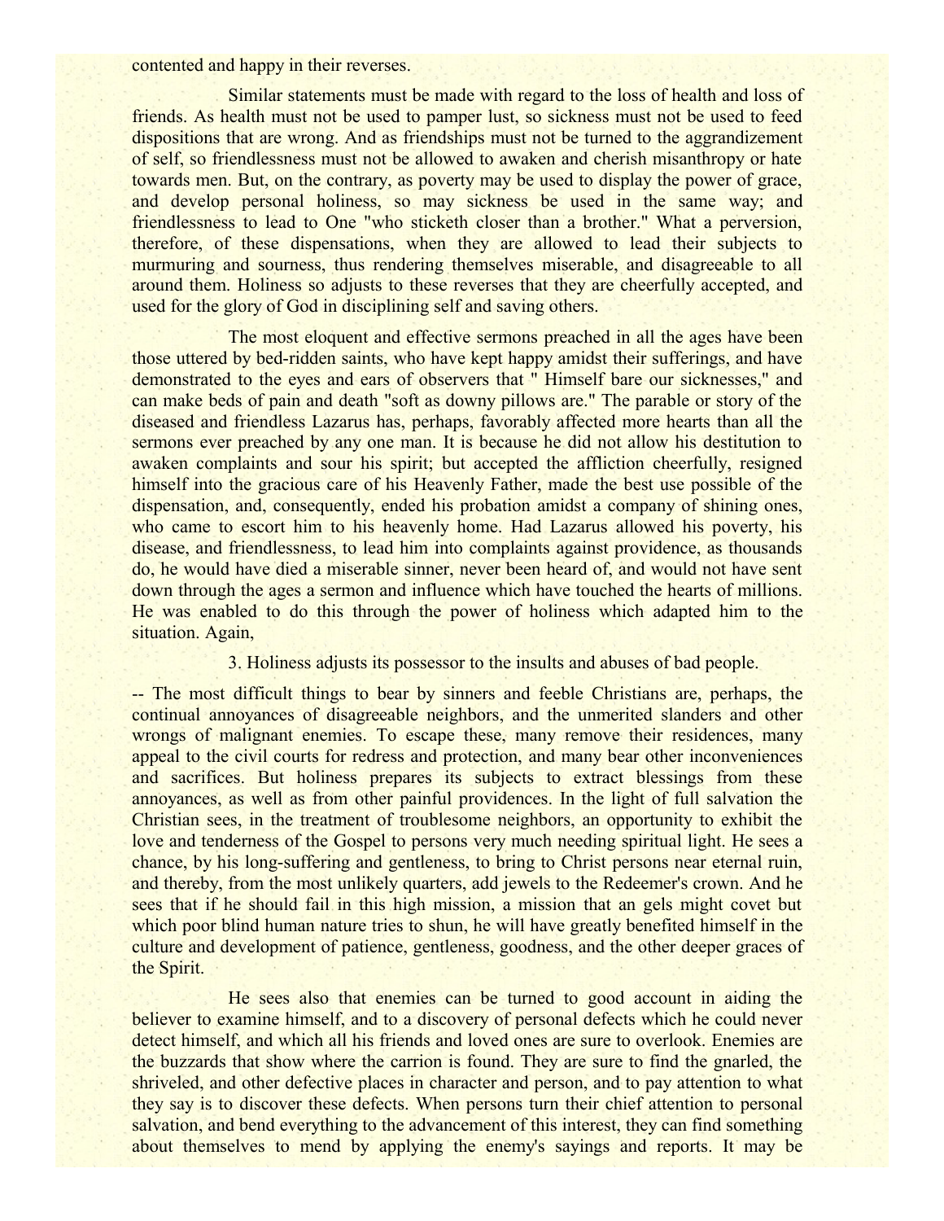contented and happy in their reverses.

Similar statements must be made with regard to the loss of health and loss of friends. As health must not be used to pamper lust, so sickness must not be used to feed dispositions that are wrong. And as friendships must not be turned to the aggrandizement of self, so friendlessness must not be allowed to awaken and cherish misanthropy or hate towards men. But, on the contrary, as poverty may be used to display the power of grace, and develop personal holiness, so may sickness be used in the same way; and friendlessness to lead to One "who sticketh closer than a brother." What a perversion, therefore, of these dispensations, when they are allowed to lead their subjects to murmuring and sourness, thus rendering themselves miserable, and disagreeable to all around them. Holiness so adjusts to these reverses that they are cheerfully accepted, and used for the glory of God in disciplining self and saving others.

The most eloquent and effective sermons preached in all the ages have been those uttered by bed-ridden saints, who have kept happy amidst their sufferings, and have demonstrated to the eyes and ears of observers that " Himself bare our sicknesses," and can make beds of pain and death "soft as downy pillows are." The parable or story of the diseased and friendless Lazarus has, perhaps, favorably affected more hearts than all the sermons ever preached by any one man. It is because he did not allow his destitution to awaken complaints and sour his spirit; but accepted the affliction cheerfully, resigned himself into the gracious care of his Heavenly Father, made the best use possible of the dispensation, and, consequently, ended his probation amidst a company of shining ones, who came to escort him to his heavenly home. Had Lazarus allowed his poverty, his disease, and friendlessness, to lead him into complaints against providence, as thousands do, he would have died a miserable sinner, never been heard of, and would not have sent down through the ages a sermon and influence which have touched the hearts of millions. He was enabled to do this through the power of holiness which adapted him to the situation. Again,

3. Holiness adjusts its possessor to the insults and abuses of bad people.

-- The most difficult things to bear by sinners and feeble Christians are, perhaps, the continual annoyances of disagreeable neighbors, and the unmerited slanders and other wrongs of malignant enemies. To escape these, many remove their residences, many appeal to the civil courts for redress and protection, and many bear other inconveniences and sacrifices. But holiness prepares its subjects to extract blessings from these annoyances, as well as from other painful providences. In the light of full salvation the Christian sees, in the treatment of troublesome neighbors, an opportunity to exhibit the love and tenderness of the Gospel to persons very much needing spiritual light. He sees a chance, by his long-suffering and gentleness, to bring to Christ persons near eternal ruin, and thereby, from the most unlikely quarters, add jewels to the Redeemer's crown. And he sees that if he should fail in this high mission, a mission that an gels might covet but which poor blind human nature tries to shun, he will have greatly benefited himself in the culture and development of patience, gentleness, goodness, and the other deeper graces of the Spirit.

He sees also that enemies can be turned to good account in aiding the believer to examine himself, and to a discovery of personal defects which he could never detect himself, and which all his friends and loved ones are sure to overlook. Enemies are the buzzards that show where the carrion is found. They are sure to find the gnarled, the shriveled, and other defective places in character and person, and to pay attention to what they say is to discover these defects. When persons turn their chief attention to personal salvation, and bend everything to the advancement of this interest, they can find something about themselves to mend by applying the enemy's sayings and reports. It may be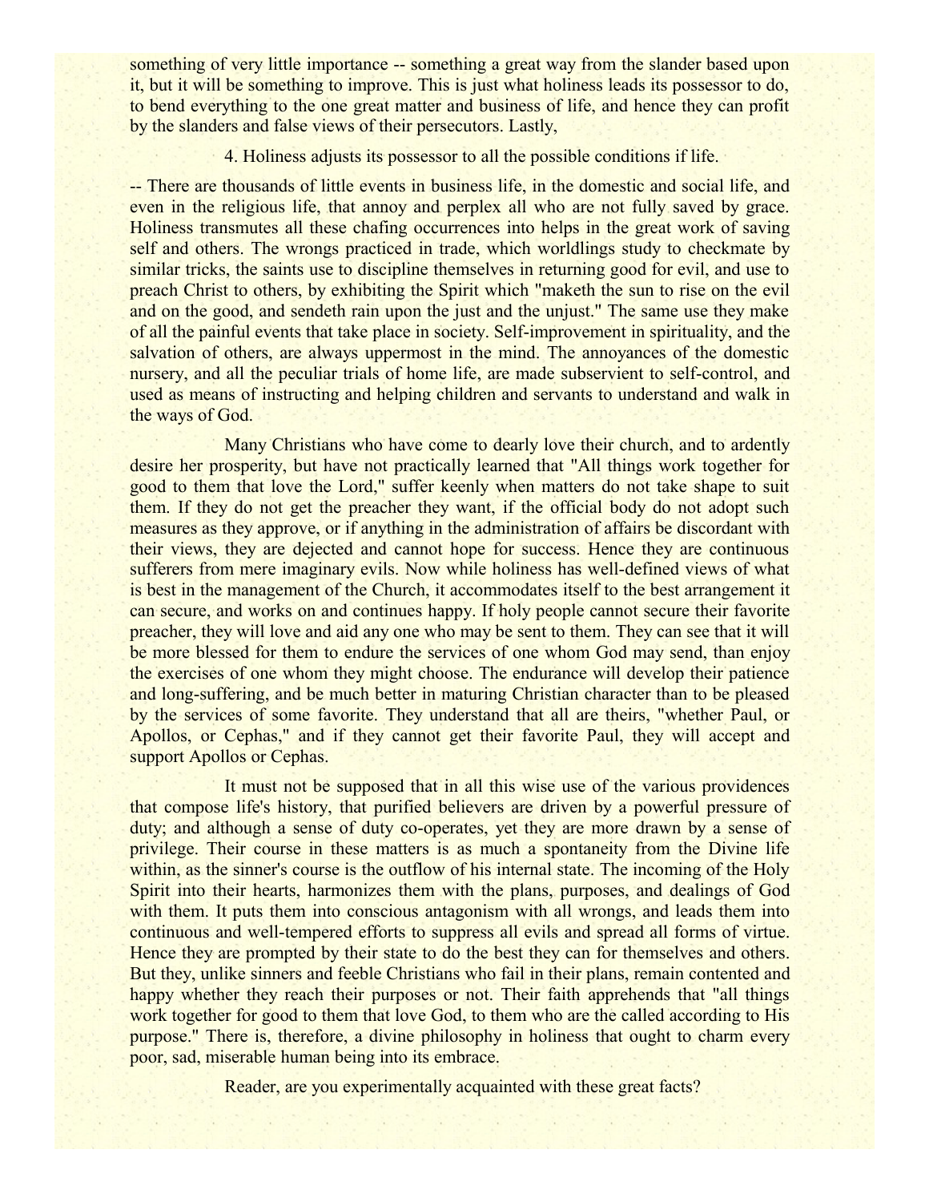something of very little importance -- something a great way from the slander based upon it, but it will be something to improve. This is just what holiness leads its possessor to do, to bend everything to the one great matter and business of life, and hence they can profit by the slanders and false views of their persecutors. Lastly,

4. Holiness adjusts its possessor to all the possible conditions if life.

-- There are thousands of little events in business life, in the domestic and social life, and even in the religious life, that annoy and perplex all who are not fully saved by grace. Holiness transmutes all these chafing occurrences into helps in the great work of saving self and others. The wrongs practiced in trade, which worldlings study to checkmate by similar tricks, the saints use to discipline themselves in returning good for evil, and use to preach Christ to others, by exhibiting the Spirit which "maketh the sun to rise on the evil and on the good, and sendeth rain upon the just and the unjust." The same use they make of all the painful events that take place in society. Self-improvement in spirituality, and the salvation of others, are always uppermost in the mind. The annoyances of the domestic nursery, and all the peculiar trials of home life, are made subservient to self-control, and used as means of instructing and helping children and servants to understand and walk in the ways of God.

Many Christians who have come to dearly love their church, and to ardently desire her prosperity, but have not practically learned that "All things work together for good to them that love the Lord," suffer keenly when matters do not take shape to suit them. If they do not get the preacher they want, if the official body do not adopt such measures as they approve, or if anything in the administration of affairs be discordant with their views, they are dejected and cannot hope for success. Hence they are continuous sufferers from mere imaginary evils. Now while holiness has well-defined views of what is best in the management of the Church, it accommodates itself to the best arrangement it can secure, and works on and continues happy. If holy people cannot secure their favorite preacher, they will love and aid any one who may be sent to them. They can see that it will be more blessed for them to endure the services of one whom God may send, than enjoy the exercises of one whom they might choose. The endurance will develop their patience and long-suffering, and be much better in maturing Christian character than to be pleased by the services of some favorite. They understand that all are theirs, "whether Paul, or Apollos, or Cephas," and if they cannot get their favorite Paul, they will accept and support Apollos or Cephas.

It must not be supposed that in all this wise use of the various providences that compose life's history, that purified believers are driven by a powerful pressure of duty; and although a sense of duty co-operates, yet they are more drawn by a sense of privilege. Their course in these matters is as much a spontaneity from the Divine life within, as the sinner's course is the outflow of his internal state. The incoming of the Holy Spirit into their hearts, harmonizes them with the plans, purposes, and dealings of God with them. It puts them into conscious antagonism with all wrongs, and leads them into continuous and well-tempered efforts to suppress all evils and spread all forms of virtue. Hence they are prompted by their state to do the best they can for themselves and others. But they, unlike sinners and feeble Christians who fail in their plans, remain contented and happy whether they reach their purposes or not. Their faith apprehends that "all things work together for good to them that love God, to them who are the called according to His purpose." There is, therefore, a divine philosophy in holiness that ought to charm every poor, sad, miserable human being into its embrace.

Reader, are you experimentally acquainted with these great facts?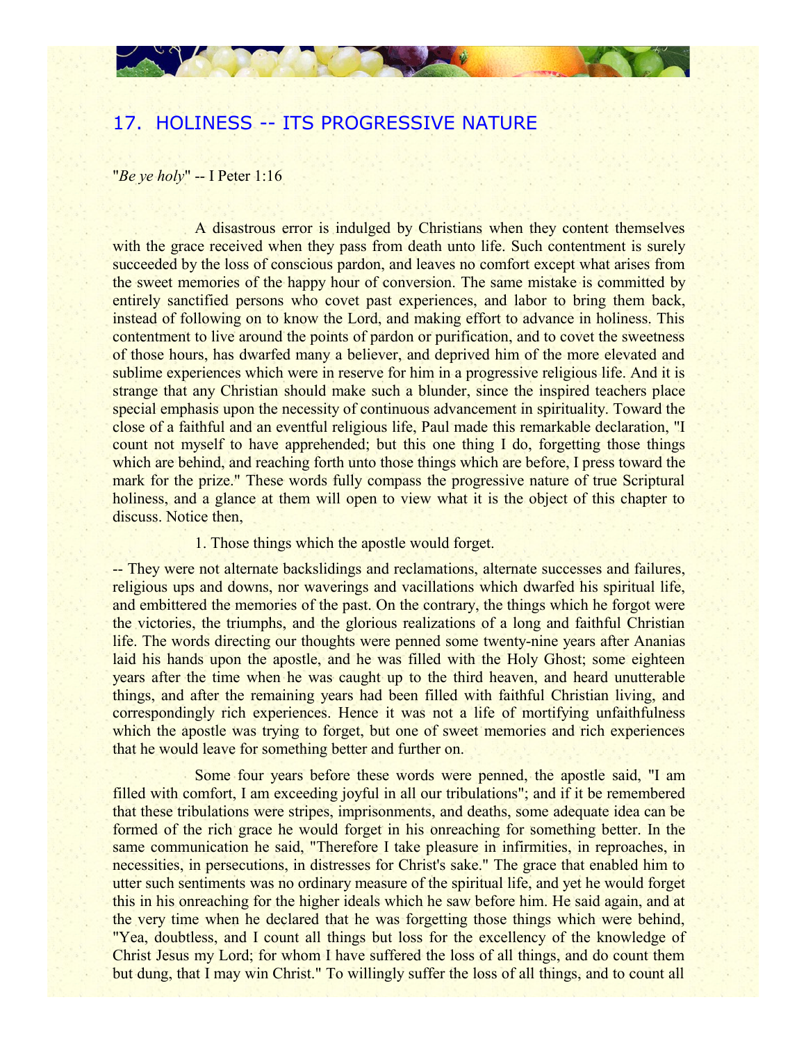## 17. HOLINESS -- ITS PROGRESSIVE NATURE

"*Be ye holy*" -- I Peter 1:16

A disastrous error is indulged by Christians when they content themselves with the grace received when they pass from death unto life. Such contentment is surely succeeded by the loss of conscious pardon, and leaves no comfort except what arises from the sweet memories of the happy hour of conversion. The same mistake is committed by entirely sanctified persons who covet past experiences, and labor to bring them back, instead of following on to know the Lord, and making effort to advance in holiness. This contentment to live around the points of pardon or purification, and to covet the sweetness of those hours, has dwarfed many a believer, and deprived him of the more elevated and sublime experiences which were in reserve for him in a progressive religious life. And it is strange that any Christian should make such a blunder, since the inspired teachers place special emphasis upon the necessity of continuous advancement in spirituality. Toward the close of a faithful and an eventful religious life, Paul made this remarkable declaration, "I count not myself to have apprehended; but this one thing I do, forgetting those things which are behind, and reaching forth unto those things which are before, I press toward the mark for the prize." These words fully compass the progressive nature of true Scriptural holiness, and a glance at them will open to view what it is the object of this chapter to discuss. Notice then,

1. Those things which the apostle would forget.

-- They were not alternate backslidings and reclamations, alternate successes and failures, religious ups and downs, nor waverings and vacillations which dwarfed his spiritual life, and embittered the memories of the past. On the contrary, the things which he forgot were the victories, the triumphs, and the glorious realizations of a long and faithful Christian life. The words directing our thoughts were penned some twenty-nine years after Ananias laid his hands upon the apostle, and he was filled with the Holy Ghost; some eighteen years after the time when he was caught up to the third heaven, and heard unutterable things, and after the remaining years had been filled with faithful Christian living, and correspondingly rich experiences. Hence it was not a life of mortifying unfaithfulness which the apostle was trying to forget, but one of sweet memories and rich experiences that he would leave for something better and further on.

Some four years before these words were penned, the apostle said, "I am filled with comfort, I am exceeding joyful in all our tribulations"; and if it be remembered that these tribulations were stripes, imprisonments, and deaths, some adequate idea can be formed of the rich grace he would forget in his onreaching for something better. In the same communication he said, "Therefore I take pleasure in infirmities, in reproaches, in necessities, in persecutions, in distresses for Christ's sake." The grace that enabled him to utter such sentiments was no ordinary measure of the spiritual life, and yet he would forget this in his onreaching for the higher ideals which he saw before him. He said again, and at the very time when he declared that he was forgetting those things which were behind, "Yea, doubtless, and I count all things but loss for the excellency of the knowledge of Christ Jesus my Lord; for whom I have suffered the loss of all things, and do count them but dung, that I may win Christ." To willingly suffer the loss of all things, and to count all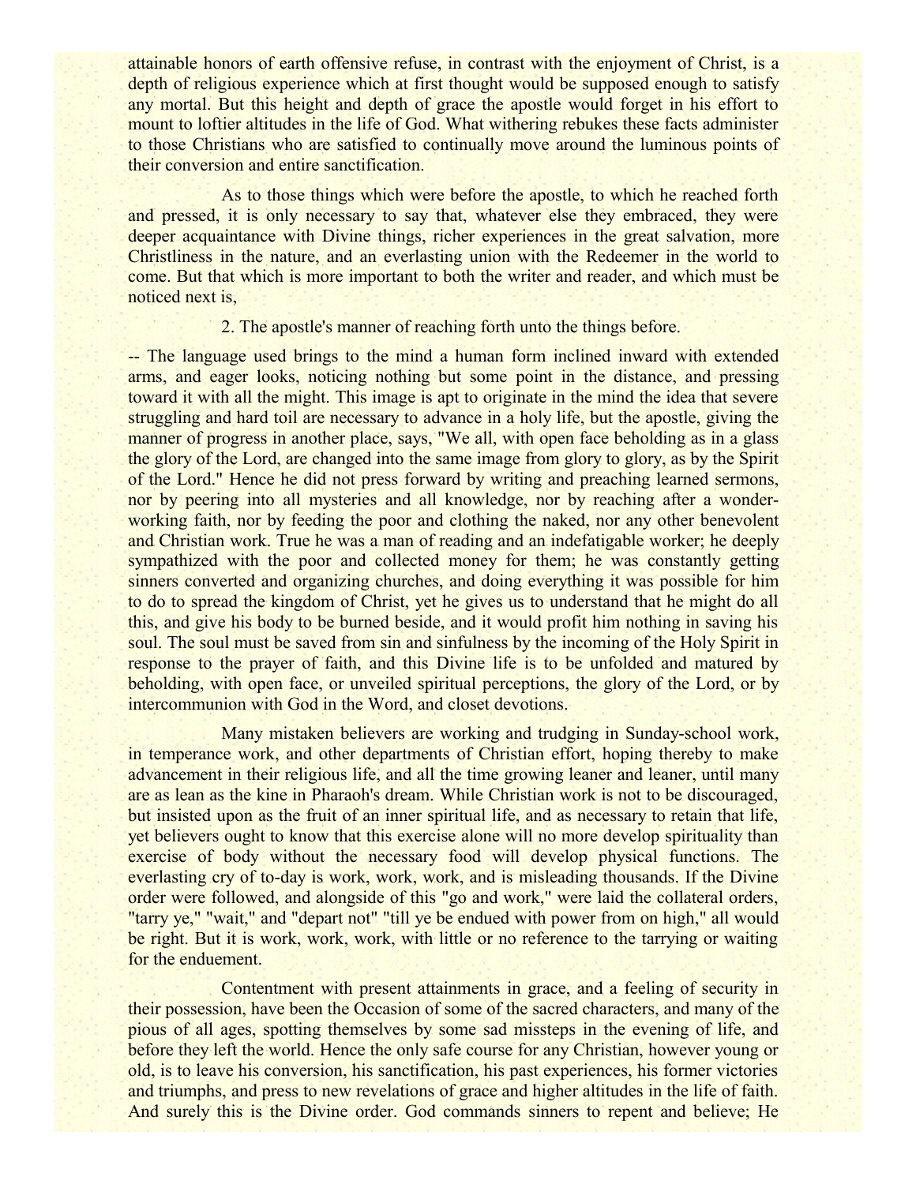attainable honors of earth offensive refuse, in contrast with the enjoyment of Christ, is a depth of religious experience which at first thought would be supposed enough to satisfy any mortal. But this height and depth of grace the apostle would forget in his effort to mount to loftier altitudes in the life of God. What withering rebukes these facts administer to those Christians who are satisfied to continually move around the luminous points of their conversion and entire sanctification.

As to those things which were before the apostle, to which he reached forth and pressed, it is only necessary to say that, whatever else they embraced, they were deeper acquaintance with Divine things, richer experiences in the great salvation, more Christliness in the nature, and an everlasting union with the Redeemer in the world to come. But that which is more important to both the writer and reader, and which must be noticed next is,

2. The apostle's manner of reaching forth unto the things before.

-- The language used brings to the mind a human form inclined inward with extended arms, and eager looks, noticing nothing but some point in the distance, and pressing toward it with all the might. This image is apt to originate in the mind the idea that severe struggling and hard toil are necessary to advance in a holy life, but the apostle, giving the manner of progress in another place, says, "We all, with open face beholding as in a glass the glory of the Lord, are changed into the same image from glory to glory, as by the Spirit of the Lord." Hence he did not press forward by writing and preaching learned sermons, nor by peering into all mysteries and all knowledge, nor by reaching after a wonder-working faith, nor by feeding the poor and clothing the naked, nor any other benevolent and Christian work. True he was a man of reading and an indefatigable worker; he deeply sympathized with the poor and collected money for them; he was constantly getting sinners converted and organizing churches, and doing everything it was possible for him to do to spread the kingdom of Christ, yet he gives us to understand that he might do all this, and give his body to be burned beside, and it would profit him nothing in saving his soul. The soul must be saved from sin and sinfulness by the incoming of the Holy Spirit in response to the prayer of faith, and this Divine life is to be unfolded and matured by beholding, with open face, or unveiled spiritual perceptions, the glory of the Lord, or by intercommunion with God in the Word, and closet devotions.

Many mistaken believers are working and trudging in Sunday-school work, in temperance work, and other departments of Christian effort, hoping thereby to make advancement in their religious life, and all the time growing leaner and leaner, until many are as lean as the kine in Pharaoh's dream. While Christian work is not to be discouraged, but insisted upon as the fruit of an inner spiritual life, and as necessary to retain that life, yet believers ought to know that this exercise alone will no more develop spirituality than exercise of body without the necessary food will develop physical functions. The everlasting cry of to-day is work, work, work, and is misleading thousands. If the Divine order were followed, and alongside of this "go and work," were laid the collateral orders, "tarry ye," "wait," and "depart not" "till ye be endued with power from on high," all would be right. But it is work, work, work, with little or no reference to the tarrying or waiting for the enduement.

Contentment with present attainments in grace, and a feeling of security in their possession, have been the Occasion of some of the sacred characters, and many of the pious of all ages, spotting themselves by some sad missteps in the evening of life, and before they left the world. Hence the only safe course for any Christian, however young or old, is to leave his conversion, his sanctification, his past experiences, his former victories and triumphs, and press to new revelations of grace and higher altitudes in the life of faith. And surely this is the Divine order. God commands sinners to repent and believe; He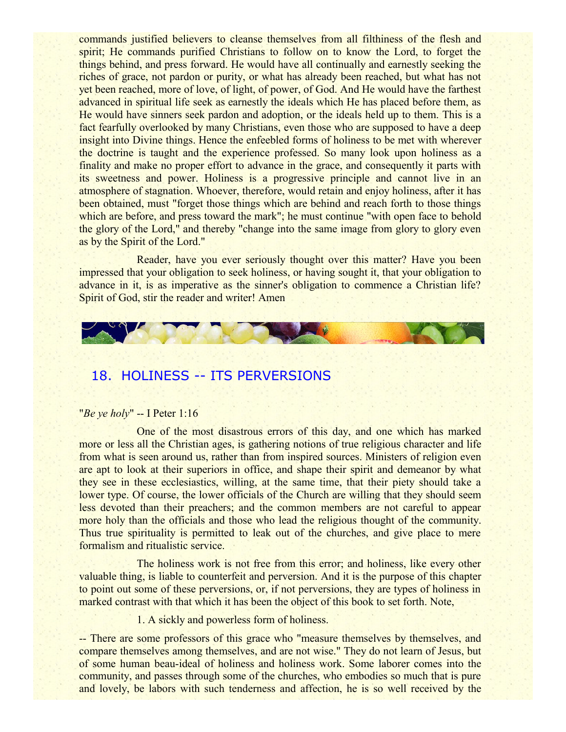commands justified believers to cleanse themselves from all filthiness of the flesh and spirit; He commands purified Christians to follow on to know the Lord, to forget the things behind, and press forward. He would have all continually and earnestly seeking the riches of grace, not pardon or purity, or what has already been reached, but what has not yet been reached, more of love, of light, of power, of God. And He would have the farthest advanced in spiritual life seek as earnestly the ideals which He has placed before them, as He would have sinners seek pardon and adoption, or the ideals held up to them. This is a fact fearfully overlooked by many Christians, even those who are supposed to have a deep insight into Divine things. Hence the enfeebled forms of holiness to be met with wherever the doctrine is taught and the experience professed. So many look upon holiness as a finality and make no proper effort to advance in the grace, and consequently it parts with its sweetness and power. Holiness is a progressive principle and cannot live in an atmosphere of stagnation. Whoever, therefore, would retain and enjoy holiness, after it has been obtained, must "forget those things which are behind and reach forth to those things which are before, and press toward the mark"; he must continue "with open face to behold the glory of the Lord," and thereby "change into the same image from glory to glory even as by the Spirit of the Lord."

Reader, have you ever seriously thought over this matter? Have you been impressed that your obligation to seek holiness, or having sought it, that your obligation to advance in it, is as imperative as the sinner's obligation to commence a Christian life? Spirit of God, stir the reader and writer! Amen

## 18. HOLINESS -- ITS PERVERSIONS

"*Be ye holy*" -- I Peter 1:16

One of the most disastrous errors of this day, and one which has marked more or less all the Christian ages, is gathering notions of true religious character and life from what is seen around us, rather than from inspired sources. Ministers of religion even are apt to look at their superiors in office, and shape their spirit and demeanor by what they see in these ecclesiastics, willing, at the same time, that their piety should take a lower type. Of course, the lower officials of the Church are willing that they should seem less devoted than their preachers; and the common members are not careful to appear more holy than the officials and those who lead the religious thought of the community. Thus true spirituality is permitted to leak out of the churches, and give place to mere formalism and ritualistic service.

The holiness work is not free from this error; and holiness, like every other valuable thing, is liable to counterfeit and perversion. And it is the purpose of this chapter to point out some of these perversions, or, if not perversions, they are types of holiness in marked contrast with that which it has been the object of this book to set forth. Note,

1. A sickly and powerless form of holiness.

-- There are some professors of this grace who "measure themselves by themselves, and compare themselves among themselves, and are not wise." They do not learn of Jesus, but of some human beau-ideal of holiness and holiness work. Some laborer comes into the community, and passes through some of the churches, who embodies so much that is pure and lovely, be labors with such tenderness and affection, he is so well received by the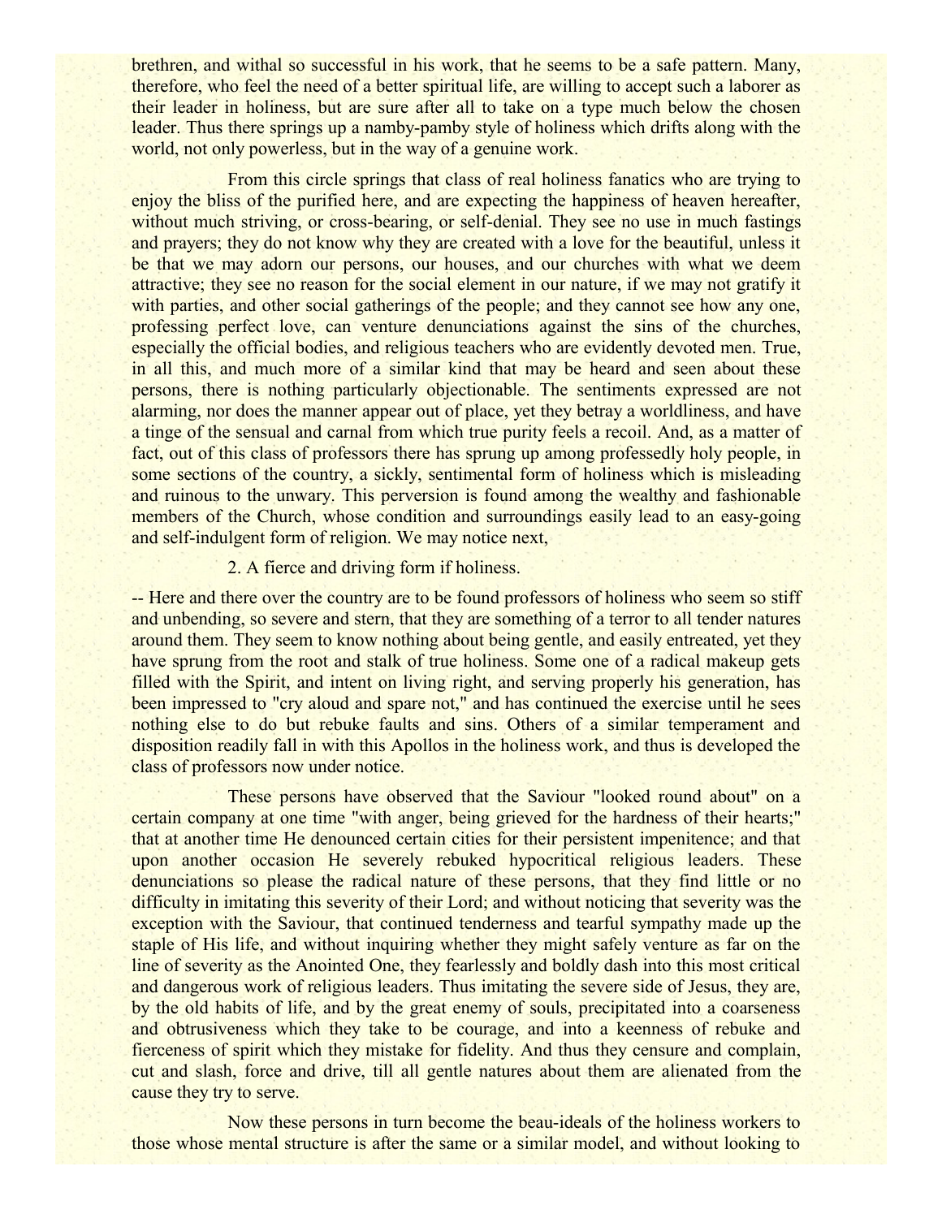brethren, and withal so successful in his work, that he seems to be a safe pattern. Many, therefore, who feel the need of a better spiritual life, are willing to accept such a laborer as their leader in holiness, but are sure after all to take on a type much below the chosen leader. Thus there springs up a namby-pamby style of holiness which drifts along with the world, not only powerless, but in the way of a genuine work.

From this circle springs that class of real holiness fanatics who are trying to enjoy the bliss of the purified here, and are expecting the happiness of heaven hereafter, without much striving, or cross-bearing, or self-denial. They see no use in much fastings and prayers; they do not know why they are created with a love for the beautiful, unless it be that we may adorn our persons, our houses, and our churches with what we deem attractive; they see no reason for the social element in our nature, if we may not gratify it with parties, and other social gatherings of the people; and they cannot see how any one, professing perfect love, can venture denunciations against the sins of the churches, especially the official bodies, and religious teachers who are evidently devoted men. True, in all this, and much more of a similar kind that may be heard and seen about these persons, there is nothing particularly objectionable. The sentiments expressed are not alarming, nor does the manner appear out of place, yet they betray a worldliness, and have a tinge of the sensual and carnal from which true purity feels a recoil. And, as a matter of fact, out of this class of professors there has sprung up among professedly holy people, in some sections of the country, a sickly, sentimental form of holiness which is misleading and ruinous to the unwary. This perversion is found among the wealthy and fashionable members of the Church, whose condition and surroundings easily lead to an easy-going and self-indulgent form of religion. We may notice next,

2. A fierce and driving form if holiness.

-- Here and there over the country are to be found professors of holiness who seem so stiff and unbending, so severe and stern, that they are something of a terror to all tender natures around them. They seem to know nothing about being gentle, and easily entreated, yet they have sprung from the root and stalk of true holiness. Some one of a radical makeup gets filled with the Spirit, and intent on living right, and serving properly his generation, has been impressed to "cry aloud and spare not," and has continued the exercise until he sees nothing else to do but rebuke faults and sins. Others of a similar temperament and disposition readily fall in with this Apollos in the holiness work, and thus is developed the class of professors now under notice.

These persons have observed that the Saviour "looked round about" on a certain company at one time "with anger, being grieved for the hardness of their hearts;" that at another time He denounced certain cities for their persistent impenitence; and that upon another occasion He severely rebuked hypocritical religious leaders. These denunciations so please the radical nature of these persons, that they find little or no difficulty in imitating this severity of their Lord; and without noticing that severity was the exception with the Saviour, that continued tenderness and tearful sympathy made up the staple of His life, and without inquiring whether they might safely venture as far on the line of severity as the Anointed One, they fearlessly and boldly dash into this most critical and dangerous work of religious leaders. Thus imitating the severe side of Jesus, they are, by the old habits of life, and by the great enemy of souls, precipitated into a coarseness and obtrusiveness which they take to be courage, and into a keenness of rebuke and fierceness of spirit which they mistake for fidelity. And thus they censure and complain, cut and slash, force and drive, till all gentle natures about them are alienated from the cause they try to serve.

Now these persons in turn become the beau-ideals of the holiness workers to those whose mental structure is after the same or a similar model, and without looking to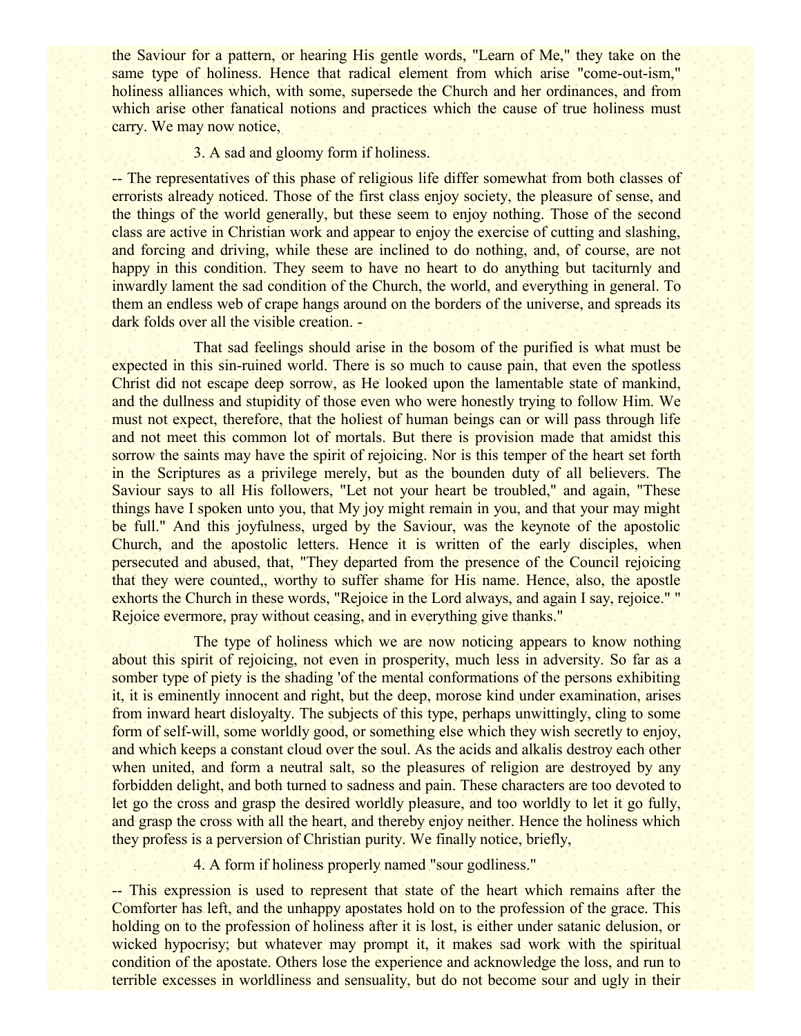the Saviour for a pattern, or hearing His gentle words, "Learn of Me," they take on the same type of holiness. Hence that radical element from which arise "come-out-ism," holiness alliances which, with some, supersede the Church and her ordinances, and from which arise other fanatical notions and practices which the cause of true holiness must carry. We may now notice,

3. A sad and gloomy form if holiness.

-- The representatives of this phase of religious life differ somewhat from both classes of errorists already noticed. Those of the first class enjoy society, the pleasure of sense, and the things of the world generally, but these seem to enjoy nothing. Those of the second class are active in Christian work and appear to enjoy the exercise of cutting and slashing, and forcing and driving, while these are inclined to do nothing, and, of course, are not happy in this condition. They seem to have no heart to do anything but taciturnly and inwardly lament the sad condition of the Church, the world, and everything in general. To them an endless web of crape hangs around on the borders of the universe, and spreads its dark folds over all the visible creation. -

That sad feelings should arise in the bosom of the purified is what must be expected in this sin-ruined world. There is so much to cause pain, that even the spotless Christ did not escape deep sorrow, as He looked upon the lamentable state of mankind, and the dullness and stupidity of those even who were honestly trying to follow Him. We must not expect, therefore, that the holiest of human beings can or will pass through life and not meet this common lot of mortals. But there is provision made that amidst this sorrow the saints may have the spirit of rejoicing. Nor is this temper of the heart set forth in the Scriptures as a privilege merely, but as the bounden duty of all believers. The Saviour says to all His followers, "Let not your heart be troubled," and again, "These things have I spoken unto you, that My joy might remain in you, and that your may might be full." And this joyfulness, urged by the Saviour, was the keynote of the apostolic Church, and the apostolic letters. Hence it is written of the early disciples, when persecuted and abused, that, "They departed from the presence of the Council rejoicing that they were counted,, worthy to suffer shame for His name. Hence, also, the apostle exhorts the Church in these words, "Rejoice in the Lord always, and again I say, rejoice." " Rejoice evermore, pray without ceasing, and in everything give thanks."

The type of holiness which we are now noticing appears to know nothing about this spirit of rejoicing, not even in prosperity, much less in adversity. So far as a somber type of piety is the shading 'of the mental conformations of the persons exhibiting it, it is eminently innocent and right, but the deep, morose kind under examination, arises from inward heart disloyalty. The subjects of this type, perhaps unwittingly, cling to some form of self-will, some worldly good, or something else which they wish secretly to enjoy, and which keeps a constant cloud over the soul. As the acids and alkalis destroy each other when united, and form a neutral salt, so the pleasures of religion are destroyed by any forbidden delight, and both turned to sadness and pain. These characters are too devoted to let go the cross and grasp the desired worldly pleasure, and too worldly to let it go fully, and grasp the cross with all the heart, and thereby enjoy neither. Hence the holiness which they profess is a perversion of Christian purity. We finally notice, briefly,

4. A form if holiness properly named "sour godliness."

-- This expression is used to represent that state of the heart which remains after the Comforter has left, and the unhappy apostates hold on to the profession of the grace. This holding on to the profession of holiness after it is lost, is either under satanic delusion, or wicked hypocrisy; but whatever may prompt it, it makes sad work with the spiritual condition of the apostate. Others lose the experience and acknowledge the loss, and run to terrible excesses in worldliness and sensuality, but do not become sour and ugly in their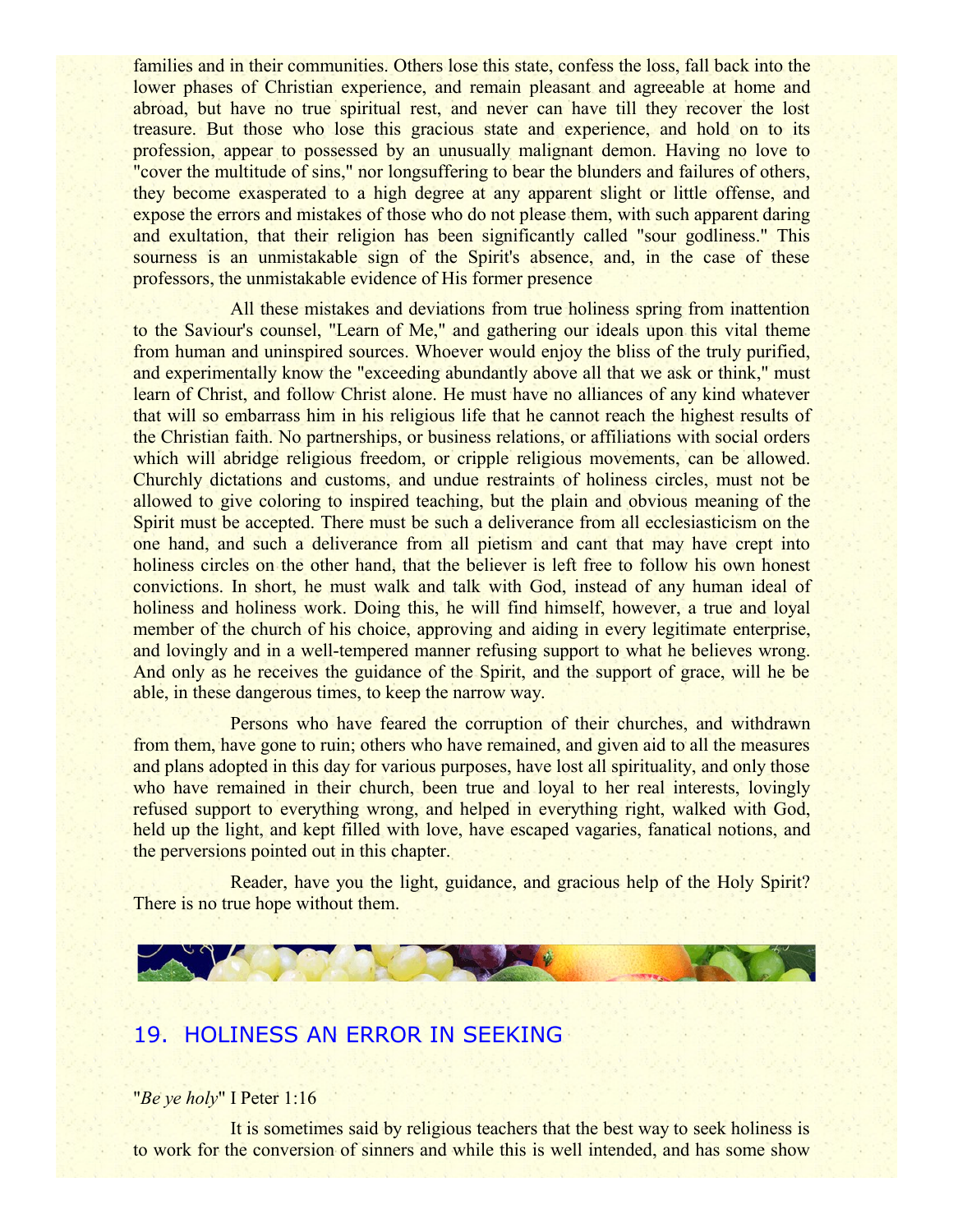families and in their communities. Others lose this state, confess the loss, fall back into the lower phases of Christian experience, and remain pleasant and agreeable at home and abroad, but have no true spiritual rest, and never can have till they recover the lost treasure. But those who lose this gracious state and experience, and hold on to its profession, appear to possessed by an unusually malignant demon. Having no love to "cover the multitude of sins," nor longsuffering to bear the blunders and failures of others, they become exasperated to a high degree at any apparent slight or little offense, and expose the errors and mistakes of those who do not please them, with such apparent daring and exultation, that their religion has been significantly called "sour godliness." This sourness is an unmistakable sign of the Spirit's absence, and, in the case of these professors, the unmistakable evidence of His former presence

All these mistakes and deviations from true holiness spring from inattention to the Saviour's counsel, "Learn of Me," and gathering our ideals upon this vital theme from human and uninspired sources. Whoever would enjoy the bliss of the truly purified, and experimentally know the "exceeding abundantly above all that we ask or think," must learn of Christ, and follow Christ alone. He must have no alliances of any kind whatever that will so embarrass him in his religious life that he cannot reach the highest results of the Christian faith. No partnerships, or business relations, or affiliations with social orders which will abridge religious freedom, or cripple religious movements, can be allowed. Churchly dictations and customs, and undue restraints of holiness circles, must not be allowed to give coloring to inspired teaching, but the plain and obvious meaning of the Spirit must be accepted. There must be such a deliverance from all ecclesiasticism on the one hand, and such a deliverance from all pietism and cant that may have crept into holiness circles on the other hand, that the believer is left free to follow his own honest convictions. In short, he must walk and talk with God, instead of any human ideal of holiness and holiness work. Doing this, he will find himself, however, a true and loyal member of the church of his choice, approving and aiding in every legitimate enterprise, and lovingly and in a well-tempered manner refusing support to what he believes wrong. And only as he receives the guidance of the Spirit, and the support of grace, will he be able, in these dangerous times, to keep the narrow way.

Persons who have feared the corruption of their churches, and withdrawn from them, have gone to ruin; others who have remained, and given aid to all the measures and plans adopted in this day for various purposes, have lost all spirituality, and only those who have remained in their church, been true and loyal to her real interests, lovingly refused support to everything wrong, and helped in everything right, walked with God, held up the light, and kept filled with love, have escaped vagaries, fanatical notions, and the perversions pointed out in this chapter.

Reader, have you the light, guidance, and gracious help of the Holy Spirit? There is no true hope without them.

## 19. HOLINESS AN ERROR IN SEEKING

"*Be ye holy*" I Peter 1:16

It is sometimes said by religious teachers that the best way to seek holiness is to work for the conversion of sinners and while this is well intended, and has some show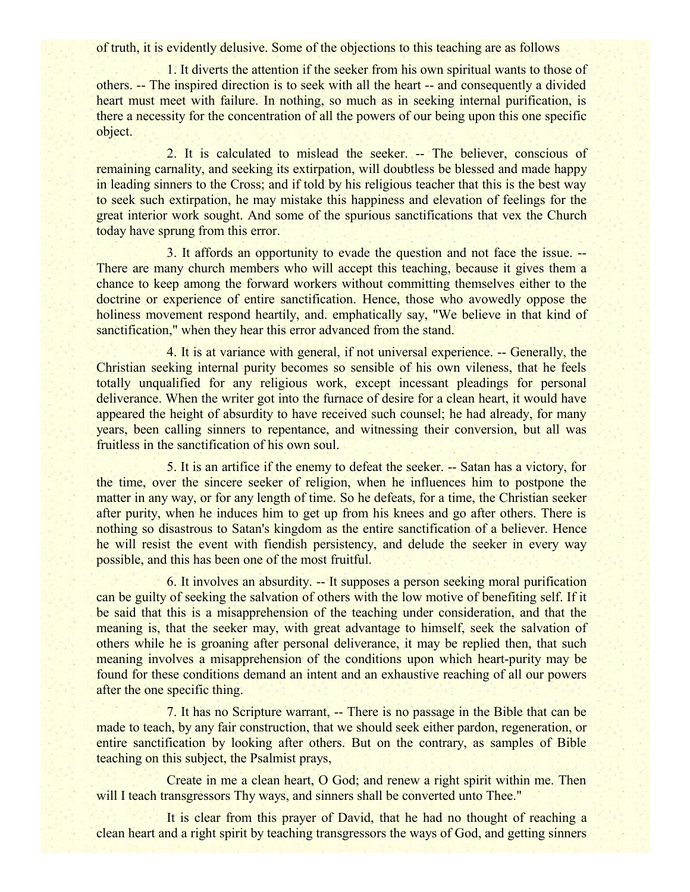of truth, it is evidently delusive. Some of the objections to this teaching are as follows

1. It diverts the attention if the seeker from his own spiritual wants to those of others. -- The inspired direction is to seek with all the heart -- and consequently a divided heart must meet with failure. In nothing, so much as in seeking internal purification, is there a necessity for the concentration of all the powers of our being upon this one specific object.

2. It is calculated to mislead the seeker. -- The believer, conscious of remaining carnality, and seeking its extirpation, will doubtless be blessed and made happy in leading sinners to the Cross; and if told by his religious teacher that this is the best way to seek such extirpation, he may mistake this happiness and elevation of feelings for the great interior work sought. And some of the spurious sanctifications that vex the Church today have sprung from this error.

3. It affords an opportunity to evade the question and not face the issue. -- There are many church members who will accept this teaching, because it gives them a chance to keep among the forward workers without committing themselves either to the doctrine or experience of entire sanctification. Hence, those who avowedly oppose the holiness movement respond heartily, and. emphatically say, "We believe in that kind of sanctification," when they hear this error advanced from the stand.

4. It is at variance with general, if not universal experience. -- Generally, the Christian seeking internal purity becomes so sensible of his own vileness, that he feels totally unqualified for any religious work, except incessant pleadings for personal deliverance. When the writer got into the furnace of desire for a clean heart, it would have appeared the height of absurdity to have received such counsel; he had already, for many years, been calling sinners to repentance, and witnessing their conversion, but all was fruitless in the sanctification of his own soul.

5. It is an artifice if the enemy to defeat the seeker. -- Satan has a victory, for the time, over the sincere seeker of religion, when he influences him to postpone the matter in any way, or for any length of time. So he defeats, for a time, the Christian seeker after purity, when he induces him to get up from his knees and go after others. There is nothing so disastrous to Satan's kingdom as the entire sanctification of a believer. Hence he will resist the event with fiendish persistency, and delude the seeker in every way possible, and this has been one of the most fruitful.

6. It involves an absurdity. -- It supposes a person seeking moral purification can be guilty of seeking the salvation of others with the low motive of benefiting self. If it be said that this is a misapprehension of the teaching under consideration, and that the meaning is, that the seeker may, with great advantage to himself, seek the salvation of others while he is groaning after personal deliverance, it may be replied then, that such meaning involves a misapprehension of the conditions upon which heart-purity may be found for these conditions demand an intent and an exhaustive reaching of all our powers after the one specific thing.

7. It has no Scripture warrant, -- There is no passage in the Bible that can be made to teach, by any fair construction, that we should seek either pardon, regeneration, or entire sanctification by looking after others. But on the contrary, as samples of Bible teaching on this subject, the Psalmist prays,

Create in me a clean heart, O God; and renew a right spirit within me. Then will I teach transgressors Thy ways, and sinners shall be converted unto Thee."

It is clear from this prayer of David, that he had no thought of reaching a clean heart and a right spirit by teaching transgressors the ways of God, and getting sinners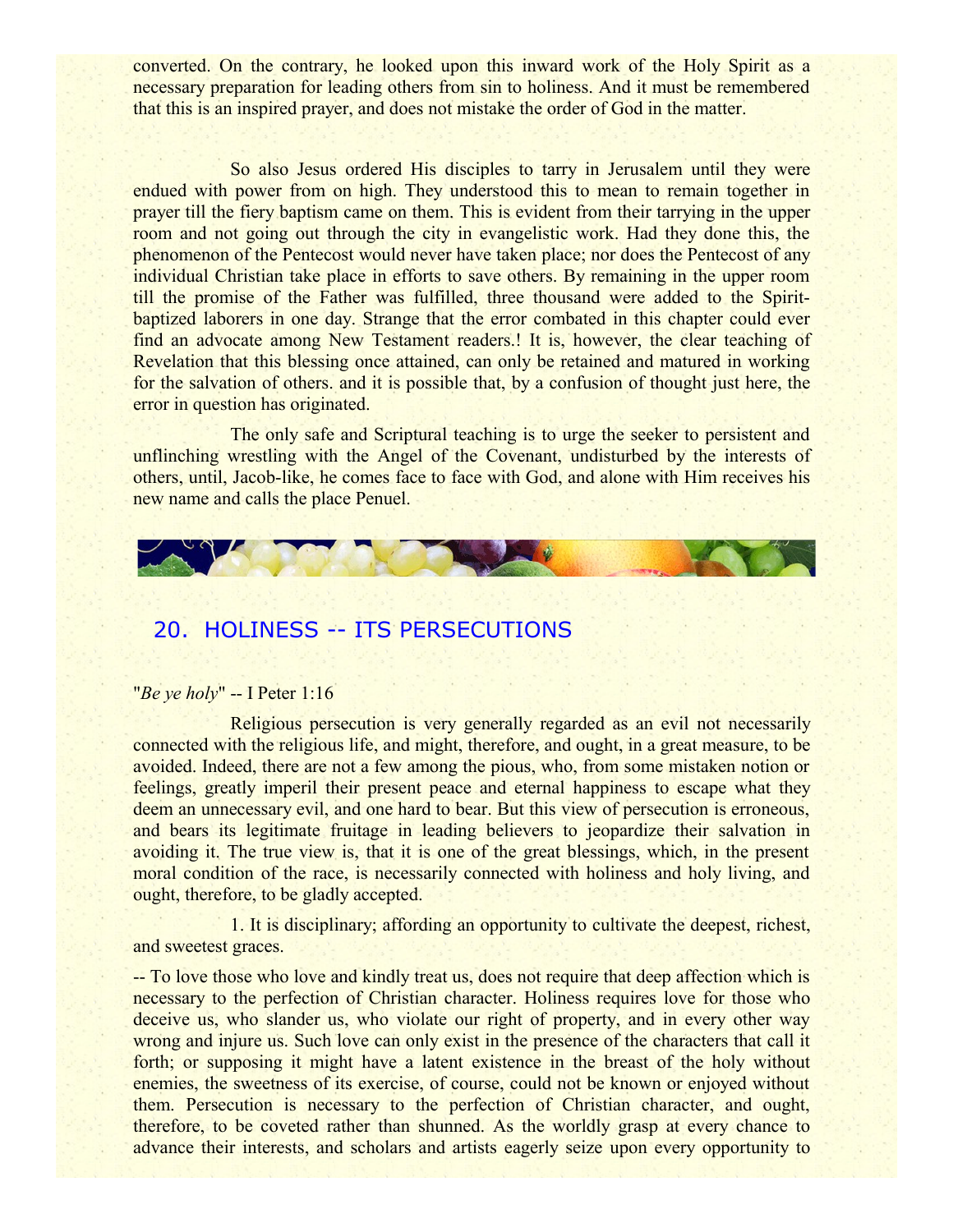converted. On the contrary, he looked upon this inward work of the Holy Spirit as a necessary preparation for leading others from sin to holiness. And it must be remembered that this is an inspired prayer, and does not mistake the order of God in the matter.

So also Jesus ordered His disciples to tarry in Jerusalem until they were endued with power from on high. They understood this to mean to remain together in prayer till the fiery baptism came on them. This is evident from their tarrying in the upper room and not going out through the city in evangelistic work. Had they done this, the phenomenon of the Pentecost would never have taken place; nor does the Pentecost of any individual Christian take place in efforts to save others. By remaining in the upper room till the promise of the Father was fulfilled, three thousand were added to the Spirit-baptized laborers in one day. Strange that the error combated in this chapter could ever find an advocate among New Testament readers.! It is, however, the clear teaching of Revelation that this blessing once attained, can only be retained and matured in working for the salvation of others. and it is possible that, by a confusion of thought just here, the error in question has originated.

The only safe and Scriptural teaching is to urge the seeker to persistent and unflinching wrestling with the Angel of the Covenant, undisturbed by the interests of others, until, Jacob-like, he comes face to face with God, and alone with Him receives his new name and calls the place Penuel.

## 20. HOLINESS -- ITS PERSECUTIONS

"*Be ye holy*" -- I Peter 1:16

Religious persecution is very generally regarded as an evil not necessarily connected with the religious life, and might, therefore, and ought, in a great measure, to be avoided. Indeed, there are not a few among the pious, who, from some mistaken notion or feelings, greatly imperil their present peace and eternal happiness to escape what they deem an unnecessary evil, and one hard to bear. But this view of persecution is erroneous, and bears its legitimate fruitage in leading believers to jeopardize their salvation in avoiding it. The true view is, that it is one of the great blessings, which, in the present moral condition of the race, is necessarily connected with holiness and holy living, and ought, therefore, to be gladly accepted.

1. It is disciplinary; affording an opportunity to cultivate the deepest, richest, and sweetest graces.

-- To love those who love and kindly treat us, does not require that deep affection which is necessary to the perfection of Christian character. Holiness requires love for those who deceive us, who slander us, who violate our right of property, and in every other way wrong and injure us. Such love can only exist in the presence of the characters that call it forth; or supposing it might have a latent existence in the breast of the holy without enemies, the sweetness of its exercise, of course, could not be known or enjoyed without them. Persecution is necessary to the perfection of Christian character, and ought, therefore, to be coveted rather than shunned. As the worldly grasp at every chance to advance their interests, and scholars and artists eagerly seize upon every opportunity to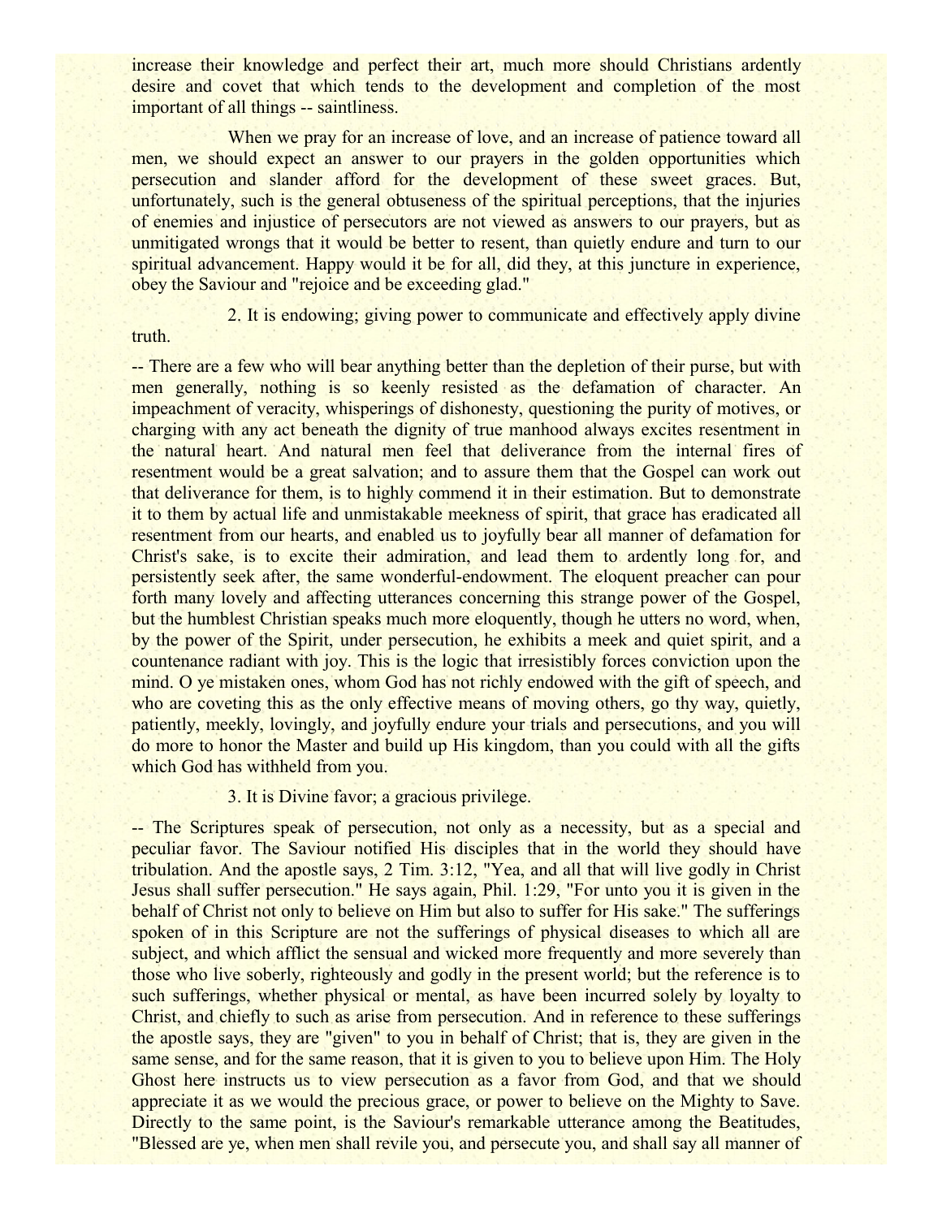increase their knowledge and perfect their art, much more should Christians ardently desire and covet that which tends to the development and completion of the most important of all things -- saintliness.

When we pray for an increase of love, and an increase of patience toward all men, we should expect an answer to our prayers in the golden opportunities which persecution and slander afford for the development of these sweet graces. But, unfortunately, such is the general obtuseness of the spiritual perceptions, that the injuries of enemies and injustice of persecutors are not viewed as answers to our prayers, but as unmitigated wrongs that it would be better to resent, than quietly endure and turn to our spiritual advancement. Happy would it be for all, did they, at this juncture in experience, obey the Saviour and "rejoice and be exceeding glad."

2. It is endowing; giving power to communicate and effectively apply divine truth.

-- There are a few who will bear anything better than the depletion of their purse, but with men generally, nothing is so keenly resisted as the defamation of character. An impeachment of veracity, whisperings of dishonesty, questioning the purity of motives, or charging with any act beneath the dignity of true manhood always excites resentment in the natural heart. And natural men feel that deliverance from the internal fires of resentment would be a great salvation; and to assure them that the Gospel can work out that deliverance for them, is to highly commend it in their estimation. But to demonstrate it to them by actual life and unmistakable meekness of spirit, that grace has eradicated all resentment from our hearts, and enabled us to joyfully bear all manner of defamation for Christ's sake, is to excite their admiration, and lead them to ardently long for, and persistently seek after, the same wonderful-endowment. The eloquent preacher can pour forth many lovely and affecting utterances concerning this strange power of the Gospel, but the humblest Christian speaks much more eloquently, though he utters no word, when, by the power of the Spirit, under persecution, he exhibits a meek and quiet spirit, and a countenance radiant with joy. This is the logic that irresistibly forces conviction upon the mind. O ye mistaken ones, whom God has not richly endowed with the gift of speech, and who are coveting this as the only effective means of moving others, go thy way, quietly, patiently, meekly, lovingly, and joyfully endure your trials and persecutions, and you will do more to honor the Master and build up His kingdom, than you could with all the gifts which God has withheld from you.

3. It is Divine favor; a gracious privilege.

-- The Scriptures speak of persecution, not only as a necessity, but as a special and peculiar favor. The Saviour notified His disciples that in the world they should have tribulation. And the apostle says, 2 Tim. 3:12, "Yea, and all that will live godly in Christ Jesus shall suffer persecution." He says again, Phil. 1:29, "For unto you it is given in the behalf of Christ not only to believe on Him but also to suffer for His sake." The sufferings spoken of in this Scripture are not the sufferings of physical diseases to which all are subject, and which afflict the sensual and wicked more frequently and more severely than those who live soberly, righteously and godly in the present world; but the reference is to such sufferings, whether physical or mental, as have been incurred solely by loyalty to Christ, and chiefly to such as arise from persecution. And in reference to these sufferings the apostle says, they are "given" to you in behalf of Christ; that is, they are given in the same sense, and for the same reason, that it is given to you to believe upon Him. The Holy Ghost here instructs us to view persecution as a favor from God, and that we should appreciate it as we would the precious grace, or power to believe on the Mighty to Save. Directly to the same point, is the Saviour's remarkable utterance among the Beatitudes, "Blessed are ye, when men shall revile you, and persecute you, and shall say all manner of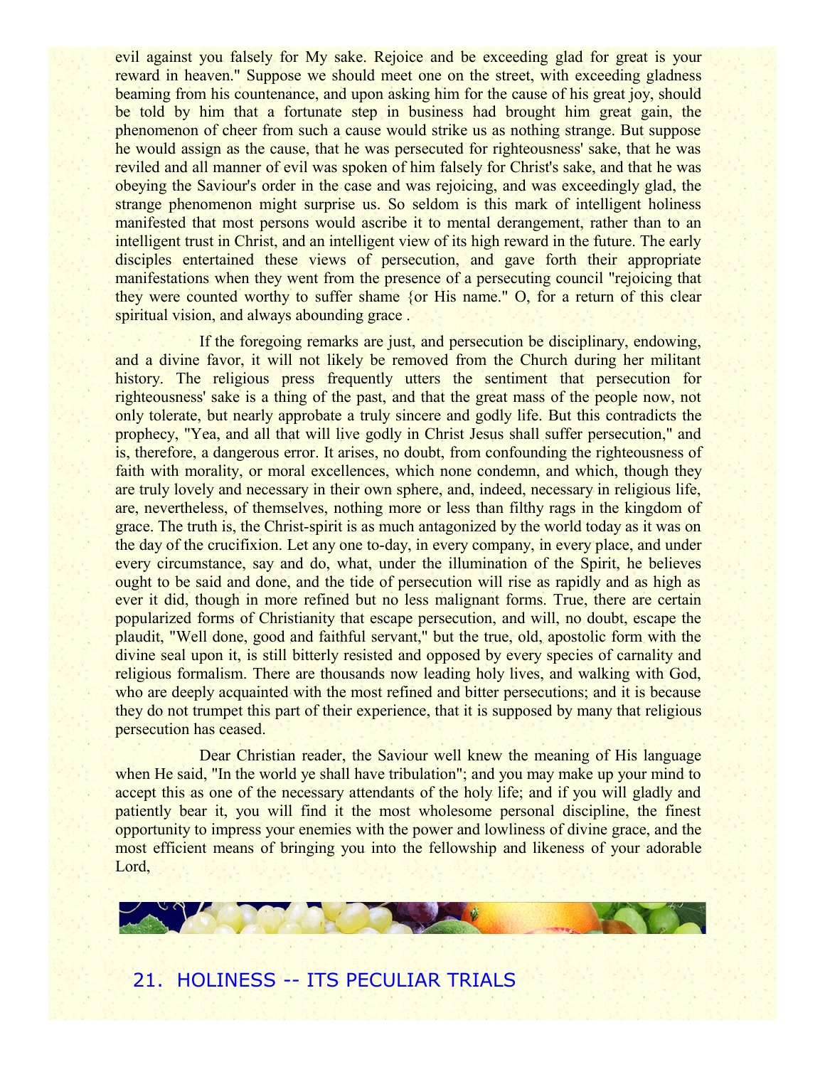evil against you falsely for My sake. Rejoice and be exceeding glad for great is your reward in heaven." Suppose we should meet one on the street, with exceeding gladness beaming from his countenance, and upon asking him for the cause of his great joy, should be told by him that a fortunate step in business had brought him great gain, the phenomenon of cheer from such a cause would strike us as nothing strange. But suppose he would assign as the cause, that he was persecuted for righteousness' sake, that he was reviled and all manner of evil was spoken of him falsely for Christ's sake, and that he was obeying the Saviour's order in the case and was rejoicing, and was exceedingly glad, the strange phenomenon might surprise us. So seldom is this mark of intelligent holiness manifested that most persons would ascribe it to mental derangement, rather than to an intelligent trust in Christ, and an intelligent view of its high reward in the future. The early disciples entertained these views of persecution, and gave forth their appropriate manifestations when they went from the presence of a persecuting council "rejoicing that they were counted worthy to suffer shame {or His name." O, for a return of this clear spiritual vision, and always abounding grace .

If the foregoing remarks are just, and persecution be disciplinary, endowing, and a divine favor, it will not likely be removed from the Church during her militant history. The religious press frequently utters the sentiment that persecution for righteousness' sake is a thing of the past, and that the great mass of the people now, not only tolerate, but nearly approbate a truly sincere and godly life. But this contradicts the prophecy, "Yea, and all that will live godly in Christ Jesus shall suffer persecution," and is, therefore, a dangerous error. It arises, no doubt, from confounding the righteousness of faith with morality, or moral excellences, which none condemn, and which, though they are truly lovely and necessary in their own sphere, and, indeed, necessary in religious life, are, nevertheless, of themselves, nothing more or less than filthy rags in the kingdom of grace. The truth is, the Christ-spirit is as much antagonized by the world today as it was on the day of the crucifixion. Let any one to-day, in every company, in every place, and under every circumstance, say and do, what, under the illumination of the Spirit, he believes ought to be said and done, and the tide of persecution will rise as rapidly and as high as ever it did, though in more refined but no less malignant forms. True, there are certain popularized forms of Christianity that escape persecution, and will, no doubt, escape the plaudit, "Well done, good and faithful servant," but the true, old, apostolic form with the divine seal upon it, is still bitterly resisted and opposed by every species of carnality and religious formalism. There are thousands now leading holy lives, and walking with God, who are deeply acquainted with the most refined and bitter persecutions; and it is because they do not trumpet this part of their experience, that it is supposed by many that religious persecution has ceased.

Dear Christian reader, the Saviour well knew the meaning of His language when He said, "In the world ye shall have tribulation"; and you may make up your mind to accept this as one of the necessary attendants of the holy life; and if you will gladly and patiently bear it, you will find it the most wholesome personal discipline, the finest opportunity to impress your enemies with the power and lowliness of divine grace, and the most efficient means of bringing you into the fellowship and likeness of your adorable Lord,

## 21. HOLINESS -- ITS PECULIAR TRIALS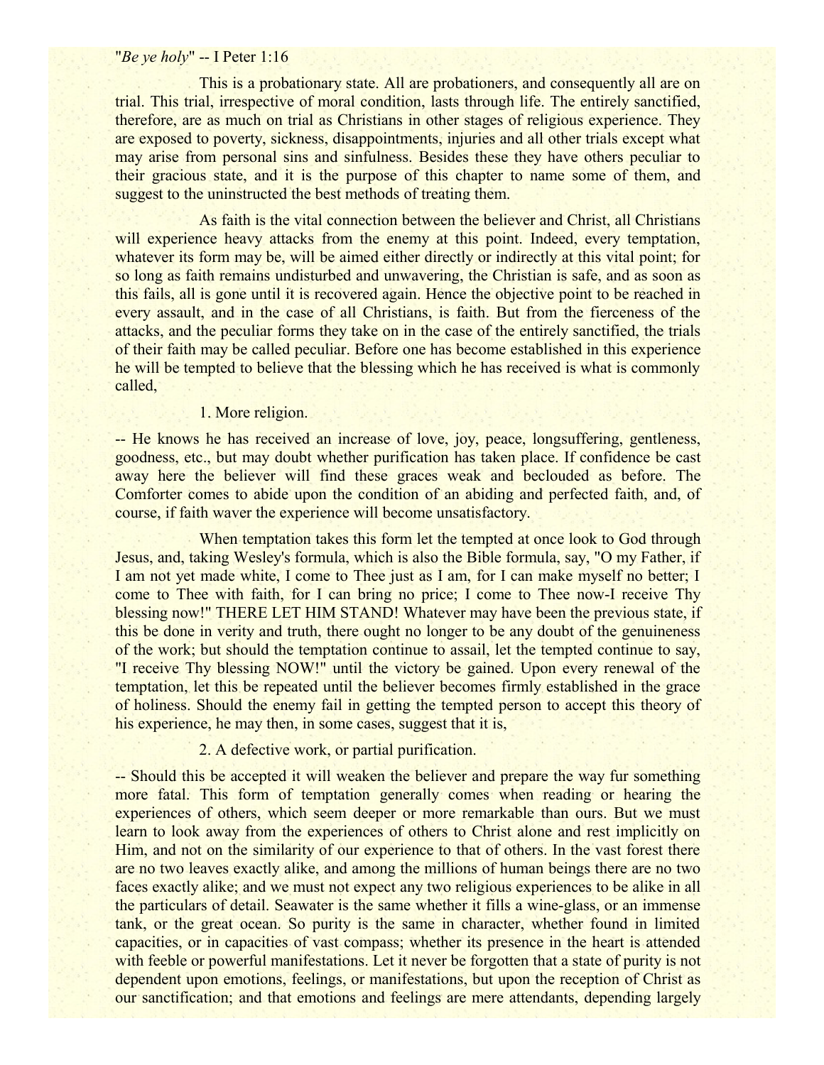"*Be ye holy*" -- I Peter 1:16

This is a probationary state. All are probationers, and consequently all are on trial. This trial, irrespective of moral condition, lasts through life. The entirely sanctified, therefore, are as much on trial as Christians in other stages of religious experience. They are exposed to poverty, sickness, disappointments, injuries and all other trials except what may arise from personal sins and sinfulness. Besides these they have others peculiar to their gracious state, and it is the purpose of this chapter to name some of them, and suggest to the uninstructed the best methods of treating them.

As faith is the vital connection between the believer and Christ, all Christians will experience heavy attacks from the enemy at this point. Indeed, every temptation, whatever its form may be, will be aimed either directly or indirectly at this vital point; for so long as faith remains undisturbed and unwavering, the Christian is safe, and as soon as this fails, all is gone until it is recovered again. Hence the objective point to be reached in every assault, and in the case of all Christians, is faith. But from the fierceness of the attacks, and the peculiar forms they take on in the case of the entirely sanctified, the trials of their faith may be called peculiar. Before one has become established in this experience he will be tempted to believe that the blessing which he has received is what is commonly called,

1. More religion.

-- He knows he has received an increase of love, joy, peace, longsuffering, gentleness, goodness, etc., but may doubt whether purification has taken place. If confidence be cast away here the believer will find these graces weak and beclouded as before. The Comforter comes to abide upon the condition of an abiding and perfected faith, and, of course, if faith waver the experience will become unsatisfactory.

When temptation takes this form let the tempted at once look to God through Jesus, and, taking Wesley's formula, which is also the Bible formula, say, "O my Father, if I am not yet made white, I come to Thee just as I am, for I can make myself no better; I come to Thee with faith, for I can bring no price; I come to Thee now-I receive Thy blessing now!" THERE LET HIM STAND! Whatever may have been the previous state, if this be done in verity and truth, there ought no longer to be any doubt of the genuineness of the work; but should the temptation continue to assail, let the tempted continue to say, "I receive Thy blessing NOW!" until the victory be gained. Upon every renewal of the temptation, let this be repeated until the believer becomes firmly established in the grace of holiness. Should the enemy fail in getting the tempted person to accept this theory of his experience, he may then, in some cases, suggest that it is,

2. A defective work, or partial purification.

-- Should this be accepted it will weaken the believer and prepare the way fur something more fatal. This form of temptation generally comes when reading or hearing the experiences of others, which seem deeper or more remarkable than ours. But we must learn to look away from the experiences of others to Christ alone and rest implicitly on Him, and not on the similarity of our experience to that of others. In the vast forest there are no two leaves exactly alike, and among the millions of human beings there are no two faces exactly alike; and we must not expect any two religious experiences to be alike in all the particulars of detail. Seawater is the same whether it fills a wine-glass, or an immense tank, or the great ocean. So purity is the same in character, whether found in limited capacities, or in capacities of vast compass; whether its presence in the heart is attended with feeble or powerful manifestations. Let it never be forgotten that a state of purity is not dependent upon emotions, feelings, or manifestations, but upon the reception of Christ as our sanctification; and that emotions and feelings are mere attendants, depending largely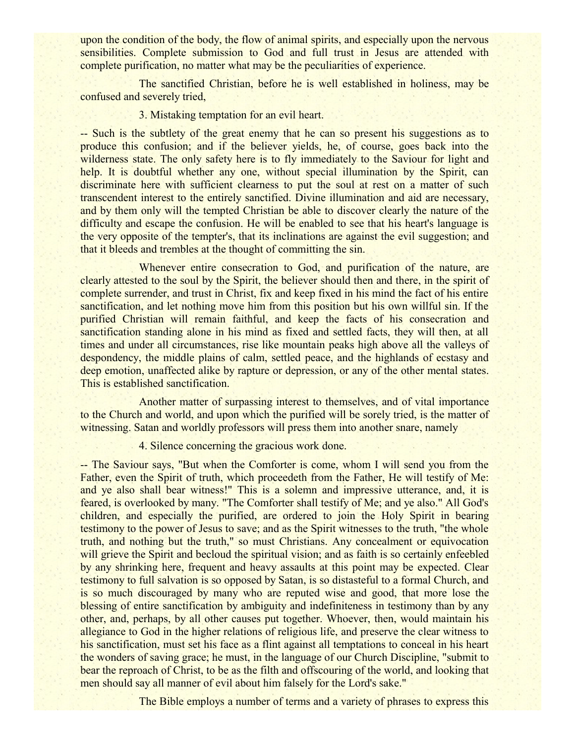upon the condition of the body, the flow of animal spirits, and especially upon the nervous sensibilities. Complete submission to God and full trust in Jesus are attended with complete purification, no matter what may be the peculiarities of experience.

The sanctified Christian, before he is well established in holiness, may be confused and severely tried,

3. Mistaking temptation for an evil heart.

-- Such is the subtlety of the great enemy that he can so present his suggestions as to produce this confusion; and if the believer yields, he, of course, goes back into the wilderness state. The only safety here is to fly immediately to the Saviour for light and help. It is doubtful whether any one, without special illumination by the Spirit, can discriminate here with sufficient clearness to put the soul at rest on a matter of such transcendent interest to the entirely sanctified. Divine illumination and aid are necessary, and by them only will the tempted Christian be able to discover clearly the nature of the difficulty and escape the confusion. He will be enabled to see that his heart's language is the very opposite of the tempter's, that its inclinations are against the evil suggestion; and that it bleeds and trembles at the thought of committing the sin.

Whenever entire consecration to God, and purification of the nature, are clearly attested to the soul by the Spirit, the believer should then and there, in the spirit of complete surrender, and trust in Christ, fix and keep fixed in his mind the fact of his entire sanctification, and let nothing move him from this position but his own willful sin. If the purified Christian will remain faithful, and keep the facts of his consecration and sanctification standing alone in his mind as fixed and settled facts, they will then, at all times and under all circumstances, rise like mountain peaks high above all the valleys of despondency, the middle plains of calm, settled peace, and the highlands of ecstasy and deep emotion, unaffected alike by rapture or depression, or any of the other mental states. This is established sanctification.

Another matter of surpassing interest to themselves, and of vital importance to the Church and world, and upon which the purified will be sorely tried, is the matter of witnessing. Satan and worldly professors will press them into another snare, namely

4. Silence concerning the gracious work done.

-- The Saviour says, "But when the Comforter is come, whom I will send you from the Father, even the Spirit of truth, which proceedeth from the Father, He will testify of Me: and ye also shall bear witness!" This is a solemn and impressive utterance, and, it is feared, is overlooked by many. "The Comforter shall testify of Me; and ye also." All God's children, and especially the purified, are ordered to join the Holy Spirit in bearing testimony to the power of Jesus to save; and as the Spirit witnesses to the truth, "the whole truth, and nothing but the truth," so must Christians. Any concealment or equivocation will grieve the Spirit and becloud the spiritual vision; and as faith is so certainly enfeebled by any shrinking here, frequent and heavy assaults at this point may be expected. Clear testimony to full salvation is so opposed by Satan, is so distasteful to a formal Church, and is so much discouraged by many who are reputed wise and good, that more lose the blessing of entire sanctification by ambiguity and indefiniteness in testimony than by any other, and, perhaps, by all other causes put together. Whoever, then, would maintain his allegiance to God in the higher relations of religious life, and preserve the clear witness to his sanctification, must set his face as a flint against all temptations to conceal in his heart the wonders of saving grace; he must, in the language of our Church Discipline, "submit to bear the reproach of Christ, to be as the filth and offscouring of the world, and looking that men should say all manner of evil about him falsely for the Lord's sake."

The Bible employs a number of terms and a variety of phrases to express this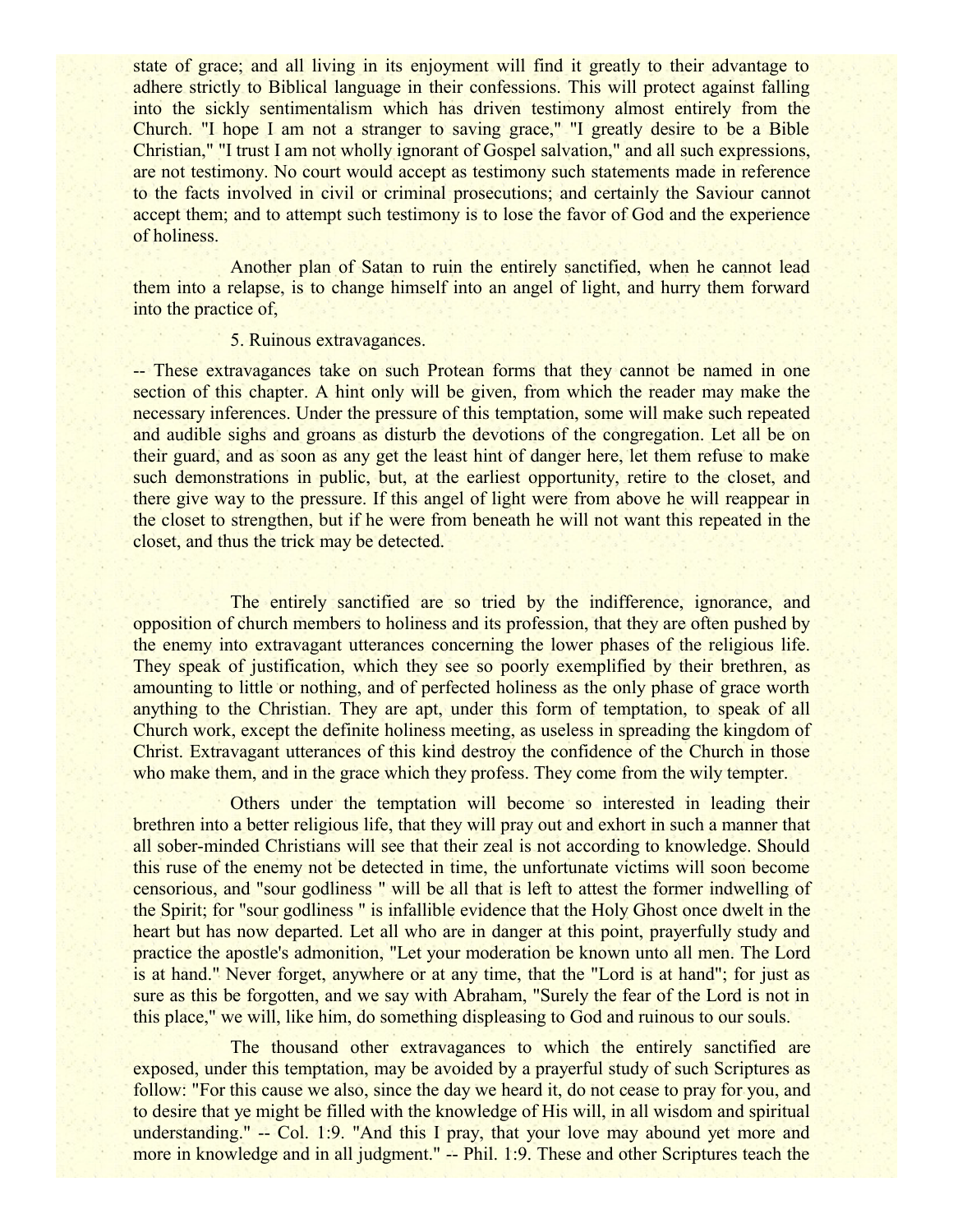state of grace; and all living in its enjoyment will find it greatly to their advantage to adhere strictly to Biblical language in their confessions. This will protect against falling into the sickly sentimentalism which has driven testimony almost entirely from the Church. "I hope I am not a stranger to saving grace," "I greatly desire to be a Bible Christian," "I trust I am not wholly ignorant of Gospel salvation," and all such expressions, are not testimony. No court would accept as testimony such statements made in reference to the facts involved in civil or criminal prosecutions; and certainly the Saviour cannot accept them; and to attempt such testimony is to lose the favor of God and the experience of holiness.

Another plan of Satan to ruin the entirely sanctified, when he cannot lead them into a relapse, is to change himself into an angel of light, and hurry them forward into the practice of,

5. Ruinous extravagances.

-- These extravagances take on such Protean forms that they cannot be named in one section of this chapter. A hint only will be given, from which the reader may make the necessary inferences. Under the pressure of this temptation, some will make such repeated and audible sighs and groans as disturb the devotions of the congregation. Let all be on their guard, and as soon as any get the least hint of danger here, let them refuse to make such demonstrations in public, but, at the earliest opportunity, retire to the closet, and there give way to the pressure. If this angel of light were from above he will reappear in the closet to strengthen, but if he were from beneath he will not want this repeated in the closet, and thus the trick may be detected.

The entirely sanctified are so tried by the indifference, ignorance, and opposition of church members to holiness and its profession, that they are often pushed by the enemy into extravagant utterances concerning the lower phases of the religious life. They speak of justification, which they see so poorly exemplified by their brethren, as amounting to little or nothing, and of perfected holiness as the only phase of grace worth anything to the Christian. They are apt, under this form of temptation, to speak of all Church work, except the definite holiness meeting, as useless in spreading the kingdom of Christ. Extravagant utterances of this kind destroy the confidence of the Church in those who make them, and in the grace which they profess. They come from the wily tempter.

Others under the temptation will become so interested in leading their brethren into a better religious life, that they will pray out and exhort in such a manner that all sober-minded Christians will see that their zeal is not according to knowledge. Should this ruse of the enemy not be detected in time, the unfortunate victims will soon become censorious, and "sour godliness " will be all that is left to attest the former indwelling of the Spirit; for "sour godliness " is infallible evidence that the Holy Ghost once dwelt in the heart but has now departed. Let all who are in danger at this point, prayerfully study and practice the apostle's admonition, "Let your moderation be known unto all men. The Lord is at hand." Never forget, anywhere or at any time, that the "Lord is at hand"; for just as sure as this be forgotten, and we say with Abraham, "Surely the fear of the Lord is not in this place," we will, like him, do something displeasing to God and ruinous to our souls.

The thousand other extravagances to which the entirely sanctified are exposed, under this temptation, may be avoided by a prayerful study of such Scriptures as follow: "For this cause we also, since the day we heard it, do not cease to pray for you, and to desire that ye might be filled with the knowledge of His will, in all wisdom and spiritual understanding." -- Col. 1:9. "And this I pray, that your love may abound yet more and more in knowledge and in all judgment." -- Phil. 1:9. These and other Scriptures teach the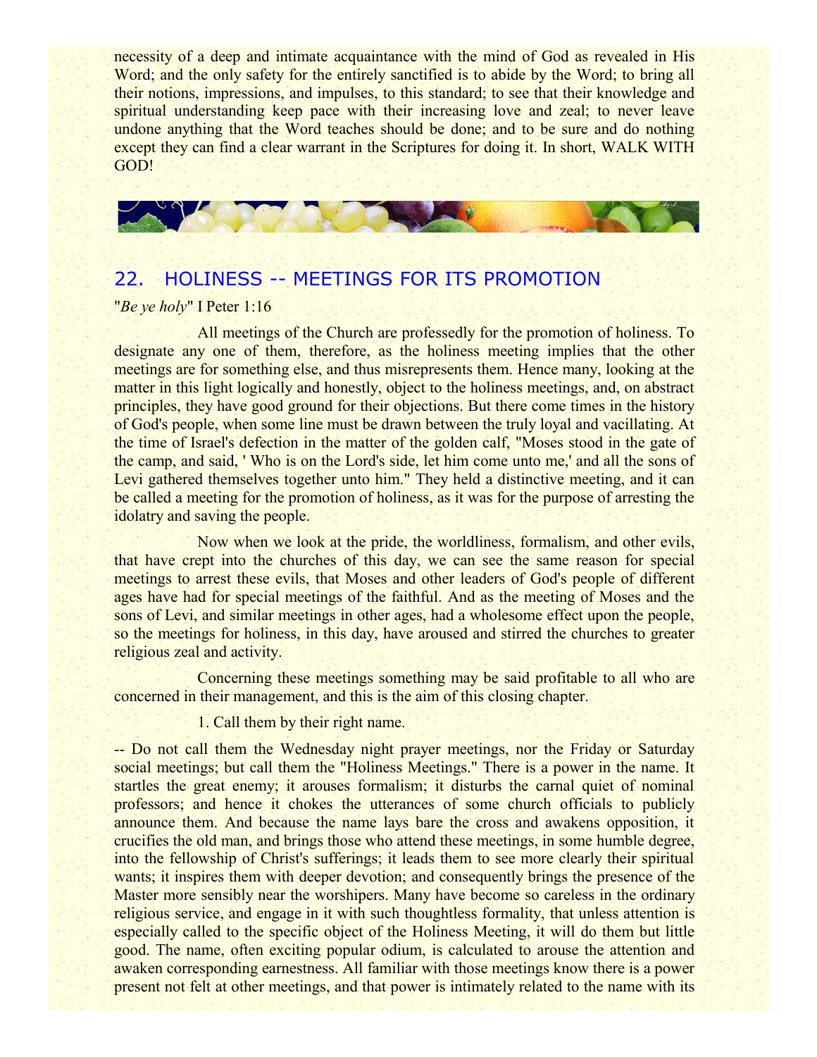necessity of a deep and intimate acquaintance with the mind of God as revealed in His Word; and the only safety for the entirely sanctified is to abide by the Word; to bring all their notions, impressions, and impulses, to this standard; to see that their knowledge and spiritual understanding keep pace with their increasing love and zeal; to never leave undone anything that the Word teaches should be done; and to be sure and do nothing except they can find a clear warrant in the Scriptures for doing it. In short, WALK WITH GOD!

## 22. HOLINESS -- MEETINGS FOR ITS PROMOTION

"*Be ye holy*" I Peter 1:16

All meetings of the Church are professedly for the promotion of holiness. To designate any one of them, therefore, as the holiness meeting implies that the other meetings are for something else, and thus misrepresents them. Hence many, looking at the matter in this light logically and honestly, object to the holiness meetings, and, on abstract principles, they have good ground for their objections. But there come times in the history of God's people, when some line must be drawn between the truly loyal and vacillating. At the time of Israel's defection in the matter of the golden calf, "Moses stood in the gate of the camp, and said, ' Who is on the Lord's side, let him come unto me,' and all the sons of Levi gathered themselves together unto him." They held a distinctive meeting, and it can be called a meeting for the promotion of holiness, as it was for the purpose of arresting the idolatry and saving the people.

Now when we look at the pride, the worldliness, formalism, and other evils, that have crept into the churches of this day, we can see the same reason for special meetings to arrest these evils, that Moses and other leaders of God's people of different ages have had for special meetings of the faithful. And as the meeting of Moses and the sons of Levi, and similar meetings in other ages, had a wholesome effect upon the people, so the meetings for holiness, in this day, have aroused and stirred the churches to greater religious zeal and activity.

Concerning these meetings something may be said profitable to all who are concerned in their management, and this is the aim of this closing chapter.

1. Call them by their right name.

-- Do not call them the Wednesday night prayer meetings, nor the Friday or Saturday social meetings; but call them the "Holiness Meetings." There is a power in the name. It startles the great enemy; it arouses formalism; it disturbs the carnal quiet of nominal professors; and hence it chokes the utterances of some church officials to publicly announce them. And because the name lays bare the cross and awakens opposition, it crucifies the old man, and brings those who attend these meetings, in some humble degree, into the fellowship of Christ's sufferings; it leads them to see more clearly their spiritual wants; it inspires them with deeper devotion; and consequently brings the presence of the Master more sensibly near the worshipers. Many have become so careless in the ordinary religious service, and engage in it with such thoughtless formality, that unless attention is especially called to the specific object of the Holiness Meeting, it will do them but little good. The name, often exciting popular odium, is calculated to arouse the attention and awaken corresponding earnestness. All familiar with those meetings know there is a power present not felt at other meetings, and that power is intimately related to the name with its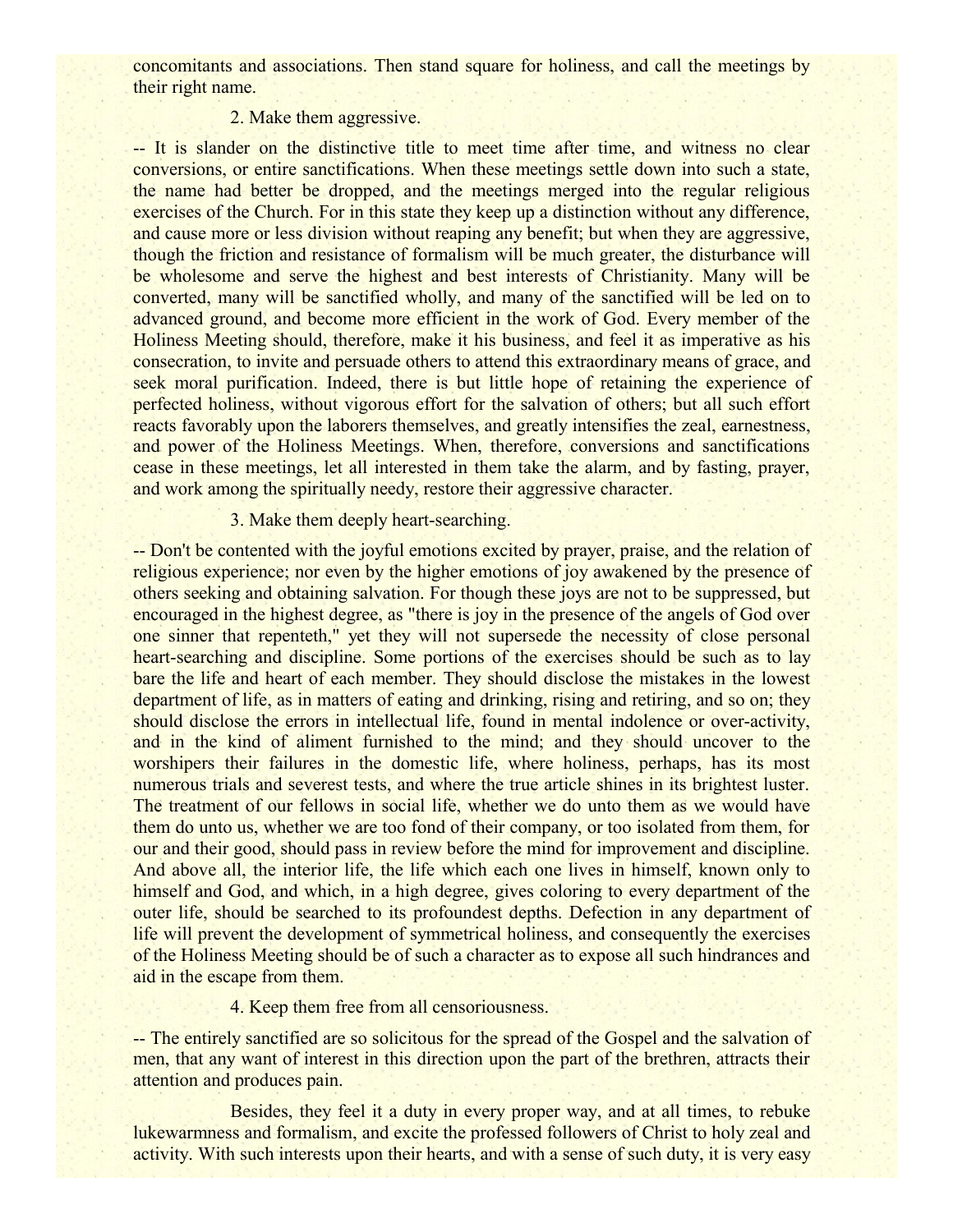concomitants and associations. Then stand square for holiness, and call the meetings by their right name.

2. Make them aggressive.

-- It is slander on the distinctive title to meet time after time, and witness no clear conversions, or entire sanctifications. When these meetings settle down into such a state, the name had better be dropped, and the meetings merged into the regular religious exercises of the Church. For in this state they keep up a distinction without any difference, and cause more or less division without reaping any benefit; but when they are aggressive, though the friction and resistance of formalism will be much greater, the disturbance will be wholesome and serve the highest and best interests of Christianity. Many will be converted, many will be sanctified wholly, and many of the sanctified will be led on to advanced ground, and become more efficient in the work of God. Every member of the Holiness Meeting should, therefore, make it his business, and feel it as imperative as his consecration, to invite and persuade others to attend this extraordinary means of grace, and seek moral purification. Indeed, there is but little hope of retaining the experience of perfected holiness, without vigorous effort for the salvation of others; but all such effort reacts favorably upon the laborers themselves, and greatly intensifies the zeal, earnestness, and power of the Holiness Meetings. When, therefore, conversions and sanctifications cease in these meetings, let all interested in them take the alarm, and by fasting, prayer, and work among the spiritually needy, restore their aggressive character.

3. Make them deeply heart-searching.

-- Don't be contented with the joyful emotions excited by prayer, praise, and the relation of religious experience; nor even by the higher emotions of joy awakened by the presence of others seeking and obtaining salvation. For though these joys are not to be suppressed, but encouraged in the highest degree, as "there is joy in the presence of the angels of God over one sinner that repenteth," yet they will not supersede the necessity of close personal heart-searching and discipline. Some portions of the exercises should be such as to lay bare the life and heart of each member. They should disclose the mistakes in the lowest department of life, as in matters of eating and drinking, rising and retiring, and so on; they should disclose the errors in intellectual life, found in mental indolence or over-activity, and in the kind of aliment furnished to the mind; and they should uncover to the worshipers their failures in the domestic life, where holiness, perhaps, has its most numerous trials and severest tests, and where the true article shines in its brightest luster. The treatment of our fellows in social life, whether we do unto them as we would have them do unto us, whether we are too fond of their company, or too isolated from them, for our and their good, should pass in review before the mind for improvement and discipline. And above all, the interior life, the life which each one lives in himself, known only to himself and God, and which, in a high degree, gives coloring to every department of the outer life, should be searched to its profoundest depths. Defection in any department of life will prevent the development of symmetrical holiness, and consequently the exercises of the Holiness Meeting should be of such a character as to expose all such hindrances and aid in the escape from them.

4. Keep them free from all censoriousness.

-- The entirely sanctified are so solicitous for the spread of the Gospel and the salvation of men, that any want of interest in this direction upon the part of the brethren, attracts their attention and produces pain.

Besides, they feel it a duty in every proper way, and at all times, to rebuke lukewarmness and formalism, and excite the professed followers of Christ to holy zeal and activity. With such interests upon their hearts, and with a sense of such duty, it is very easy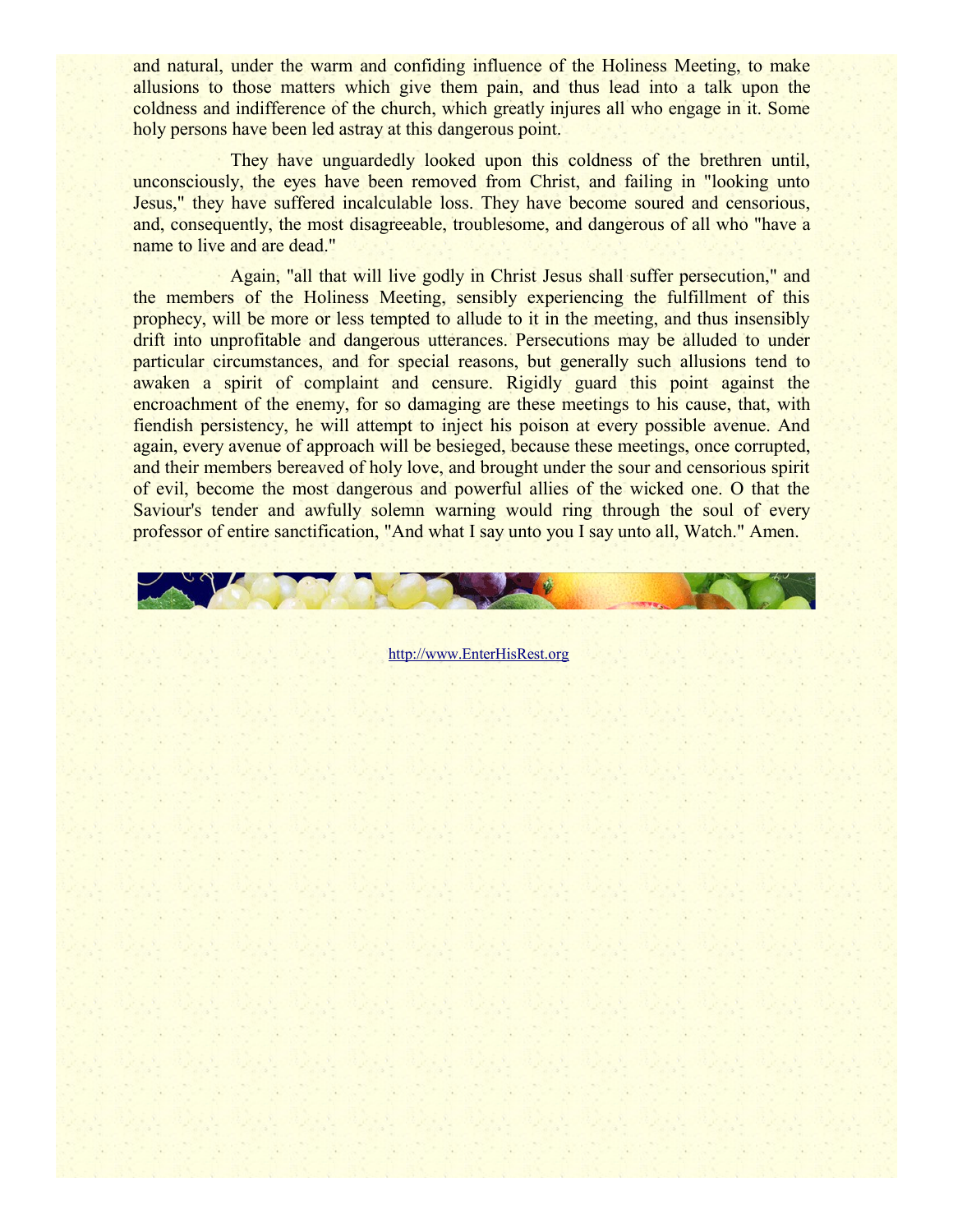and natural, under the warm and confiding influence of the Holiness Meeting, to make allusions to those matters which give them pain, and thus lead into a talk upon the coldness and indifference of the church, which greatly injures all who engage in it. Some holy persons have been led astray at this dangerous point.

They have unguardedly looked upon this coldness of the brethren until, unconsciously, the eyes have been removed from Christ, and failing in "looking unto Jesus," they have suffered incalculable loss. They have become soured and censorious, and, consequently, the most disagreeable, troublesome, and dangerous of all who "have a name to live and are dead."

Again, "all that will live godly in Christ Jesus shall suffer persecution," and the members of the Holiness Meeting, sensibly experiencing the fulfillment of this prophecy, will be more or less tempted to allude to it in the meeting, and thus insensibly drift into unprofitable and dangerous utterances. Persecutions may be alluded to under particular circumstances, and for special reasons, but generally such allusions tend to awaken a spirit of complaint and censure. Rigidly guard this point against the encroachment of the enemy, for so damaging are these meetings to his cause, that, with fiendish persistency, he will attempt to inject his poison at every possible avenue. And again, every avenue of approach will be besieged, because these meetings, once corrupted, and their members bereaved of holy love, and brought under the sour and censorious spirit of evil, become the most dangerous and powerful allies of the wicked one. O that the Saviour's tender and awfully solemn warning would ring through the soul of every professor of entire sanctification, "And what I say unto you I say unto all, Watch." Amen.

http://www.EnterHisRest.org